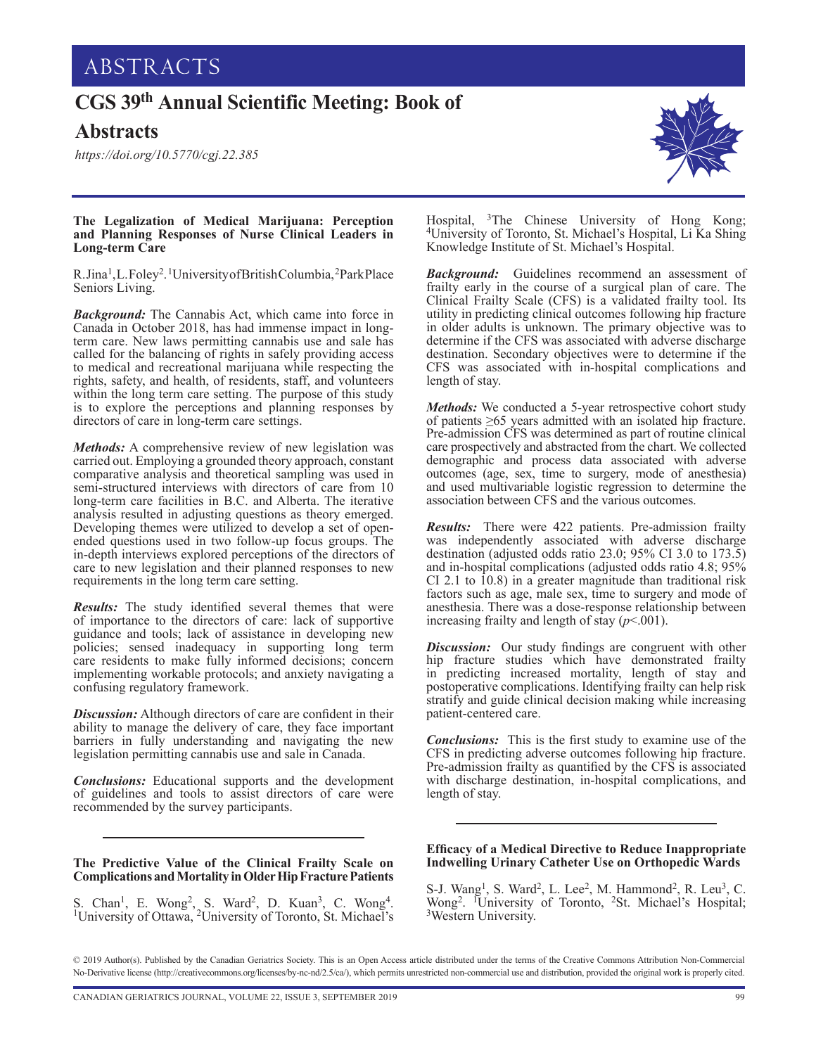# ABSTRACTS

## CGS 39th Annual Scientific Meeting: Book of Abstracts

*https://doi.org/10.5770/cgj.22.385*

### The Legalization of Medical Marijuana: Perception and Planning Responses of Nurse Clinical Leaders in Long-term Care

R. Jina[1], L. Foley[2]. [1]University of British Columbia, [2]Park Place Seniors Living.

***Background:*** The Cannabis Act, which came into force in Canada in October 2018, has had immense impact in long-term care. New laws permitting cannabis use and sale has called for the balancing of rights in safely providing access to medical and recreational marijuana while respecting the rights, safety, and health, of residents, staff, and volunteers within the long term care setting. The purpose of this study is to explore the perceptions and planning responses by directors of care in long-term care settings.

***Methods:*** A comprehensive review of new legislation was carried out. Employing a grounded theory approach, constant comparative analysis and theoretical sampling was used in semi-structured interviews with directors of care from 10 long-term care facilities in B.C. and Alberta. The iterative analysis resulted in adjusting questions as theory emerged. Developing themes were utilized to develop a set of open-ended questions used in two follow-up focus groups. The in-depth interviews explored perceptions of the directors of care to new legislation and their planned responses to new requirements in the long term care setting.

***Results:*** The study identified several themes that were of importance to the directors of care: lack of supportive guidance and tools; lack of assistance in developing new policies; sensed inadequacy in supporting long term care residents to make fully informed decisions; concern implementing workable protocols; and anxiety navigating a confusing regulatory framework.

***Discussion:*** Although directors of care are confident in their ability to manage the delivery of care, they face important barriers in fully understanding and navigating the new legislation permitting cannabis use and sale in Canada.

***Conclusions:*** Educational supports and the development of guidelines and tools to assist directors of care were recommended by the survey participants.

### The Predictive Value of the Clinical Frailty Scale on Complications and Mortality in Older Hip Fracture Patients

S. Chan[1], E. Wong[2], S. Ward[2], D. Kuan[3], C. Wong[4]. [1]University of Ottawa, [2]University of Toronto, St. Michael's Hospital, [3]The Chinese University of Hong Kong; [4]University of Toronto, St. Michael's Hospital, Li Ka Shing Knowledge Institute of St. Michael's Hospital.

***Background:*** Guidelines recommend an assessment of frailty early in the course of a surgical plan of care. The Clinical Frailty Scale (CFS) is a validated frailty tool. Its utility in predicting clinical outcomes following hip fracture in older adults is unknown. The primary objective was to determine if the CFS was associated with adverse discharge destination. Secondary objectives were to determine if the CFS was associated with in-hospital complications and length of stay.

***Methods:*** We conducted a 5-year retrospective cohort study of patients $\geq$65 years admitted with an isolated hip fracture. Pre-admission CFS was determined as part of routine clinical care prospectively and abstracted from the chart. We collected demographic and process data associated with adverse outcomes (age, sex, time to surgery, mode of anesthesia) and used multivariable logistic regression to determine the association between CFS and the various outcomes.

***Results:*** There were 422 patients. Pre-admission frailty was independently associated with adverse discharge destination (adjusted odds ratio 23.0; 95% CI 3.0 to 173.5) and in-hospital complications (adjusted odds ratio 4.8; 95% CI 2.1 to 10.8) in a greater magnitude than traditional risk factors such as age, male sex, time to surgery and mode of anesthesia. There was a dose-response relationship between increasing frailty and length of stay ($p<.001$).

***Discussion:*** Our study findings are congruent with other hip fracture studies which have demonstrated frailty in predicting increased mortality, length of stay and postoperative complications. Identifying frailty can help risk stratify and guide clinical decision making while increasing patient-centered care.

***Conclusions:*** This is the first study to examine use of the CFS in predicting adverse outcomes following hip fracture. Pre-admission frailty as quantified by the CFS is associated with discharge destination, in-hospital complications, and length of stay.

### Efficacy of a Medical Directive to Reduce Inappropriate Indwelling Urinary Catheter Use on Orthopedic Wards

S-J. Wang[1], S. Ward[2], L. Lee[2], M. Hammond[2], R. Leu[3], C. Wong[2]. [1]University of Toronto, [2]St. Michael's Hospital; [3]Western University.

© 2019 Author(s). Published by the Canadian Geriatrics Society. This is an Open Access article distributed under the terms of the Creative Commons Attribution Non-Commercial No-Derivative license (http://creativecommons.org/licenses/by-nc-nd/2.5/ca/), which permits unrestricted non-commercial use and distribution, provided the original work is properly cited.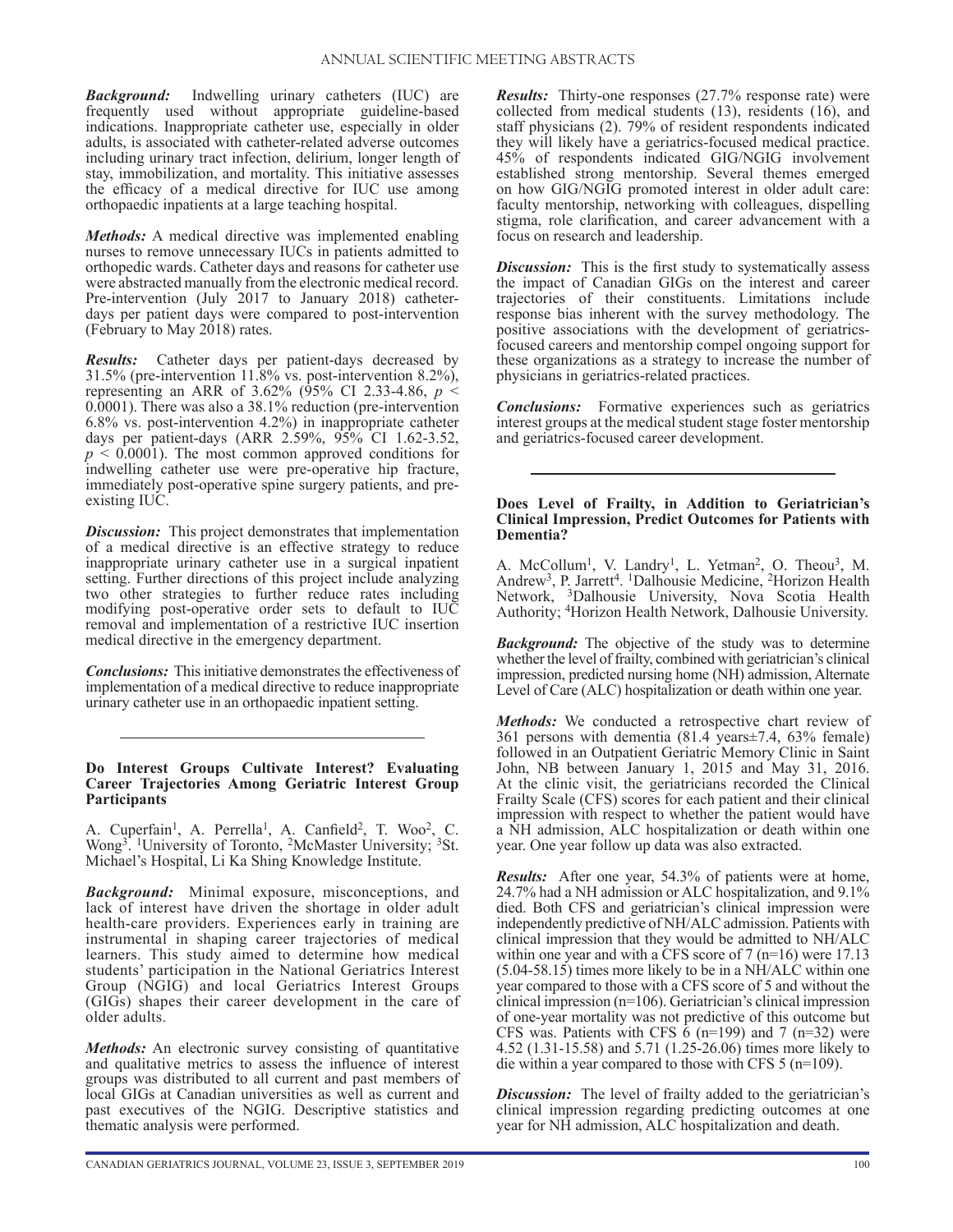***Background:*** Indwelling urinary catheters (IUC) are frequently used without appropriate guideline-based indications. Inappropriate catheter use, especially in older adults, is associated with catheter-related adverse outcomes including urinary tract infection, delirium, longer length of stay, immobilization, and mortality. This initiative assesses the efficacy of a medical directive for IUC use among orthopaedic inpatients at a large teaching hospital.

***Methods:*** A medical directive was implemented enabling nurses to remove unnecessary IUCs in patients admitted to orthopedic wards. Catheter days and reasons for catheter use were abstracted manually from the electronic medical record. Pre-intervention (July 2017 to January 2018) catheter-days per patient days were compared to post-intervention (February to May 2018) rates.

***Results:*** Catheter days per patient-days decreased by 31.5% (pre-intervention 11.8% vs. post-intervention 8.2%), representing an ARR of 3.62% (95% CI 2.33-4.86, $p < 0.0001$). There was also a 38.1% reduction (pre-intervention 6.8% vs. post-intervention 4.2%) in inappropriate catheter days per patient-days (ARR 2.59%, 95% CI 1.62-3.52, $p < 0.0001$). The most common approved conditions for indwelling catheter use were pre-operative hip fracture, immediately post-operative spine surgery patients, and pre-existing IUC.

***Discussion:*** This project demonstrates that implementation of a medical directive is an effective strategy to reduce inappropriate urinary catheter use in a surgical inpatient setting. Further directions of this project include analyzing two other strategies to further reduce rates including modifying post-operative order sets to default to IUC removal and implementation of a restrictive IUC insertion medical directive in the emergency department.

***Conclusions:*** This initiative demonstrates the effectiveness of implementation of a medical directive to reduce inappropriate urinary catheter use in an orthopaedic inpatient setting.

---

### Do Interest Groups Cultivate Interest? Evaluating Career Trajectories Among Geriatric Interest Group Participants

A. Cuperfain[1], A. Perrella[1], A. Canfield[2], T. Woo[2], C. Wong[3]. [1]University of Toronto, [2]McMaster University; [3]St. Michael's Hospital, Li Ka Shing Knowledge Institute.

***Background:*** Minimal exposure, misconceptions, and lack of interest have driven the shortage in older adult health-care providers. Experiences early in training are instrumental in shaping career trajectories of medical learners. This study aimed to determine how medical students' participation in the National Geriatrics Interest Group (NGIG) and local Geriatrics Interest Groups (GIGs) shapes their career development in the care of older adults.

***Methods:*** An electronic survey consisting of quantitative and qualitative metrics to assess the influence of interest groups was distributed to all current and past members of local GIGs at Canadian universities as well as current and past executives of the NGIG. Descriptive statistics and thematic analysis were performed.

***Results:*** Thirty-one responses (27.7% response rate) were collected from medical students (13), residents (16), and staff physicians (2). 79% of resident respondents indicated they will likely have a geriatrics-focused medical practice. 45% of respondents indicated GIG/NGIG involvement established strong mentorship. Several themes emerged on how GIG/NGIG promoted interest in older adult care: faculty mentorship, networking with colleagues, dispelling stigma, role clarification, and career advancement with a focus on research and leadership.

***Discussion:*** This is the first study to systematically assess the impact of Canadian GIGs on the interest and career trajectories of their constituents. Limitations include response bias inherent with the survey methodology. The positive associations with the development of geriatrics-focused careers and mentorship compel ongoing support for these organizations as a strategy to increase the number of physicians in geriatrics-related practices.

***Conclusions:*** Formative experiences such as geriatrics interest groups at the medical student stage foster mentorship and geriatrics-focused career development.

---

### Does Level of Frailty, in Addition to Geriatrician's Clinical Impression, Predict Outcomes for Patients with Dementia?

A. McCollum[1], V. Landry[1], L. Yetman[2], O. Theou[3], M. Andrew[3], P. Jarrett[4]. [1]Dalhousie Medicine, [2]Horizon Health Network, [3]Dalhousie University, Nova Scotia Health Authority; [4]Horizon Health Network, Dalhousie University.

***Background:*** The objective of the study was to determine whether the level of frailty, combined with geriatrician's clinical impression, predicted nursing home (NH) admission, Alternate Level of Care (ALC) hospitalization or death within one year.

***Methods:*** We conducted a retrospective chart review of 361 persons with dementia (81.4 years±7.4, 63% female) followed in an Outpatient Geriatric Memory Clinic in Saint John, NB between January 1, 2015 and May 31, 2016. At the clinic visit, the geriatricians recorded the Clinical Frailty Scale (CFS) scores for each patient and their clinical impression with respect to whether the patient would have a NH admission, ALC hospitalization or death within one year. One year follow up data was also extracted.

***Results:*** After one year, 54.3% of patients were at home, 24.7% had a NH admission or ALC hospitalization, and 9.1% died. Both CFS and geriatrician's clinical impression were independently predictive of NH/ALC admission. Patients with clinical impression that they would be admitted to NH/ALC within one year and with a CFS score of 7 (n=16) were 17.13 (5.04-58.15) times more likely to be in a NH/ALC within one year compared to those with a CFS score of 5 and without the clinical impression (n=106). Geriatrician's clinical impression of one-year mortality was not predictive of this outcome but CFS was. Patients with CFS 6 (n=199) and 7 (n=32) were 4.52 (1.31-15.58) and 5.71 (1.25-26.06) times more likely to die within a year compared to those with CFS 5 (n=109).

***Discussion:*** The level of frailty added to the geriatrician's clinical impression regarding predicting outcomes at one year for NH admission, ALC hospitalization and death.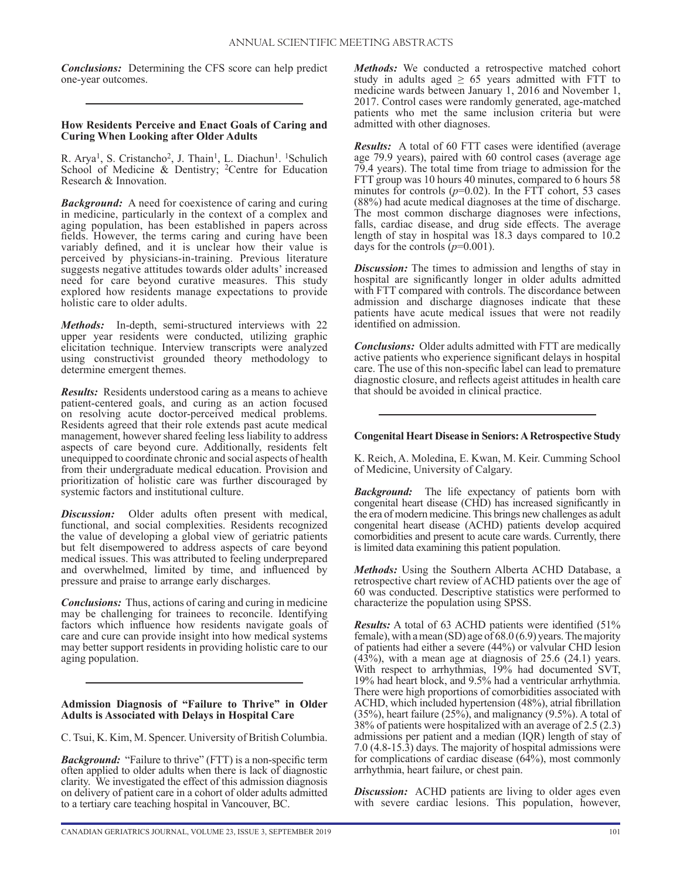***Conclusions:*** Determining the CFS score can help predict one-year outcomes.

---

**How Residents Perceive and Enact Goals of Caring and Curing When Looking after Older Adults**

R. Arya[1], S. Cristancho[2], J. Thain[1], L. Diachun[1]. [1]Schulich School of Medicine & Dentistry; [2]Centre for Education Research & Innovation.

***Background:*** A need for coexistence of caring and curing in medicine, particularly in the context of a complex and aging population, has been established in papers across fields. However, the terms caring and curing have been variably defined, and it is unclear how their value is perceived by physicians-in-training. Previous literature suggests negative attitudes towards older adults' increased need for care beyond curative measures. This study explored how residents manage expectations to provide holistic care to older adults.

***Methods:*** In-depth, semi-structured interviews with 22 upper year residents were conducted, utilizing graphic elicitation technique. Interview transcripts were analyzed using constructivist grounded theory methodology to determine emergent themes.

***Results:*** Residents understood caring as a means to achieve patient-centered goals, and curing as an action focused on resolving acute doctor-perceived medical problems. Residents agreed that their role extends past acute medical management, however shared feeling less liability to address aspects of care beyond cure. Additionally, residents felt unequipped to coordinate chronic and social aspects of health from their undergraduate medical education. Provision and prioritization of holistic care was further discouraged by systemic factors and institutional culture.

***Discussion:*** Older adults often present with medical, functional, and social complexities. Residents recognized the value of developing a global view of geriatric patients but felt disempowered to address aspects of care beyond medical issues. This was attributed to feeling underprepared and overwhelmed, limited by time, and influenced by pressure and praise to arrange early discharges.

***Conclusions:*** Thus, actions of caring and curing in medicine may be challenging for trainees to reconcile. Identifying factors which influence how residents navigate goals of care and cure can provide insight into how medical systems may better support residents in providing holistic care to our aging population.

---

**Admission Diagnosis of "Failure to Thrive" in Older Adults is Associated with Delays in Hospital Care**

C. Tsui, K. Kim, M. Spencer. University of British Columbia.

***Background:*** "Failure to thrive" (FTT) is a non-specific term often applied to older adults when there is lack of diagnostic clarity. We investigated the effect of this admission diagnosis on delivery of patient care in a cohort of older adults admitted to a tertiary care teaching hospital in Vancouver, BC.

***Methods:*** We conducted a retrospective matched cohort study in adults aged $\geq$ 65 years admitted with FTT to medicine wards between January 1, 2016 and November 1, 2017. Control cases were randomly generated, age-matched patients who met the same inclusion criteria but were admitted with other diagnoses.

***Results:*** A total of 60 FTT cases were identified (average age 79.9 years), paired with 60 control cases (average age 79.4 years). The total time from triage to admission for the FTT group was 10 hours 40 minutes, compared to 6 hours 58 minutes for controls ($p$=0.02). In the FTT cohort, 53 cases (88%) had acute medical diagnoses at the time of discharge. The most common discharge diagnoses were infections, falls, cardiac disease, and drug side effects. The average length of stay in hospital was 18.3 days compared to 10.2 days for the controls ($p$=0.001).

***Discussion:*** The times to admission and lengths of stay in hospital are significantly longer in older adults admitted with FTT compared with controls. The discordance between admission and discharge diagnoses indicate that these patients have acute medical issues that were not readily identified on admission.

***Conclusions:*** Older adults admitted with FTT are medically active patients who experience significant delays in hospital care. The use of this non-specific label can lead to premature diagnostic closure, and reflects ageist attitudes in health care that should be avoided in clinical practice.

---

**Congenital Heart Disease in Seniors: A Retrospective Study**

K. Reich, A. Moledina, E. Kwan, M. Keir. Cumming School of Medicine, University of Calgary.

***Background:*** The life expectancy of patients born with congenital heart disease (CHD) has increased significantly in the era of modern medicine. This brings new challenges as adult congenital heart disease (ACHD) patients develop acquired comorbidities and present to acute care wards. Currently, there is limited data examining this patient population.

***Methods:*** Using the Southern Alberta ACHD Database, a retrospective chart review of ACHD patients over the age of 60 was conducted. Descriptive statistics were performed to characterize the population using SPSS.

***Results:*** A total of 63 ACHD patients were identified (51% female), with a mean (SD) age of 68.0 (6.9) years. The majority of patients had either a severe (44%) or valvular CHD lesion (43%), with a mean age at diagnosis of 25.6 (24.1) years. With respect to arrhythmias, 19% had documented SVT, 19% had heart block, and 9.5% had a ventricular arrhythmia. There were high proportions of comorbidities associated with ACHD, which included hypertension (48%), atrial fibrillation (35%), heart failure (25%), and malignancy (9.5%). A total of 38% of patients were hospitalized with an average of 2.5 (2.3) admissions per patient and a median (IQR) length of stay of 7.0 (4.8-15.3) days. The majority of hospital admissions were for complications of cardiac disease (64%), most commonly arrhythmia, heart failure, or chest pain.

***Discussion:*** ACHD patients are living to older ages even with severe cardiac lesions. This population, however,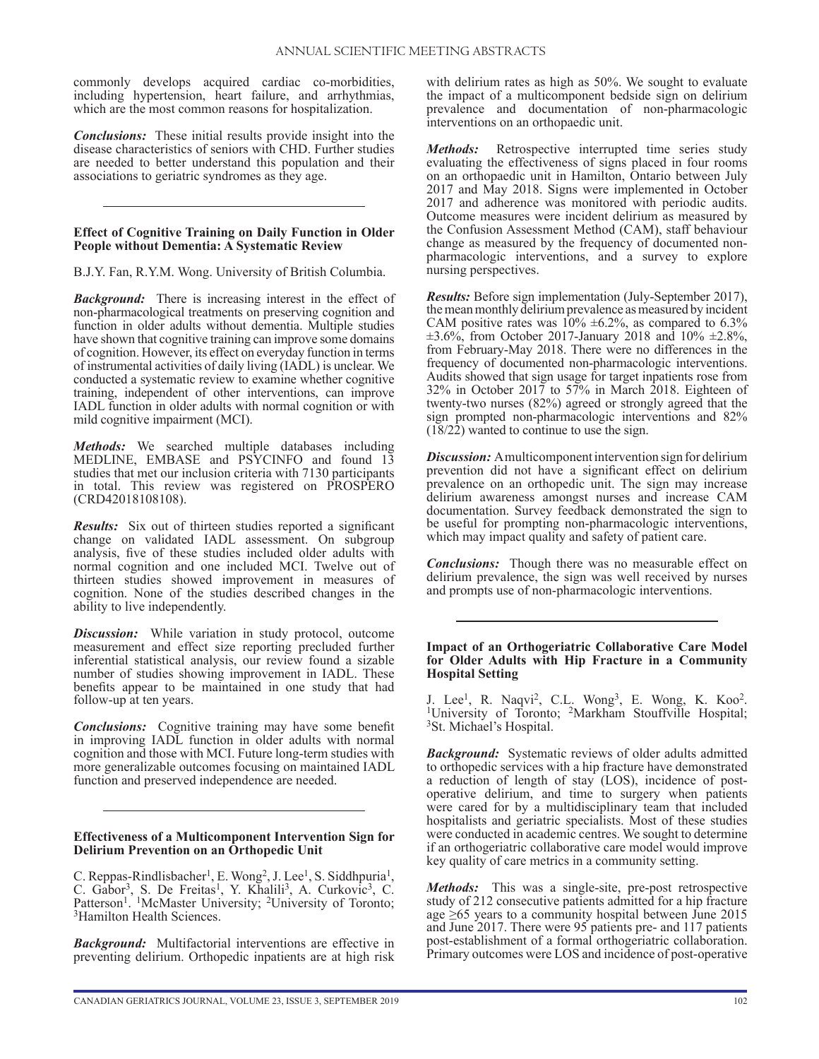commonly develops acquired cardiac co-morbidities, including hypertension, heart failure, and arrhythmias, which are the most common reasons for hospitalization.

***Conclusions:*** These initial results provide insight into the disease characteristics of seniors with CHD. Further studies are needed to better understand this population and their associations to geriatric syndromes as they age.

---

### Effect of Cognitive Training on Daily Function in Older People without Dementia: A Systematic Review

B.J.Y. Fan, R.Y.M. Wong. University of British Columbia.

***Background:*** There is increasing interest in the effect of non-pharmacological treatments on preserving cognition and function in older adults without dementia. Multiple studies have shown that cognitive training can improve some domains of cognition. However, its effect on everyday function in terms of instrumental activities of daily living (IADL) is unclear. We conducted a systematic review to examine whether cognitive training, independent of other interventions, can improve IADL function in older adults with normal cognition or with mild cognitive impairment (MCI).

***Methods:*** We searched multiple databases including MEDLINE, EMBASE and PSYCINFO and found 13 studies that met our inclusion criteria with 7130 participants in total. This review was registered on PROSPERO (CRD42018108108).

***Results:*** Six out of thirteen studies reported a significant change on validated IADL assessment. On subgroup analysis, five of these studies included older adults with normal cognition and one included MCI. Twelve out of thirteen studies showed improvement in measures of cognition. None of the studies described changes in the ability to live independently.

***Discussion:*** While variation in study protocol, outcome measurement and effect size reporting precluded further inferential statistical analysis, our review found a sizable number of studies showing improvement in IADL. These benefits appear to be maintained in one study that had follow-up at ten years.

***Conclusions:*** Cognitive training may have some benefit in improving IADL function in older adults with normal cognition and those with MCI. Future long-term studies with more generalizable outcomes focusing on maintained IADL function and preserved independence are needed.

---

### Effectiveness of a Multicomponent Intervention Sign for Delirium Prevention on an Orthopedic Unit

C. Reppas-Rindlisbacher[1], E. Wong[2], J. Lee[1], S. Siddhpuria[1], C. Gabor[3], S. De Freitas[1], Y. Khalili[3], A. Curkovic[3], C. Patterson[1]. [1]McMaster University; [2]University of Toronto; [3]Hamilton Health Sciences.

***Background:*** Multifactorial interventions are effective in preventing delirium. Orthopedic inpatients are at high risk with delirium rates as high as 50%. We sought to evaluate the impact of a multicomponent bedside sign on delirium prevalence and documentation of non-pharmacologic interventions on an orthopaedic unit.

***Methods:*** Retrospective interrupted time series study evaluating the effectiveness of signs placed in four rooms on an orthopaedic unit in Hamilton, Ontario between July 2017 and May 2018. Signs were implemented in October 2017 and adherence was monitored with periodic audits. Outcome measures were incident delirium as measured by the Confusion Assessment Method (CAM), staff behaviour change as measured by the frequency of documented non-pharmacologic interventions, and a survey to explore nursing perspectives.

***Results:*** Before sign implementation (July-September 2017), the mean monthly delirium prevalence as measured by incident CAM positive rates was 10% ±6.2%, as compared to 6.3% ±3.6%, from October 2017-January 2018 and 10% ±2.8%, from February-May 2018. There were no differences in the frequency of documented non-pharmacologic interventions. Audits showed that sign usage for target inpatients rose from 32% in October 2017 to 57% in March 2018. Eighteen of twenty-two nurses (82%) agreed or strongly agreed that the sign prompted non-pharmacologic interventions and 82% (18/22) wanted to continue to use the sign.

***Discussion:*** A multicomponent intervention sign for delirium prevention did not have a significant effect on delirium prevalence on an orthopedic unit. The sign may increase delirium awareness amongst nurses and increase CAM documentation. Survey feedback demonstrated the sign to be useful for prompting non-pharmacologic interventions, which may impact quality and safety of patient care.

***Conclusions:*** Though there was no measurable effect on delirium prevalence, the sign was well received by nurses and prompts use of non-pharmacologic interventions.

---

### Impact of an Orthogeriatric Collaborative Care Model for Older Adults with Hip Fracture in a Community Hospital Setting

J. Lee[1], R. Naqvi[2], C.L. Wong[3], E. Wong, K. Koo[2]. [1]University of Toronto; [2]Markham Stouffville Hospital; [3]St. Michael's Hospital.

***Background:*** Systematic reviews of older adults admitted to orthopedic services with a hip fracture have demonstrated a reduction of length of stay (LOS), incidence of post-operative delirium, and time to surgery when patients were cared for by a multidisciplinary team that included hospitalists and geriatric specialists. Most of these studies were conducted in academic centres. We sought to determine if an orthogeriatric collaborative care model would improve key quality of care metrics in a community setting.

***Methods:*** This was a single-site, pre-post retrospective study of 212 consecutive patients admitted for a hip fracture age ≥65 years to a community hospital between June 2015 and June 2017. There were 95 patients pre- and 117 patients post-establishment of a formal orthogeriatric collaboration. Primary outcomes were LOS and incidence of post-operative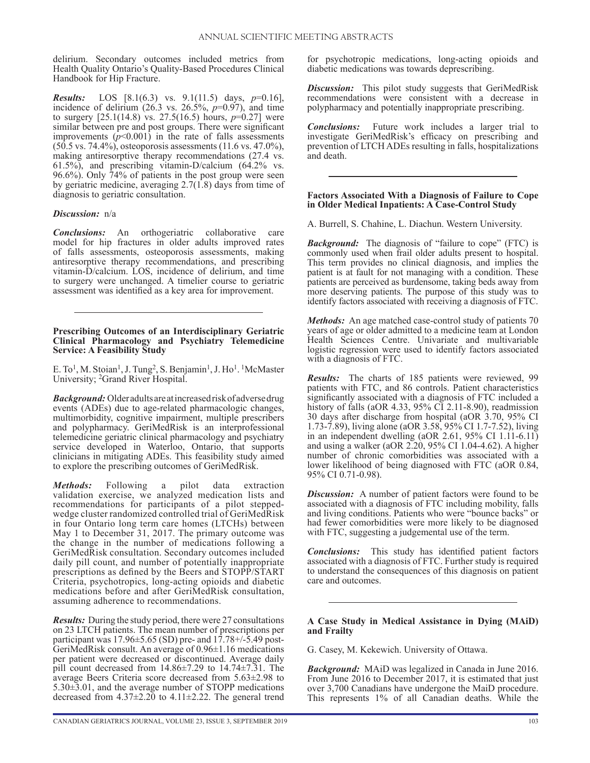delirium. Secondary outcomes included metrics from Health Quality Ontario's Quality-Based Procedures Clinical Handbook for Hip Fracture.

***Results:*** LOS [8.1(6.3) vs. 9.1(11.5) days, $p$=0.16], incidence of delirium (26.3 vs. 26.5%, $p$=0.97), and time to surgery [25.1(14.8) vs. 27.5(16.5) hours, $p$=0.27] were similar between pre and post groups. There were significant improvements ($p$<0.001) in the rate of falls assessments (50.5 vs. 74.4%), osteoporosis assessments (11.6 vs. 47.0%), making antiresorptive therapy recommendations (27.4 vs. 61.5%), and prescribing vitamin-D/calcium (64.2% vs. 96.6%). Only 74% of patients in the post group were seen by geriatric medicine, averaging 2.7(1.8) days from time of diagnosis to geriatric consultation.

***Discussion:*** n/a

***Conclusions:*** An orthogeriatric collaborative care model for hip fractures in older adults improved rates of falls assessments, osteoporosis assessments, making antiresorptive therapy recommendations, and prescribing vitamin-D/calcium. LOS, incidence of delirium, and time to surgery were unchanged. A timelier course to geriatric assessment was identified as a key area for improvement.

---

**Prescribing Outcomes of an Interdisciplinary Geriatric Clinical Pharmacology and Psychiatry Telemedicine Service: A Feasibility Study**

E. To[1], M. Stoian[1], J. Tung[2], S. Benjamin[1], J. Ho[1]. [1]McMaster University; [2]Grand River Hospital.

***Background:*** Older adults are at increased risk of adverse drug events (ADEs) due to age-related pharmacologic changes, multimorbidity, cognitive impairment, multiple prescribers and polypharmacy. GeriMedRisk is an interprofessional telemedicine geriatric clinical pharmacology and psychiatry service developed in Waterloo, Ontario, that supports clinicians in mitigating ADEs. This feasibility study aimed to explore the prescribing outcomes of GeriMedRisk.

***Methods:*** Following a pilot data extraction validation exercise, we analyzed medication lists and recommendations for participants of a pilot stepped-wedge cluster randomized controlled trial of GeriMedRisk in four Ontario long term care homes (LTCHs) between May 1 to December 31, 2017. The primary outcome was the change in the number of medications following a GeriMedRisk consultation. Secondary outcomes included daily pill count, and number of potentially inappropriate prescriptions as defined by the Beers and STOPP/START Criteria, psychotropics, long-acting opioids and diabetic medications before and after GeriMedRisk consultation, assuming adherence to recommendations.

***Results:*** During the study period, there were 27 consultations on 23 LTCH patients. The mean number of prescriptions per participant was 17.96±5.65 (SD) pre- and 17.78+/-5.49 post-GeriMedRisk consult. An average of 0.96±1.16 medications per patient were decreased or discontinued. Average daily pill count decreased from 14.86±7.29 to 14.74±7.31. The average Beers Criteria score decreased from 5.63±2.98 to 5.30±3.01, and the average number of STOPP medications decreased from 4.37±2.20 to 4.11±2.22. The general trend for psychotropic medications, long-acting opioids and diabetic medications was towards deprescribing.

***Discussion:*** This pilot study suggests that GeriMedRisk recommendations were consistent with a decrease in polypharmacy and potentially inappropriate prescribing.

***Conclusions:*** Future work includes a larger trial to investigate GeriMedRisk's efficacy on prescribing and prevention of LTCH ADEs resulting in falls, hospitalizations and death.

---

**Factors Associated With a Diagnosis of Failure to Cope in Older Medical Inpatients: A Case-Control Study**

A. Burrell, S. Chahine, L. Diachun. Western University.

***Background:*** The diagnosis of "failure to cope" (FTC) is commonly used when frail older adults present to hospital. This term provides no clinical diagnosis, and implies the patient is at fault for not managing with a condition. These patients are perceived as burdensome, taking beds away from more deserving patients. The purpose of this study was to identify factors associated with receiving a diagnosis of FTC.

***Methods:*** An age matched case-control study of patients 70 years of age or older admitted to a medicine team at London Health Sciences Centre. Univariate and multivariable logistic regression were used to identify factors associated with a diagnosis of FTC.

***Results:*** The charts of 185 patients were reviewed, 99 patients with FTC, and 86 controls. Patient characteristics significantly associated with a diagnosis of FTC included a history of falls (aOR 4.33, 95% CI 2.11-8.90), readmission 30 days after discharge from hospital (aOR 3.70, 95% CI 1.73-7.89), living alone (aOR 3.58, 95% CI 1.7-7.52), living in an independent dwelling (aOR 2.61, 95% CI 1.11-6.11) and using a walker (aOR 2.20, 95% CI 1.04-4.62). A higher number of chronic comorbidities was associated with a lower likelihood of being diagnosed with FTC (aOR 0.84, 95% CI 0.71-0.98).

***Discussion:*** A number of patient factors were found to be associated with a diagnosis of FTC including mobility, falls and living conditions. Patients who were "bounce backs" or had fewer comorbidities were more likely to be diagnosed with FTC, suggesting a judgemental use of the term.

***Conclusions:*** This study has identified patient factors associated with a diagnosis of FTC. Further study is required to understand the consequences of this diagnosis on patient care and outcomes.

---

**A Case Study in Medical Assistance in Dying (MAiD) and Frailty**

G. Casey, M. Kekewich. University of Ottawa.

***Background:*** MAiD was legalized in Canada in June 2016. From June 2016 to December 2017, it is estimated that just over 3,700 Canadians have undergone the MaiD procedure. This represents 1% of all Canadian deaths. While the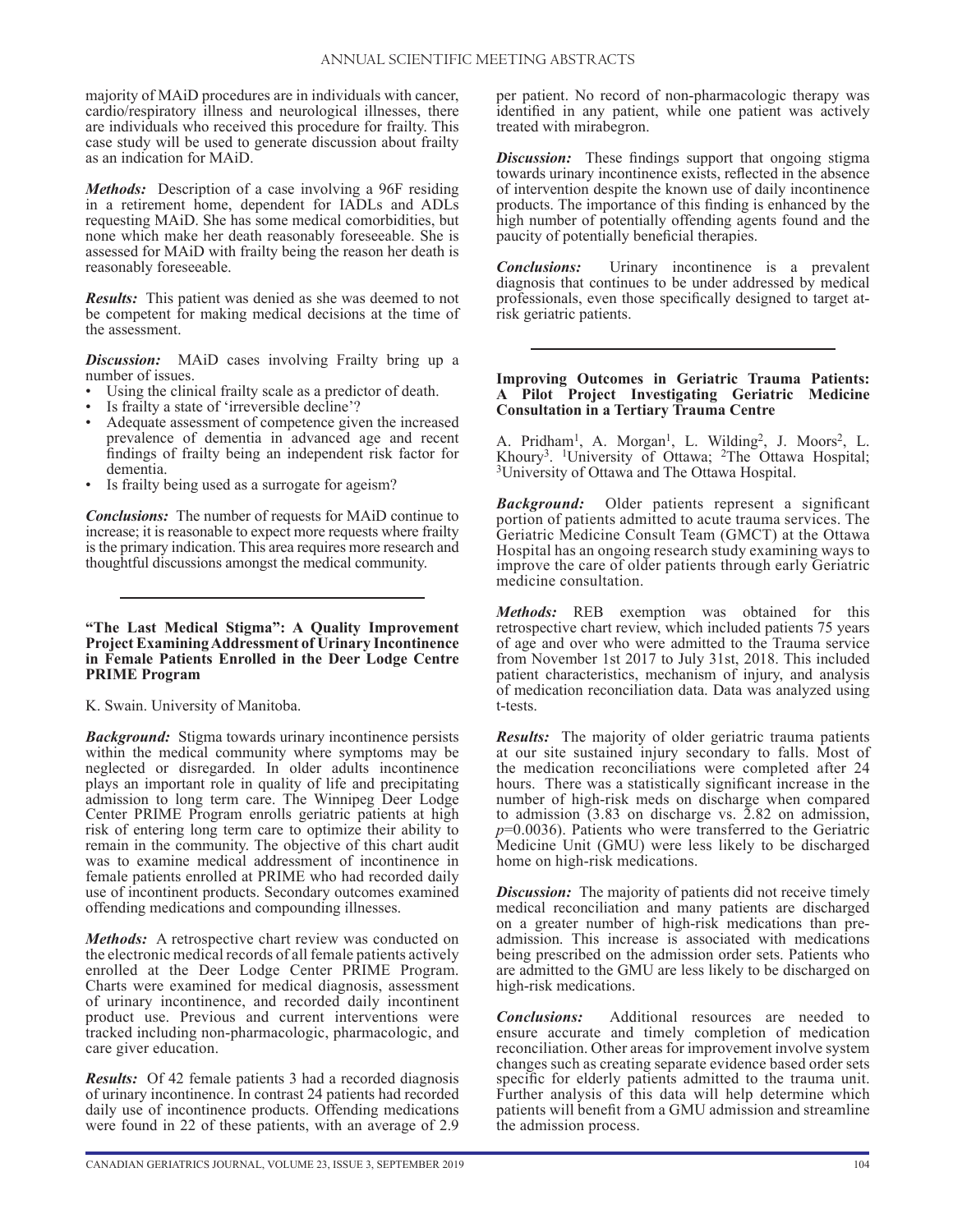majority of MAiD procedures are in individuals with cancer, cardio/respiratory illness and neurological illnesses, there are individuals who received this procedure for frailty. This case study will be used to generate discussion about frailty as an indication for MAiD.

***Methods:*** Description of a case involving a 96F residing in a retirement home, dependent for IADLs and ADLs requesting MAiD. She has some medical comorbidities, but none which make her death reasonably foreseeable. She is assessed for MAiD with frailty being the reason her death is reasonably foreseeable.

***Results:*** This patient was denied as she was deemed to not be competent for making medical decisions at the time of the assessment.

***Discussion:*** MAiD cases involving Frailty bring up a number of issues.

- Using the clinical frailty scale as a predictor of death.
- Is frailty a state of 'irreversible decline'?
- Adequate assessment of competence given the increased prevalence of dementia in advanced age and recent findings of frailty being an independent risk factor for dementia.
- Is frailty being used as a surrogate for ageism?

***Conclusions:*** The number of requests for MAiD continue to increase; it is reasonable to expect more requests where frailty is the primary indication. This area requires more research and thoughtful discussions amongst the medical community.

---

**"The Last Medical Stigma": A Quality Improvement Project Examining Addressment of Urinary Incontinence in Female Patients Enrolled in the Deer Lodge Centre PRIME Program**

K. Swain. University of Manitoba.

***Background:*** Stigma towards urinary incontinence persists within the medical community where symptoms may be neglected or disregarded. In older adults incontinence plays an important role in quality of life and precipitating admission to long term care. The Winnipeg Deer Lodge Center PRIME Program enrolls geriatric patients at high risk of entering long term care to optimize their ability to remain in the community. The objective of this chart audit was to examine medical addressment of incontinence in female patients enrolled at PRIME who had recorded daily use of incontinent products. Secondary outcomes examined offending medications and compounding illnesses.

***Methods:*** A retrospective chart review was conducted on the electronic medical records of all female patients actively enrolled at the Deer Lodge Center PRIME Program. Charts were examined for medical diagnosis, assessment of urinary incontinence, and recorded daily incontinent product use. Previous and current interventions were tracked including non-pharmacologic, pharmacologic, and care giver education.

***Results:*** Of 42 female patients 3 had a recorded diagnosis of urinary incontinence. In contrast 24 patients had recorded daily use of incontinence products. Offending medications were found in 22 of these patients, with an average of 2.9 per patient. No record of non-pharmacologic therapy was identified in any patient, while one patient was actively treated with mirabegron.

***Discussion:*** These findings support that ongoing stigma towards urinary incontinence exists, reflected in the absence of intervention despite the known use of daily incontinence products. The importance of this finding is enhanced by the high number of potentially offending agents found and the paucity of potentially beneficial therapies.

***Conclusions:*** Urinary incontinence is a prevalent diagnosis that continues to be under addressed by medical professionals, even those specifically designed to target at-risk geriatric patients.

---

**Improving Outcomes in Geriatric Trauma Patients: A Pilot Project Investigating Geriatric Medicine Consultation in a Tertiary Trauma Centre**

A. Pridham[1], A. Morgan[1], L. Wilding[2], J. Moors[2], L. Khoury[3]. [1]University of Ottawa; [2]The Ottawa Hospital; [3]University of Ottawa and The Ottawa Hospital.

***Background:*** Older patients represent a significant portion of patients admitted to acute trauma services. The Geriatric Medicine Consult Team (GMCT) at the Ottawa Hospital has an ongoing research study examining ways to improve the care of older patients through early Geriatric medicine consultation.

***Methods:*** REB exemption was obtained for this retrospective chart review, which included patients 75 years of age and over who were admitted to the Trauma service from November 1st 2017 to July 31st, 2018. This included patient characteristics, mechanism of injury, and analysis of medication reconciliation data. Data was analyzed using t-tests.

***Results:*** The majority of older geriatric trauma patients at our site sustained injury secondary to falls. Most of the medication reconciliations were completed after 24 hours. There was a statistically significant increase in the number of high-risk meds on discharge when compared to admission (3.83 on discharge vs. 2.82 on admission, $p=0.0036$). Patients who were transferred to the Geriatric Medicine Unit (GMU) were less likely to be discharged home on high-risk medications.

***Discussion:*** The majority of patients did not receive timely medical reconciliation and many patients are discharged on a greater number of high-risk medications than pre-admission. This increase is associated with medications being prescribed on the admission order sets. Patients who are admitted to the GMU are less likely to be discharged on high-risk medications.

***Conclusions:*** Additional resources are needed to ensure accurate and timely completion of medication reconciliation. Other areas for improvement involve system changes such as creating separate evidence based order sets specific for elderly patients admitted to the trauma unit. Further analysis of this data will help determine which patients will benefit from a GMU admission and streamline the admission process.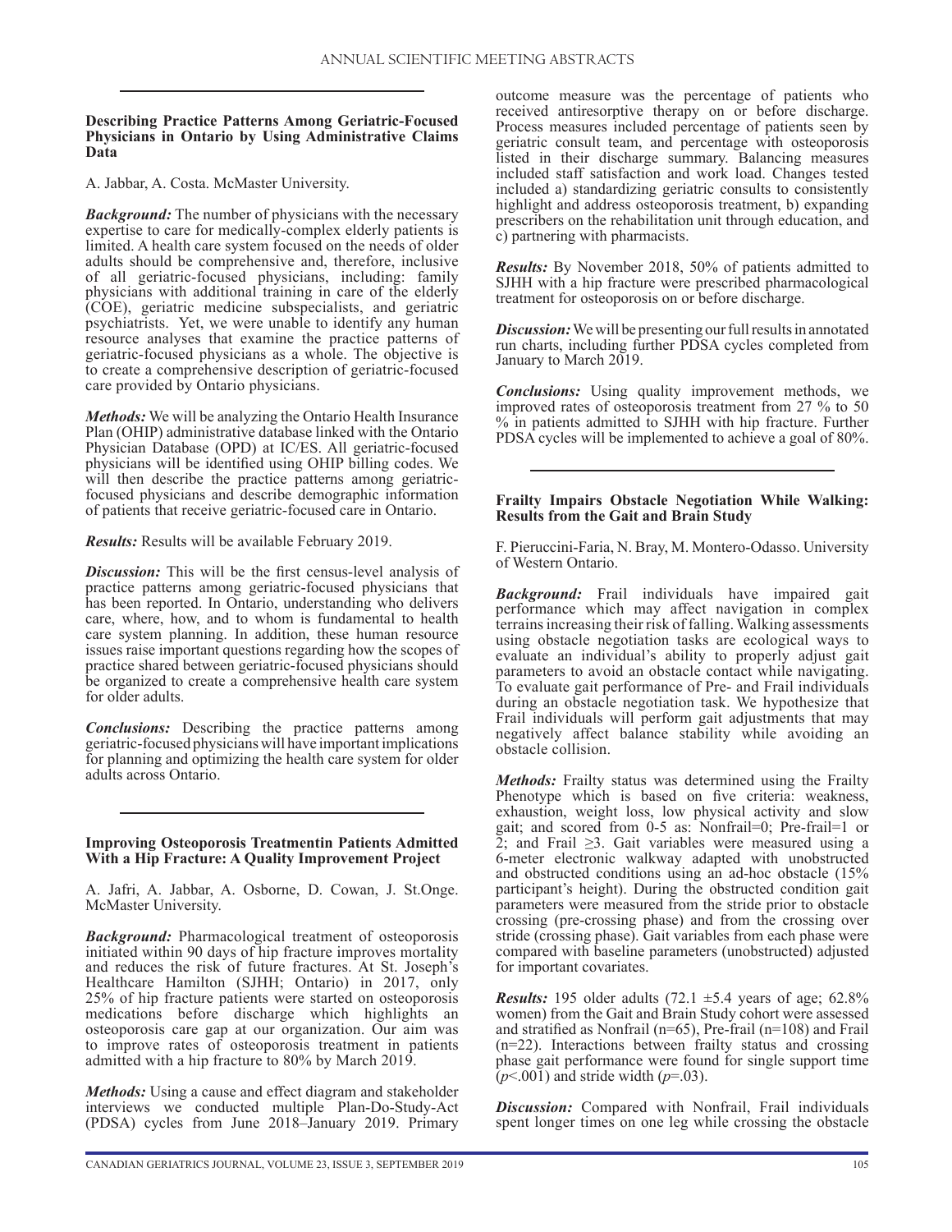### Describing Practice Patterns Among Geriatric-Focused Physicians in Ontario by Using Administrative Claims Data

A. Jabbar, A. Costa. McMaster University.

***Background:*** The number of physicians with the necessary expertise to care for medically-complex elderly patients is limited. A health care system focused on the needs of older adults should be comprehensive and, therefore, inclusive of all geriatric-focused physicians, including: family physicians with additional training in care of the elderly (COE), geriatric medicine subspecialists, and geriatric psychiatrists. Yet, we were unable to identify any human resource analyses that examine the practice patterns of geriatric-focused physicians as a whole. The objective is to create a comprehensive description of geriatric-focused care provided by Ontario physicians.

***Methods:*** We will be analyzing the Ontario Health Insurance Plan (OHIP) administrative database linked with the Ontario Physician Database (OPD) at IC/ES. All geriatric-focused physicians will be identified using OHIP billing codes. We will then describe the practice patterns among geriatric-focused physicians and describe demographic information of patients that receive geriatric-focused care in Ontario.

***Results:*** Results will be available February 2019.

***Discussion:*** This will be the first census-level analysis of practice patterns among geriatric-focused physicians that has been reported. In Ontario, understanding who delivers care, where, how, and to whom is fundamental to health care system planning. In addition, these human resource issues raise important questions regarding how the scopes of practice shared between geriatric-focused physicians should be organized to create a comprehensive health care system for older adults.

***Conclusions:*** Describing the practice patterns among geriatric-focused physicians will have important implications for planning and optimizing the health care system for older adults across Ontario.

---

### Improving Osteoporosis Treatmentin Patients Admitted With a Hip Fracture: A Quality Improvement Project

A. Jafri, A. Jabbar, A. Osborne, D. Cowan, J. St.Onge. McMaster University.

***Background:*** Pharmacological treatment of osteoporosis initiated within 90 days of hip fracture improves mortality and reduces the risk of future fractures. At St. Joseph's Healthcare Hamilton (SJHH; Ontario) in 2017, only 25% of hip fracture patients were started on osteoporosis medications before discharge which highlights an osteoporosis care gap at our organization. Our aim was to improve rates of osteoporosis treatment in patients admitted with a hip fracture to 80% by March 2019.

***Methods:*** Using a cause and effect diagram and stakeholder interviews we conducted multiple Plan-Do-Study-Act (PDSA) cycles from June 2018–January 2019. Primary outcome measure was the percentage of patients who received antiresorptive therapy on or before discharge. Process measures included percentage of patients seen by geriatric consult team, and percentage with osteoporosis listed in their discharge summary. Balancing measures included staff satisfaction and work load. Changes tested included a) standardizing geriatric consults to consistently highlight and address osteoporosis treatment, b) expanding prescribers on the rehabilitation unit through education, and c) partnering with pharmacists.

***Results:*** By November 2018, 50% of patients admitted to SJHH with a hip fracture were prescribed pharmacological treatment for osteoporosis on or before discharge.

***Discussion:*** We will be presenting our full results in annotated run charts, including further PDSA cycles completed from January to March 2019.

***Conclusions:*** Using quality improvement methods, we improved rates of osteoporosis treatment from 27 % to 50 % in patients admitted to SJHH with hip fracture. Further PDSA cycles will be implemented to achieve a goal of 80%.

---

### Frailty Impairs Obstacle Negotiation While Walking: Results from the Gait and Brain Study

F. Pieruccini-Faria, N. Bray, M. Montero-Odasso. University of Western Ontario.

***Background:*** Frail individuals have impaired gait performance which may affect navigation in complex terrains increasing their risk of falling. Walking assessments using obstacle negotiation tasks are ecological ways to evaluate an individual's ability to properly adjust gait parameters to avoid an obstacle contact while navigating. To evaluate gait performance of Pre- and Frail individuals during an obstacle negotiation task. We hypothesize that Frail individuals will perform gait adjustments that may negatively affect balance stability while avoiding an obstacle collision.

***Methods:*** Frailty status was determined using the Frailty Phenotype which is based on five criteria: weakness, exhaustion, weight loss, low physical activity and slow gait; and scored from 0-5 as: Nonfrail=0; Pre-frail=1 or 2; and Frail ≥3. Gait variables were measured using a 6-meter electronic walkway adapted with unobstructed and obstructed conditions using an ad-hoc obstacle (15% participant's height). During the obstructed condition gait parameters were measured from the stride prior to obstacle crossing (pre-crossing phase) and from the crossing over stride (crossing phase). Gait variables from each phase were compared with baseline parameters (unobstructed) adjusted for important covariates.

***Results:*** 195 older adults (72.1 ±5.4 years of age; 62.8% women) from the Gait and Brain Study cohort were assessed and stratified as Nonfrail (n=65), Pre-frail (n=108) and Frail (n=22). Interactions between frailty status and crossing phase gait performance were found for single support time ($p<.001$) and stride width ($p=.03$).

***Discussion:*** Compared with Nonfrail, Frail individuals spent longer times on one leg while crossing the obstacle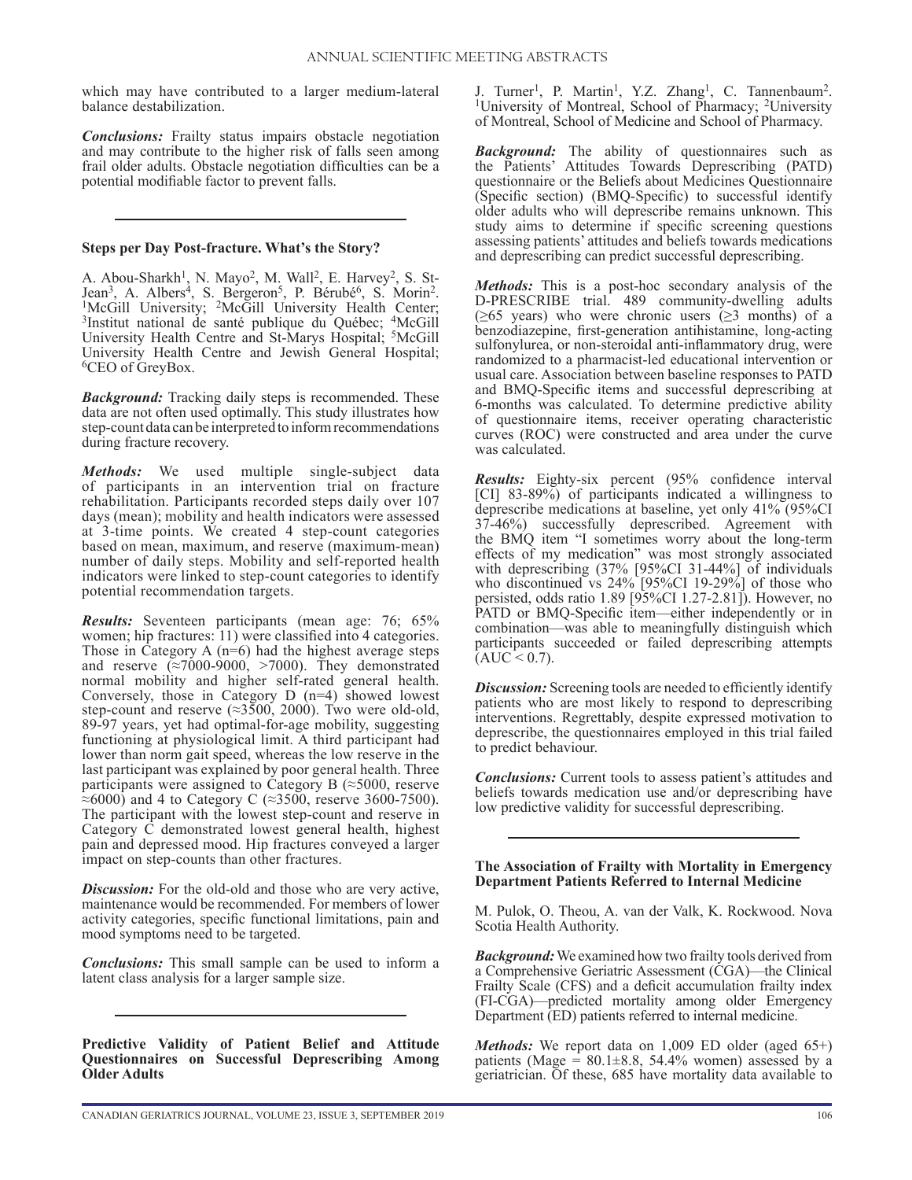which may have contributed to a larger medium-lateral balance destabilization.

***Conclusions:*** Frailty status impairs obstacle negotiation and may contribute to the higher risk of falls seen among frail older adults. Obstacle negotiation difficulties can be a potential modifiable factor to prevent falls.

---

**Steps per Day Post-fracture. What's the Story?**

A. Abou-Sharkh[1], N. Mayo[2], M. Wall[2], E. Harvey[2], S. St-Jean[3], A. Albers[4], S. Bergeron[5], P. Bérubé[6], S. Morin[2]. [1]McGill University; [2]McGill University Health Center; [3]Institut national de santé publique du Québec; [4]McGill University Health Centre and St-Marys Hospital; [5]McGill University Health Centre and Jewish General Hospital; [6]CEO of GreyBox.

***Background:*** Tracking daily steps is recommended. These data are not often used optimally. This study illustrates how step-count data can be interpreted to inform recommendations during fracture recovery.

***Methods:*** We used multiple single-subject data of participants in an intervention trial on fracture rehabilitation. Participants recorded steps daily over 107 days (mean); mobility and health indicators were assessed at 3-time points. We created 4 step-count categories based on mean, maximum, and reserve (maximum-mean) number of daily steps. Mobility and self-reported health indicators were linked to step-count categories to identify potential recommendation targets.

***Results:*** Seventeen participants (mean age: 76; 65% women; hip fractures: 11) were classified into 4 categories. Those in Category A (n=6) had the highest average steps and reserve (≈7000-9000, >7000). They demonstrated normal mobility and higher self-rated general health. Conversely, those in Category D (n=4) showed lowest step-count and reserve (≈3500, 2000). Two were old-old, 89-97 years, yet had optimal-for-age mobility, suggesting functioning at physiological limit. A third participant had lower than norm gait speed, whereas the low reserve in the last participant was explained by poor general health. Three participants were assigned to Category B (≈5000, reserve ≈6000) and 4 to Category C (≈3500, reserve 3600-7500). The participant with the lowest step-count and reserve in Category C demonstrated lowest general health, highest pain and depressed mood. Hip fractures conveyed a larger impact on step-counts than other fractures.

***Discussion:*** For the old-old and those who are very active, maintenance would be recommended. For members of lower activity categories, specific functional limitations, pain and mood symptoms need to be targeted.

***Conclusions:*** This small sample can be used to inform a latent class analysis for a larger sample size.

---

**Predictive Validity of Patient Belief and Attitude Questionnaires on Successful Deprescribing Among Older Adults**

J. Turner[1], P. Martin[1], Y.Z. Zhang[1], C. Tannenbaum[2]. [1]University of Montreal, School of Pharmacy; [2]University of Montreal, School of Medicine and School of Pharmacy.

***Background:*** The ability of questionnaires such as the Patients' Attitudes Towards Deprescribing (PATD) questionnaire or the Beliefs about Medicines Questionnaire (Specific section) (BMQ-Specific) to successful identify older adults who will deprescribe remains unknown. This study aims to determine if specific screening questions assessing patients' attitudes and beliefs towards medications and deprescribing can predict successful deprescribing.

***Methods:*** This is a post-hoc secondary analysis of the D-PRESCRIBE trial. 489 community-dwelling adults (≥65 years) who were chronic users (≥3 months) of a benzodiazepine, first-generation antihistamine, long-acting sulfonylurea, or non-steroidal anti-inflammatory drug, were randomized to a pharmacist-led educational intervention or usual care. Association between baseline responses to PATD and BMQ-Specific items and successful deprescribing at 6-months was calculated. To determine predictive ability of questionnaire items, receiver operating characteristic curves (ROC) were constructed and area under the curve was calculated.

***Results:*** Eighty-six percent (95% confidence interval [CI] 83-89%) of participants indicated a willingness to deprescribe medications at baseline, yet only 41% (95%CI 37-46%) successfully deprescribed. Agreement with the BMQ item "I sometimes worry about the long-term effects of my medication" was most strongly associated with deprescribing (37% [95%CI 31-44%] of individuals who discontinued vs 24% [95%CI 19-29%] of those who persisted, odds ratio 1.89 [95%CI 1.27-2.81]). However, no PATD or BMQ-Specific item—either independently or in combination—was able to meaningfully distinguish which participants succeeded or failed deprescribing attempts (AUC < 0.7).

***Discussion:*** Screening tools are needed to efficiently identify patients who are most likely to respond to deprescribing interventions. Regrettably, despite expressed motivation to deprescribe, the questionnaires employed in this trial failed to predict behaviour.

***Conclusions:*** Current tools to assess patient's attitudes and beliefs towards medication use and/or deprescribing have low predictive validity for successful deprescribing.

---

**The Association of Frailty with Mortality in Emergency Department Patients Referred to Internal Medicine**

M. Pulok, O. Theou, A. van der Valk, K. Rockwood. Nova Scotia Health Authority.

***Background:*** We examined how two frailty tools derived from a Comprehensive Geriatric Assessment (CGA)—the Clinical Frailty Scale (CFS) and a deficit accumulation frailty index (FI-CGA)—predicted mortality among older Emergency Department (ED) patients referred to internal medicine.

***Methods:*** We report data on 1,009 ED older (aged 65+) patients (Mage = 80.1±8.8, 54.4% women) assessed by a geriatrician. Of these, 685 have mortality data available to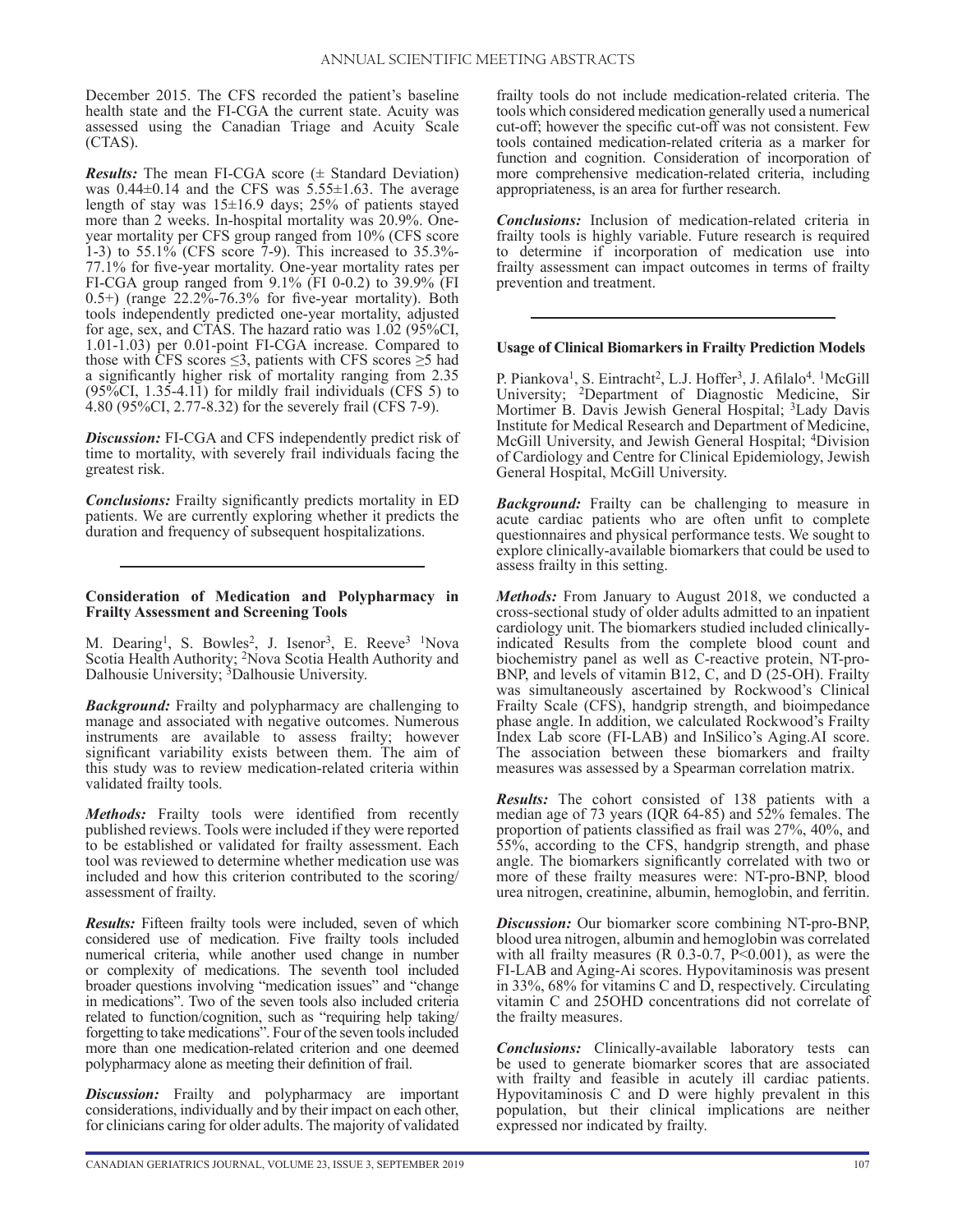December 2015. The CFS recorded the patient's baseline health state and the FI-CGA the current state. Acuity was assessed using the Canadian Triage and Acuity Scale (CTAS).

***Results:*** The mean FI-CGA score (± Standard Deviation) was 0.44±0.14 and the CFS was 5.55±1.63. The average length of stay was 15±16.9 days; 25% of patients stayed more than 2 weeks. In-hospital mortality was 20.9%. One-year mortality per CFS group ranged from 10% (CFS score 1-3) to 55.1% (CFS score 7-9). This increased to 35.3%-77.1% for five-year mortality. One-year mortality rates per FI-CGA group ranged from 9.1% (FI 0-0.2) to 39.9% (FI 0.5+) (range 22.2%-76.3% for five-year mortality). Both tools independently predicted one-year mortality, adjusted for age, sex, and CTAS. The hazard ratio was 1.02 (95%CI, 1.01-1.03) per 0.01-point FI-CGA increase. Compared to those with CFS scores ≤3, patients with CFS scores ≥5 had a significantly higher risk of mortality ranging from 2.35 (95%CI, 1.35-4.11) for mildly frail individuals (CFS 5) to 4.80 (95%CI, 2.77-8.32) for the severely frail (CFS 7-9).

***Discussion:*** FI-CGA and CFS independently predict risk of time to mortality, with severely frail individuals facing the greatest risk.

***Conclusions:*** Frailty significantly predicts mortality in ED patients. We are currently exploring whether it predicts the duration and frequency of subsequent hospitalizations.

---

### Consideration of Medication and Polypharmacy in Frailty Assessment and Screening Tools

M. Dearing[1], S. Bowles[2], J. Isenor[3], E. Reeve[3] [1]Nova Scotia Health Authority; [2]Nova Scotia Health Authority and Dalhousie University; [3]Dalhousie University.

***Background:*** Frailty and polypharmacy are challenging to manage and associated with negative outcomes. Numerous instruments are available to assess frailty; however significant variability exists between them. The aim of this study was to review medication-related criteria within validated frailty tools.

***Methods:*** Frailty tools were identified from recently published reviews. Tools were included if they were reported to be established or validated for frailty assessment. Each tool was reviewed to determine whether medication use was included and how this criterion contributed to the scoring/assessment of frailty.

***Results:*** Fifteen frailty tools were included, seven of which considered use of medication. Five frailty tools included numerical criteria, while another used change in number or complexity of medications. The seventh tool included broader questions involving "medication issues" and "change in medications". Two of the seven tools also included criteria related to function/cognition, such as "requiring help taking/forgetting to take medications". Four of the seven tools included more than one medication-related criterion and one deemed polypharmacy alone as meeting their definition of frail.

***Discussion:*** Frailty and polypharmacy are important considerations, individually and by their impact on each other, for clinicians caring for older adults. The majority of validated frailty tools do not include medication-related criteria. The tools which considered medication generally used a numerical cut-off; however the specific cut-off was not consistent. Few tools contained medication-related criteria as a marker for function and cognition. Consideration of incorporation of more comprehensive medication-related criteria, including appropriateness, is an area for further research.

***Conclusions:*** Inclusion of medication-related criteria in frailty tools is highly variable. Future research is required to determine if incorporation of medication use into frailty assessment can impact outcomes in terms of frailty prevention and treatment.

---

### Usage of Clinical Biomarkers in Frailty Prediction Models

P. Piankova[1], S. Eintracht[2], L.J. Hoffer[3], J. Afilalo[4]. [1]McGill University; [2]Department of Diagnostic Medicine, Sir Mortimer B. Davis Jewish General Hospital; [3]Lady Davis Institute for Medical Research and Department of Medicine, McGill University, and Jewish General Hospital; [4]Division of Cardiology and Centre for Clinical Epidemiology, Jewish General Hospital, McGill University.

***Background:*** Frailty can be challenging to measure in acute cardiac patients who are often unfit to complete questionnaires and physical performance tests. We sought to explore clinically-available biomarkers that could be used to assess frailty in this setting.

***Methods:*** From January to August 2018, we conducted a cross-sectional study of older adults admitted to an inpatient cardiology unit. The biomarkers studied included clinically-indicated Results from the complete blood count and biochemistry panel as well as C-reactive protein, NT-pro-BNP, and levels of vitamin B12, C, and D (25-OH). Frailty was simultaneously ascertained by Rockwood's Clinical Frailty Scale (CFS), handgrip strength, and bioimpedance phase angle. In addition, we calculated Rockwood's Frailty Index Lab score (FI-LAB) and InSilico's Aging.AI score. The association between these biomarkers and frailty measures was assessed by a Spearman correlation matrix.

***Results:*** The cohort consisted of 138 patients with a median age of 73 years (IQR 64-85) and 52% females. The proportion of patients classified as frail was 27%, 40%, and 55%, according to the CFS, handgrip strength, and phase angle. The biomarkers significantly correlated with two or more of these frailty measures were: NT-pro-BNP, blood urea nitrogen, creatinine, albumin, hemoglobin, and ferritin.

***Discussion:*** Our biomarker score combining NT-pro-BNP, blood urea nitrogen, albumin and hemoglobin was correlated with all frailty measures (R 0.3-0.7, $P<0.001$), as were the FI-LAB and Aging-Ai scores. Hypovitaminosis was present in 33%, 68% for vitamins C and D, respectively. Circulating vitamin C and 25OHD concentrations did not correlate of the frailty measures.

***Conclusions:*** Clinically-available laboratory tests can be used to generate biomarker scores that are associated with frailty and feasible in acutely ill cardiac patients. Hypovitaminosis C and D were highly prevalent in this population, but their clinical implications are neither expressed nor indicated by frailty.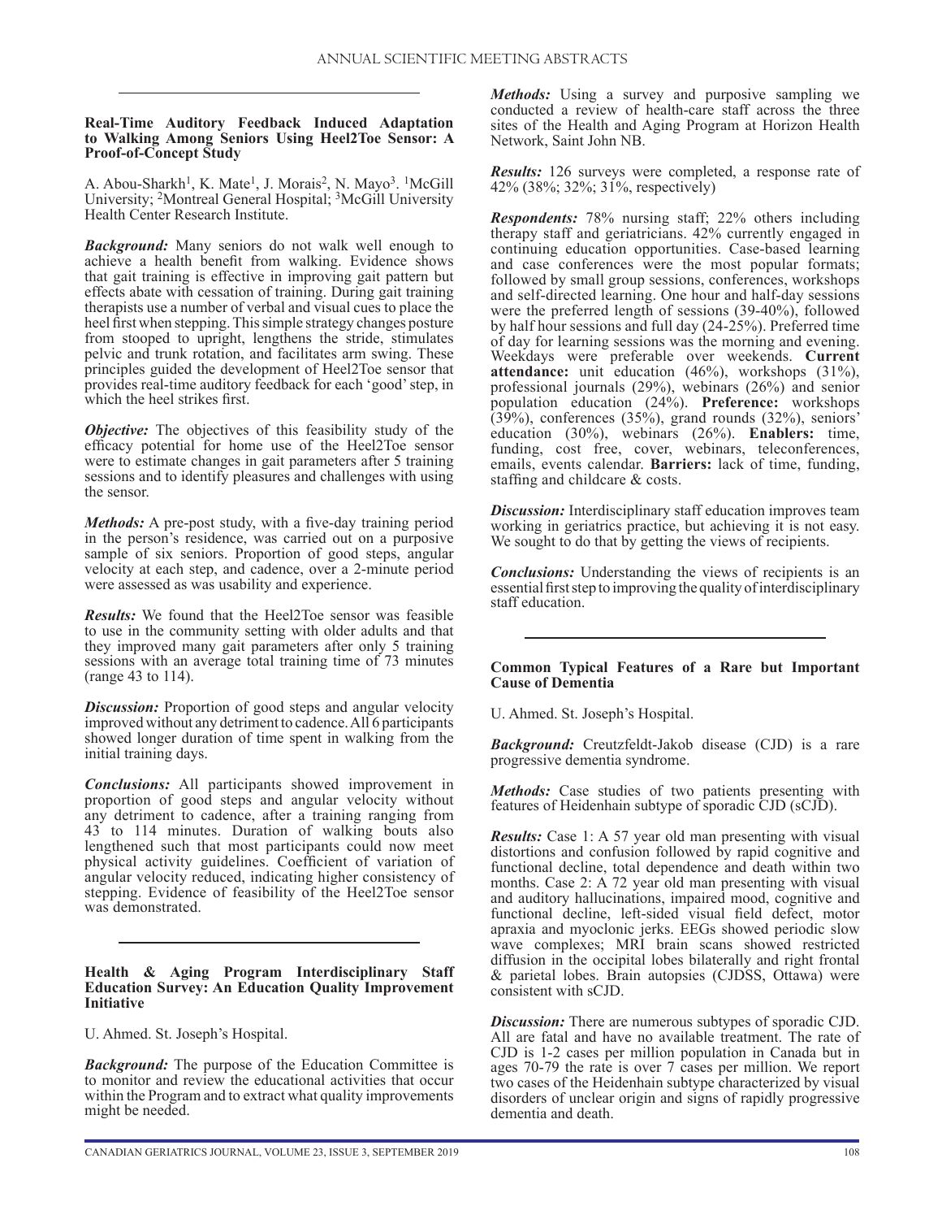### Real-Time Auditory Feedback Induced Adaptation to Walking Among Seniors Using Heel2Toe Sensor: A Proof-of-Concept Study

A. Abou-Sharkh[1], K. Mate[1], J. Morais[2], N. Mayo[3]. [1]McGill University; [2]Montreal General Hospital; [3]McGill University Health Center Research Institute.

***Background:*** Many seniors do not walk well enough to achieve a health benefit from walking. Evidence shows that gait training is effective in improving gait pattern but effects abate with cessation of training. During gait training therapists use a number of verbal and visual cues to place the heel first when stepping. This simple strategy changes posture from stooped to upright, lengthens the stride, stimulates pelvic and trunk rotation, and facilitates arm swing. These principles guided the development of Heel2Toe sensor that provides real-time auditory feedback for each 'good' step, in which the heel strikes first.

***Objective:*** The objectives of this feasibility study of the efficacy potential for home use of the Heel2Toe sensor were to estimate changes in gait parameters after 5 training sessions and to identify pleasures and challenges with using the sensor.

***Methods:*** A pre-post study, with a five-day training period in the person's residence, was carried out on a purposive sample of six seniors. Proportion of good steps, angular velocity at each step, and cadence, over a 2-minute period were assessed as was usability and experience.

***Results:*** We found that the Heel2Toe sensor was feasible to use in the community setting with older adults and that they improved many gait parameters after only 5 training sessions with an average total training time of 73 minutes (range 43 to 114).

***Discussion:*** Proportion of good steps and angular velocity improved without any detriment to cadence. All 6 participants showed longer duration of time spent in walking from the initial training days.

***Conclusions:*** All participants showed improvement in proportion of good steps and angular velocity without any detriment to cadence, after a training ranging from 43 to 114 minutes. Duration of walking bouts also lengthened such that most participants could now meet physical activity guidelines. Coefficient of variation of angular velocity reduced, indicating higher consistency of stepping. Evidence of feasibility of the Heel2Toe sensor was demonstrated.

### Health & Aging Program Interdisciplinary Staff Education Survey: An Education Quality Improvement Initiative

U. Ahmed. St. Joseph's Hospital.

***Background:*** The purpose of the Education Committee is to monitor and review the educational activities that occur within the Program and to extract what quality improvements might be needed.

***Methods:*** Using a survey and purposive sampling we conducted a review of health-care staff across the three sites of the Health and Aging Program at Horizon Health Network, Saint John NB.

***Results:*** 126 surveys were completed, a response rate of 42% (38%; 32%; 31%, respectively)

***Respondents:*** 78% nursing staff; 22% others including therapy staff and geriatricians. 42% currently engaged in continuing education opportunities. Case-based learning and case conferences were the most popular formats; followed by small group sessions, conferences, workshops and self-directed learning. One hour and half-day sessions were the preferred length of sessions (39-40%), followed by half hour sessions and full day (24-25%). Preferred time of day for learning sessions was the morning and evening. Weekdays were preferable over weekends. **Current attendance:** unit education (46%), workshops (31%), professional journals (29%), webinars (26%) and senior population education (24%). **Preference:** workshops (39%), conferences (35%), grand rounds (32%), seniors' education (30%), webinars (26%). **Enablers:** time, funding, cost free, cover, webinars, teleconferences, emails, events calendar. **Barriers:** lack of time, funding, staffing and childcare & costs.

***Discussion:*** Interdisciplinary staff education improves team working in geriatrics practice, but achieving it is not easy. We sought to do that by getting the views of recipients.

***Conclusions:*** Understanding the views of recipients is an essential first step to improving the quality of interdisciplinary staff education.

### Common Typical Features of a Rare but Important Cause of Dementia

U. Ahmed. St. Joseph's Hospital.

***Background:*** Creutzfeldt-Jakob disease (CJD) is a rare progressive dementia syndrome.

***Methods:*** Case studies of two patients presenting with features of Heidenhain subtype of sporadic CJD (sCJD).

***Results:*** Case 1: A 57 year old man presenting with visual distortions and confusion followed by rapid cognitive and functional decline, total dependence and death within two months. Case 2: A 72 year old man presenting with visual and auditory hallucinations, impaired mood, cognitive and functional decline, left-sided visual field defect, motor apraxia and myoclonic jerks. EEGs showed periodic slow wave complexes; MRI brain scans showed restricted diffusion in the occipital lobes bilaterally and right frontal & parietal lobes. Brain autopsies (CJDSS, Ottawa) were consistent with sCJD.

***Discussion:*** There are numerous subtypes of sporadic CJD. All are fatal and have no available treatment. The rate of CJD is 1-2 cases per million population in Canada but in ages 70-79 the rate is over 7 cases per million. We report two cases of the Heidenhain subtype characterized by visual disorders of unclear origin and signs of rapidly progressive dementia and death.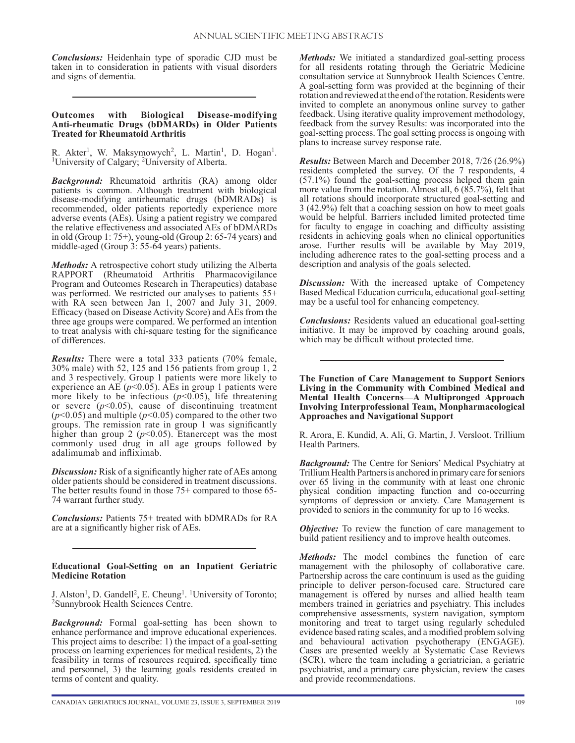***Conclusions:*** Heidenhain type of sporadic CJD must be taken in to consideration in patients with visual disorders and signs of dementia.

---

### Outcomes with Biological Disease-modifying Anti-rheumatic Drugs (bDMARDs) in Older Patients Treated for Rheumatoid Arthritis

R. Akter[1], W. Maksymowych[2], L. Martin[1], D. Hogan[1]. [1]University of Calgary; [2]University of Alberta.

***Background:*** Rheumatoid arthritis (RA) among older patients is common. Although treatment with biological disease-modifying antirheumatic drugs (bDMRADs) is recommended, older patients reportedly experience more adverse events (AEs). Using a patient registry we compared the relative effectiveness and associated AEs of bDMARDs in old (Group 1: 75+), young-old (Group 2: 65-74 years) and middle-aged (Group 3: 55-64 years) patients.

***Methods:*** A retrospective cohort study utilizing the Alberta RAPPORT (Rheumatoid Arthritis Pharmacovigilance Program and Outcomes Research in Therapeutics) database was performed. We restricted our analyses to patients 55+ with RA seen between Jan 1, 2007 and July 31, 2009. Efficacy (based on Disease Activity Score) and AEs from the three age groups were compared. We performed an intention to treat analysis with chi-square testing for the significance of differences.

***Results:*** There were a total 333 patients (70% female, 30% male) with 52, 125 and 156 patients from group 1, 2 and 3 respectively. Group 1 patients were more likely to experience an AE ($p<0.05$). AEs in group 1 patients were more likely to be infectious ($p<0.05$), life threatening or severe ($p<0.05$), cause of discontinuing treatment ($p<0.05$) and multiple ($p<0.05$) compared to the other two groups. The remission rate in group 1 was significantly higher than group 2 ($p<0.05$). Etanercept was the most commonly used drug in all age groups followed by adalimumab and infliximab.

***Discussion:*** Risk of a significantly higher rate of AEs among older patients should be considered in treatment discussions. The better results found in those 75+ compared to those 65-74 warrant further study.

***Conclusions:*** Patients 75+ treated with bDMRADs for RA are at a significantly higher risk of AEs.

---

### Educational Goal-Setting on an Inpatient Geriatric Medicine Rotation

J. Alston[1], D. Gandell[2], E. Cheung[1]. [1]University of Toronto; [2]Sunnybrook Health Sciences Centre.

***Background:*** Formal goal-setting has been shown to enhance performance and improve educational experiences. This project aims to describe: 1) the impact of a goal-setting process on learning experiences for medical residents, 2) the feasibility in terms of resources required, specifically time and personnel, 3) the learning goals residents created in terms of content and quality.

***Methods:*** We initiated a standardized goal-setting process for all residents rotating through the Geriatric Medicine consultation service at Sunnybrook Health Sciences Centre. A goal-setting form was provided at the beginning of their rotation and reviewed at the end of the rotation. Residents were invited to complete an anonymous online survey to gather feedback. Using iterative quality improvement methodology, feedback from the survey Results: was incorporated into the goal-setting process. The goal setting process is ongoing with plans to increase survey response rate.

***Results:*** Between March and December 2018, 7/26 (26.9%) residents completed the survey. Of the 7 respondents, 4 (57.1%) found the goal-setting process helped them gain more value from the rotation. Almost all, 6 (85.7%), felt that all rotations should incorporate structured goal-setting and 3 (42.9%) felt that a coaching session on how to meet goals would be helpful. Barriers included limited protected time for faculty to engage in coaching and difficulty assisting residents in achieving goals when no clinical opportunities arose. Further results will be available by May 2019, including adherence rates to the goal-setting process and a description and analysis of the goals selected.

***Discussion:*** With the increased uptake of Competency Based Medical Education curricula, educational goal-setting may be a useful tool for enhancing competency.

***Conclusions:*** Residents valued an educational goal-setting initiative. It may be improved by coaching around goals, which may be difficult without protected time.

---

### The Function of Care Management to Support Seniors Living in the Community with Combined Medical and Mental Health Concerns—A Multipronged Approach Involving Interprofessional Team, Monpharmacological Approaches and Navigational Support

R. Arora, E. Kundid, A. Ali, G. Martin, J. Versloot. Trillium Health Partners.

***Background:*** The Centre for Seniors' Medical Psychiatry at Trillium Health Partners is anchored in primary care for seniors over 65 living in the community with at least one chronic physical condition impacting function and co-occurring symptoms of depression or anxiety. Care Management is provided to seniors in the community for up to 16 weeks.

***Objective:*** To review the function of care management to build patient resiliency and to improve health outcomes.

***Methods:*** The model combines the function of care management with the philosophy of collaborative care. Partnership across the care continuum is used as the guiding principle to deliver person-focused care. Structured care management is offered by nurses and allied health team members trained in geriatrics and psychiatry. This includes comprehensive assessments, system navigation, symptom monitoring and treat to target using regularly scheduled evidence based rating scales, and a modified problem solving and behavioural activation psychotherapy (ENGAGE). Cases are presented weekly at Systematic Case Reviews (SCR), where the team including a geriatrician, a geriatric psychiatrist, and a primary care physician, review the cases and provide recommendations.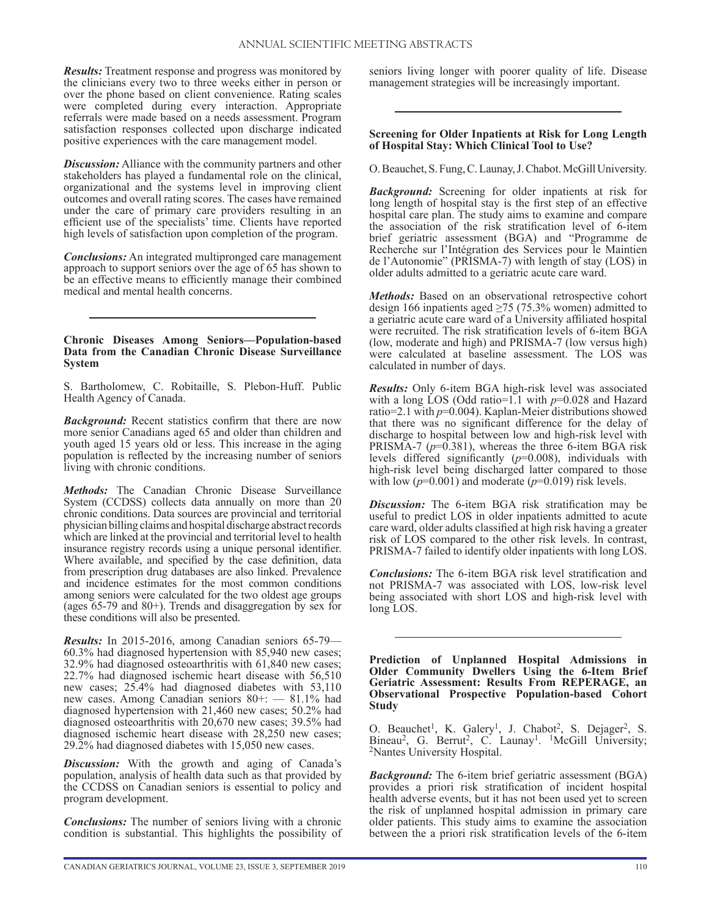***Results:*** Treatment response and progress was monitored by the clinicians every two to three weeks either in person or over the phone based on client convenience. Rating scales were completed during every interaction. Appropriate referrals were made based on a needs assessment. Program satisfaction responses collected upon discharge indicated positive experiences with the care management model.

***Discussion:*** Alliance with the community partners and other stakeholders has played a fundamental role on the clinical, organizational and the systems level in improving client outcomes and overall rating scores. The cases have remained under the care of primary care providers resulting in an efficient use of the specialists' time. Clients have reported high levels of satisfaction upon completion of the program.

***Conclusions:*** An integrated multipronged care management approach to support seniors over the age of 65 has shown to be an effective means to efficiently manage their combined medical and mental health concerns.

---

**Chronic Diseases Among Seniors—Population-based Data from the Canadian Chronic Disease Surveillance System**

S. Bartholomew, C. Robitaille, S. Plebon-Huff. Public Health Agency of Canada.

***Background:*** Recent statistics confirm that there are now more senior Canadians aged 65 and older than children and youth aged 15 years old or less. This increase in the aging population is reflected by the increasing number of seniors living with chronic conditions.

***Methods:*** The Canadian Chronic Disease Surveillance System (CCDSS) collects data annually on more than 20 chronic conditions. Data sources are provincial and territorial physician billing claims and hospital discharge abstract records which are linked at the provincial and territorial level to health insurance registry records using a unique personal identifier. Where available, and specified by the case definition, data from prescription drug databases are also linked. Prevalence and incidence estimates for the most common conditions among seniors were calculated for the two oldest age groups (ages 65-79 and 80+). Trends and disaggregation by sex for these conditions will also be presented.

***Results:*** In 2015-2016, among Canadian seniors 65-79— 60.3% had diagnosed hypertension with 85,940 new cases; 32.9% had diagnosed osteoarthritis with 61,840 new cases; 22.7% had diagnosed ischemic heart disease with 56,510 new cases; 25.4% had diagnosed diabetes with 53,110 new cases. Among Canadian seniors 80+: — 81.1% had diagnosed hypertension with 21,460 new cases; 50.2% had diagnosed osteoarthritis with 20,670 new cases; 39.5% had diagnosed ischemic heart disease with 28,250 new cases; 29.2% had diagnosed diabetes with 15,050 new cases.

***Discussion:*** With the growth and aging of Canada's population, analysis of health data such as that provided by the CCDSS on Canadian seniors is essential to policy and program development.

***Conclusions:*** The number of seniors living with a chronic condition is substantial. This highlights the possibility of seniors living longer with poorer quality of life. Disease management strategies will be increasingly important.

---

**Screening for Older Inpatients at Risk for Long Length of Hospital Stay: Which Clinical Tool to Use?**

O. Beauchet, S. Fung, C. Launay, J. Chabot. McGill University.

***Background:*** Screening for older inpatients at risk for long length of hospital stay is the first step of an effective hospital care plan. The study aims to examine and compare the association of the risk stratification level of 6-item brief geriatric assessment (BGA) and "Programme de Recherche sur l'Intégration des Services pour le Maintien de l'Autonomie" (PRISMA-7) with length of stay (LOS) in older adults admitted to a geriatric acute care ward.

***Methods:*** Based on an observational retrospective cohort design 166 inpatients aged ≥75 (75.3% women) admitted to a geriatric acute care ward of a University affiliated hospital were recruited. The risk stratification levels of 6-item BGA (low, moderate and high) and PRISMA-7 (low versus high) were calculated at baseline assessment. The LOS was calculated in number of days.

***Results:*** Only 6-item BGA high-risk level was associated with a long LOS (Odd ratio=1.1 with $p$=0.028 and Hazard ratio=2.1 with $p$=0.004). Kaplan-Meier distributions showed that there was no significant difference for the delay of discharge to hospital between low and high-risk level with PRISMA-7 ($p$=0.381), whereas the three 6-item BGA risk levels differed significantly ($p$=0.008), individuals with high-risk level being discharged latter compared to those with low ($p$=0.001) and moderate ($p$=0.019) risk levels.

***Discussion:*** The 6-item BGA risk stratification may be useful to predict LOS in older inpatients admitted to acute care ward, older adults classified at high risk having a greater risk of LOS compared to the other risk levels. In contrast, PRISMA-7 failed to identify older inpatients with long LOS.

***Conclusions:*** The 6-item BGA risk level stratification and not PRISMA-7 was associated with LOS, low-risk level being associated with short LOS and high-risk level with long LOS.

---

**Prediction of Unplanned Hospital Admissions in Older Community Dwellers Using the 6-Item Brief Geriatric Assessment: Results From REPERAGE, an Observational Prospective Population-based Cohort Study**

O. Beauchet[1], K. Galery[1], J. Chabot[2], S. Dejager[2], S. Bineau[2], G. Berrut[2], C. Launay[1]. [1]McGill University; [2]Nantes University Hospital.

***Background:*** The 6-item brief geriatric assessment (BGA) provides a priori risk stratification of incident hospital health adverse events, but it has not been used yet to screen the risk of unplanned hospital admission in primary care older patients. This study aims to examine the association between the a priori risk stratification levels of the 6-item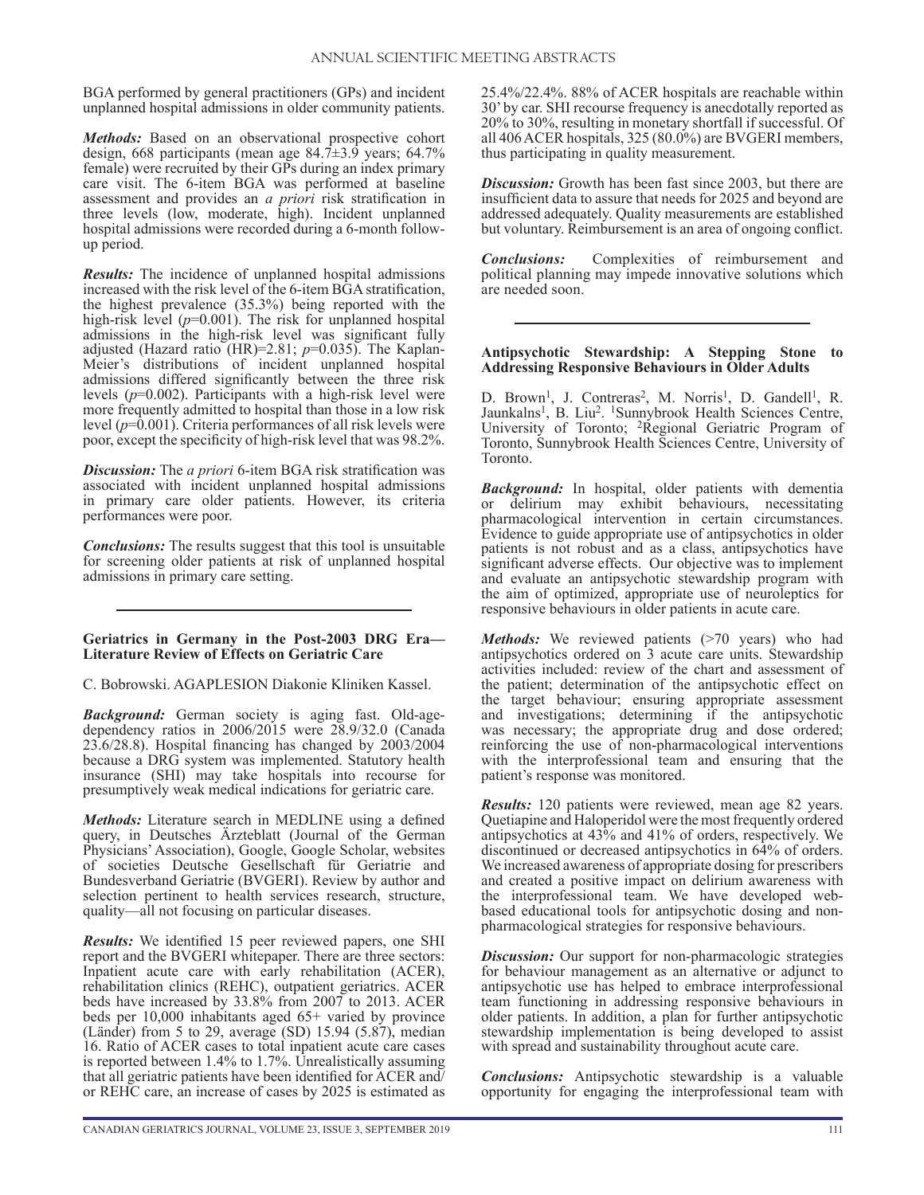BGA performed by general practitioners (GPs) and incident unplanned hospital admissions in older community patients.

***Methods:*** Based on an observational prospective cohort design, 668 participants (mean age 84.7±3.9 years; 64.7% female) were recruited by their GPs during an index primary care visit. The 6-item BGA was performed at baseline assessment and provides an *a priori* risk stratification in three levels (low, moderate, high). Incident unplanned hospital admissions were recorded during a 6-month follow-up period.

***Results:*** The incidence of unplanned hospital admissions increased with the risk level of the 6-item BGA stratification, the highest prevalence (35.3%) being reported with the high-risk level ($p$=0.001). The risk for unplanned hospital admissions in the high-risk level was significant fully adjusted (Hazard ratio (HR)=2.81; $p$=0.035). The Kaplan-Meier's distributions of incident unplanned hospital admissions differed significantly between the three risk levels ($p$=0.002). Participants with a high-risk level were more frequently admitted to hospital than those in a low risk level ($p$=0.001). Criteria performances of all risk levels were poor, except the specificity of high-risk level that was 98.2%.

***Discussion:*** The *a priori* 6-item BGA risk stratification was associated with incident unplanned hospital admissions in primary care older patients. However, its criteria performances were poor.

***Conclusions:*** The results suggest that this tool is unsuitable for screening older patients at risk of unplanned hospital admissions in primary care setting.

---

**Geriatrics in Germany in the Post-2003 DRG Era—Literature Review of Effects on Geriatric Care**

C. Bobrowski. AGAPLESION Diakonie Kliniken Kassel.

***Background:*** German society is aging fast. Old-age-dependency ratios in 2006/2015 were 28.9/32.0 (Canada 23.6/28.8). Hospital financing has changed by 2003/2004 because a DRG system was implemented. Statutory health insurance (SHI) may take hospitals into recourse for presumptively weak medical indications for geriatric care.

***Methods:*** Literature search in MEDLINE using a defined query, in Deutsches Ärzteblatt (Journal of the German Physicians' Association), Google, Google Scholar, websites of societies Deutsche Gesellschaft für Geriatrie and Bundesverband Geriatrie (BVGERI). Review by author and selection pertinent to health services research, structure, quality—all not focusing on particular diseases.

***Results:*** We identified 15 peer reviewed papers, one SHI report and the BVGERI whitepaper. There are three sectors: Inpatient acute care with early rehabilitation (ACER), rehabilitation clinics (REHC), outpatient geriatrics. ACER beds have increased by 33.8% from 2007 to 2013. ACER beds per 10,000 inhabitants aged 65+ varied by province (Länder) from 5 to 29, average (SD) 15.94 (5.87), median 16. Ratio of ACER cases to total inpatient acute care cases is reported between 1.4% to 1.7%. Unrealistically assuming that all geriatric patients have been identified for ACER and/or REHC care, an increase of cases by 2025 is estimated as 25.4%/22.4%. 88% of ACER hospitals are reachable within 30' by car. SHI recourse frequency is anecdotally reported as 20% to 30%, resulting in monetary shortfall if successful. Of all 406 ACER hospitals, 325 (80.0%) are BVGERI members, thus participating in quality measurement.

***Discussion:*** Growth has been fast since 2003, but there are insufficient data to assure that needs for 2025 and beyond are addressed adequately. Quality measurements are established but voluntary. Reimbursement is an area of ongoing conflict.

***Conclusions:*** Complexities of reimbursement and political planning may impede innovative solutions which are needed soon.

---

**Antipsychotic Stewardship: A Stepping Stone to Addressing Responsive Behaviours in Older Adults**

D. Brown[1], J. Contreras[2], M. Norris[1], D. Gandell[1], R. Jaunkalns[1], B. Liu[2]. [1]Sunnybrook Health Sciences Centre, University of Toronto; [2]Regional Geriatric Program of Toronto, Sunnybrook Health Sciences Centre, University of Toronto.

***Background:*** In hospital, older patients with dementia or delirium may exhibit behaviours, necessitating pharmacological intervention in certain circumstances. Evidence to guide appropriate use of antipsychotics in older patients is not robust and as a class, antipsychotics have significant adverse effects. Our objective was to implement and evaluate an antipsychotic stewardship program with the aim of optimized, appropriate use of neuroleptics for responsive behaviours in older patients in acute care.

***Methods:*** We reviewed patients (>70 years) who had antipsychotics ordered on 3 acute care units. Stewardship activities included: review of the chart and assessment of the patient; determination of the antipsychotic effect on the target behaviour; ensuring appropriate assessment and investigations; determining if the antipsychotic was necessary; the appropriate drug and dose ordered; reinforcing the use of non-pharmacological interventions with the interprofessional team and ensuring that the patient's response was monitored.

***Results:*** 120 patients were reviewed, mean age 82 years. Quetiapine and Haloperidol were the most frequently ordered antipsychotics at 43% and 41% of orders, respectively. We discontinued or decreased antipsychotics in 64% of orders. We increased awareness of appropriate dosing for prescribers and created a positive impact on delirium awareness with the interprofessional team. We have developed web-based educational tools for antipsychotic dosing and non-pharmacological strategies for responsive behaviours.

***Discussion:*** Our support for non-pharmacologic strategies for behaviour management as an alternative or adjunct to antipsychotic use has helped to embrace interprofessional team functioning in addressing responsive behaviours in older patients. In addition, a plan for further antipsychotic stewardship implementation is being developed to assist with spread and sustainability throughout acute care.

***Conclusions:*** Antipsychotic stewardship is a valuable opportunity for engaging the interprofessional team with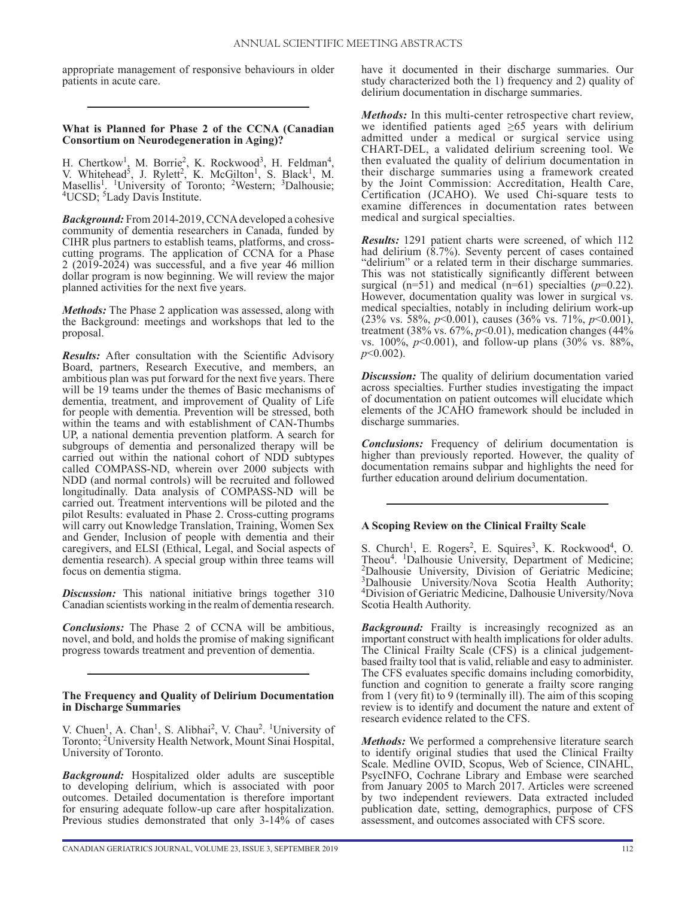appropriate management of responsive behaviours in older patients in acute care.

---

### What is Planned for Phase 2 of the CCNA (Canadian Consortium on Neurodegeneration in Aging)?

H. Chertkow[1], M. Borrie[2], K. Rockwood[3], H. Feldman[4], V. Whitehead[5], J. Rylett[2], K. McGilton[1], S. Black[1], M. Masellis[1]. [1]University of Toronto; [2]Western; [3]Dalhousie; [4]UCSD; [5]Lady Davis Institute.

***Background:*** From 2014-2019, CCNA developed a cohesive community of dementia researchers in Canada, funded by CIHR plus partners to establish teams, platforms, and cross-cutting programs. The application of CCNA for a Phase 2 (2019-2024) was successful, and a five year 46 million dollar program is now beginning. We will review the major planned activities for the next five years.

***Methods:*** The Phase 2 application was assessed, along with the Background: meetings and workshops that led to the proposal.

***Results:*** After consultation with the Scientific Advisory Board, partners, Research Executive, and members, an ambitious plan was put forward for the next five years. There will be 19 teams under the themes of Basic mechanisms of dementia, treatment, and improvement of Quality of Life for people with dementia. Prevention will be stressed, both within the teams and with establishment of CAN-Thumbs UP, a national dementia prevention platform. A search for subgroups of dementia and personalized therapy will be carried out within the national cohort of NDD subtypes called COMPASS-ND, wherein over 2000 subjects with NDD (and normal controls) will be recruited and followed longitudinally. Data analysis of COMPASS-ND will be carried out. Treatment interventions will be piloted and the pilot Results: evaluated in Phase 2. Cross-cutting programs will carry out Knowledge Translation, Training, Women Sex and Gender, Inclusion of people with dementia and their caregivers, and ELSI (Ethical, Legal, and Social aspects of dementia research). A special group within three teams will focus on dementia stigma.

***Discussion:*** This national initiative brings together 310 Canadian scientists working in the realm of dementia research.

***Conclusions:*** The Phase 2 of CCNA will be ambitious, novel, and bold, and holds the promise of making significant progress towards treatment and prevention of dementia.

---

### The Frequency and Quality of Delirium Documentation in Discharge Summaries

V. Chuen[1], A. Chan[1], S. Alibhai[2], V. Chau[2]. [1]University of Toronto; [2]University Health Network, Mount Sinai Hospital, University of Toronto.

***Background:*** Hospitalized older adults are susceptible to developing delirium, which is associated with poor outcomes. Detailed documentation is therefore important for ensuring adequate follow-up care after hospitalization. Previous studies demonstrated that only 3-14% of cases have it documented in their discharge summaries. Our study characterized both the 1) frequency and 2) quality of delirium documentation in discharge summaries.

***Methods:*** In this multi-center retrospective chart review, we identified patients aged ≥65 years with delirium admitted under a medical or surgical service using CHART-DEL, a validated delirium screening tool. We then evaluated the quality of delirium documentation in their discharge summaries using a framework created by the Joint Commission: Accreditation, Health Care, Certification (JCAHO). We used Chi-square tests to examine differences in documentation rates between medical and surgical specialties.

***Results:*** 1291 patient charts were screened, of which 112 had delirium (8.7%). Seventy percent of cases contained "delirium" or a related term in their discharge summaries. This was not statistically significantly different between surgical (n=51) and medical (n=61) specialties ($p$=0.22). However, documentation quality was lower in surgical vs. medical specialties, notably in including delirium work-up (23% vs. 58%, $p$<0.001), causes (36% vs. 71%, $p$<0.001), treatment (38% vs. 67%, $p$<0.01), medication changes (44% vs. 100%, $p$<0.001), and follow-up plans (30% vs. 88%, $p$<0.002).

***Discussion:*** The quality of delirium documentation varied across specialties. Further studies investigating the impact of documentation on patient outcomes will elucidate which elements of the JCAHO framework should be included in discharge summaries.

***Conclusions:*** Frequency of delirium documentation is higher than previously reported. However, the quality of documentation remains subpar and highlights the need for further education around delirium documentation.

---

### A Scoping Review on the Clinical Frailty Scale

S. Church[1], E. Rogers[2], E. Squires[3], K. Rockwood[4], O. Theou[4]. [1]Dalhousie University, Department of Medicine; [2]Dalhousie University, Division of Geriatric Medicine; [3]Dalhousie University/Nova Scotia Health Authority; [4]Division of Geriatric Medicine, Dalhousie University/Nova Scotia Health Authority.

***Background:*** Frailty is increasingly recognized as an important construct with health implications for older adults. The Clinical Frailty Scale (CFS) is a clinical judgement-based frailty tool that is valid, reliable and easy to administer. The CFS evaluates specific domains including comorbidity, function and cognition to generate a frailty score ranging from 1 (very fit) to 9 (terminally ill). The aim of this scoping review is to identify and document the nature and extent of research evidence related to the CFS.

***Methods:*** We performed a comprehensive literature search to identify original studies that used the Clinical Frailty Scale. Medline OVID, Scopus, Web of Science, CINAHL, PsycINFO, Cochrane Library and Embase were searched from January 2005 to March 2017. Articles were screened by two independent reviewers. Data extracted included publication date, setting, demographics, purpose of CFS assessment, and outcomes associated with CFS score.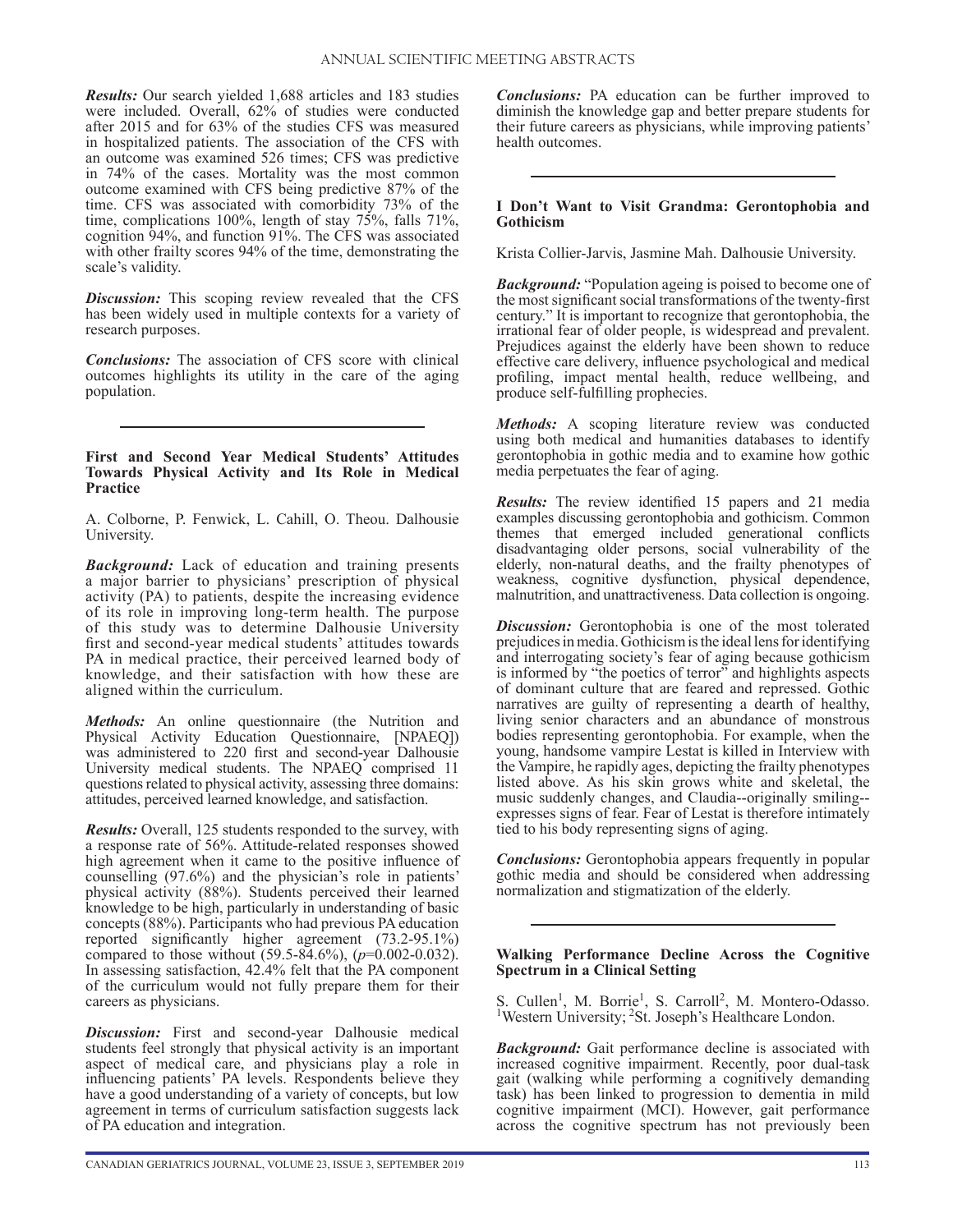***Results:*** Our search yielded 1,688 articles and 183 studies were included. Overall, 62% of studies were conducted after 2015 and for 63% of the studies CFS was measured in hospitalized patients. The association of the CFS with an outcome was examined 526 times; CFS was predictive in 74% of the cases. Mortality was the most common outcome examined with CFS being predictive 87% of the time. CFS was associated with comorbidity 73% of the time, complications 100%, length of stay 75%, falls 71%, cognition 94%, and function 91%. The CFS was associated with other frailty scores 94% of the time, demonstrating the scale's validity.

***Discussion:*** This scoping review revealed that the CFS has been widely used in multiple contexts for a variety of research purposes.

***Conclusions:*** The association of CFS score with clinical outcomes highlights its utility in the care of the aging population.

---

### First and Second Year Medical Students' Attitudes Towards Physical Activity and Its Role in Medical Practice

A. Colborne, P. Fenwick, L. Cahill, O. Theou. Dalhousie University.

***Background:*** Lack of education and training presents a major barrier to physicians' prescription of physical activity (PA) to patients, despite the increasing evidence of its role in improving long-term health. The purpose of this study was to determine Dalhousie University first and second-year medical students' attitudes towards PA in medical practice, their perceived learned body of knowledge, and their satisfaction with how these are aligned within the curriculum.

***Methods:*** An online questionnaire (the Nutrition and Physical Activity Education Questionnaire, [NPAEQ]) was administered to 220 first and second-year Dalhousie University medical students. The NPAEQ comprised 11 questions related to physical activity, assessing three domains: attitudes, perceived learned knowledge, and satisfaction.

***Results:*** Overall, 125 students responded to the survey, with a response rate of 56%. Attitude-related responses showed high agreement when it came to the positive influence of counselling (97.6%) and the physician's role in patients' physical activity (88%). Students perceived their learned knowledge to be high, particularly in understanding of basic concepts (88%). Participants who had previous PA education reported significantly higher agreement (73.2-95.1%) compared to those without (59.5-84.6%), ($p$=0.002-0.032). In assessing satisfaction, 42.4% felt that the PA component of the curriculum would not fully prepare them for their careers as physicians.

***Discussion:*** First and second-year Dalhousie medical students feel strongly that physical activity is an important aspect of medical care, and physicians play a role in influencing patients' PA levels. Respondents believe they have a good understanding of a variety of concepts, but low agreement in terms of curriculum satisfaction suggests lack of PA education and integration.

***Conclusions:*** PA education can be further improved to diminish the knowledge gap and better prepare students for their future careers as physicians, while improving patients' health outcomes.

---

### I Don't Want to Visit Grandma: Gerontophobia and Gothicism

Krista Collier-Jarvis, Jasmine Mah. Dalhousie University.

***Background:*** "Population ageing is poised to become one of the most significant social transformations of the twenty-first century." It is important to recognize that gerontophobia, the irrational fear of older people, is widespread and prevalent. Prejudices against the elderly have been shown to reduce effective care delivery, influence psychological and medical profiling, impact mental health, reduce wellbeing, and produce self-fulfilling prophecies.

***Methods:*** A scoping literature review was conducted using both medical and humanities databases to identify gerontophobia in gothic media and to examine how gothic media perpetuates the fear of aging.

***Results:*** The review identified 15 papers and 21 media examples discussing gerontophobia and gothicism. Common themes that emerged included generational conflicts disadvantaging older persons, social vulnerability of the elderly, non-natural deaths, and the frailty phenotypes of weakness, cognitive dysfunction, physical dependence, malnutrition, and unattractiveness. Data collection is ongoing.

***Discussion:*** Gerontophobia is one of the most tolerated prejudices in media. Gothicism is the ideal lens for identifying and interrogating society's fear of aging because gothicism is informed by "the poetics of terror" and highlights aspects of dominant culture that are feared and repressed. Gothic narratives are guilty of representing a dearth of healthy, living senior characters and an abundance of monstrous bodies representing gerontophobia. For example, when the young, handsome vampire Lestat is killed in Interview with the Vampire, he rapidly ages, depicting the frailty phenotypes listed above. As his skin grows white and skeletal, the music suddenly changes, and Claudia--originally smiling--expresses signs of fear. Fear of Lestat is therefore intimately tied to his body representing signs of aging.

***Conclusions:*** Gerontophobia appears frequently in popular gothic media and should be considered when addressing normalization and stigmatization of the elderly.

---

### Walking Performance Decline Across the Cognitive Spectrum in a Clinical Setting

S. Cullen[1], M. Borrie[1], S. Carroll[2], M. Montero-Odasso. [1]Western University; [2]St. Joseph's Healthcare London.

***Background:*** Gait performance decline is associated with increased cognitive impairment. Recently, poor dual-task gait (walking while performing a cognitively demanding task) has been linked to progression to dementia in mild cognitive impairment (MCI). However, gait performance across the cognitive spectrum has not previously been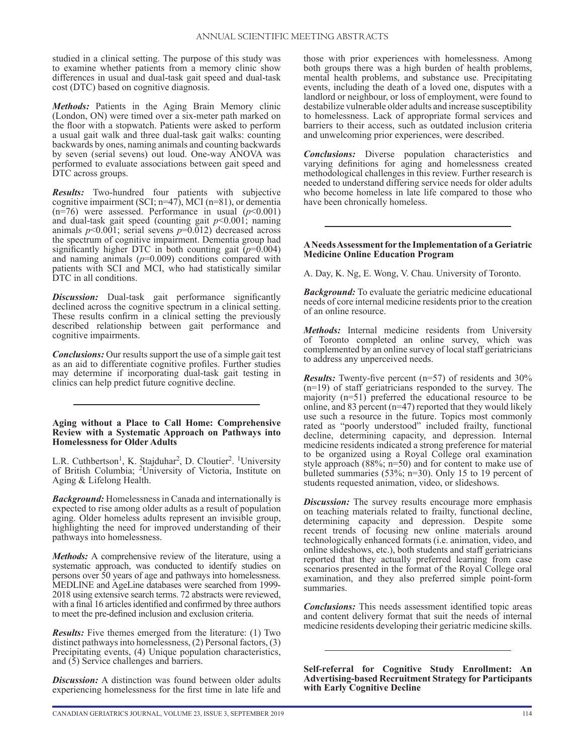studied in a clinical setting. The purpose of this study was to examine whether patients from a memory clinic show differences in usual and dual-task gait speed and dual-task cost (DTC) based on cognitive diagnosis.

***Methods:*** Patients in the Aging Brain Memory clinic (London, ON) were timed over a six-meter path marked on the floor with a stopwatch. Patients were asked to perform a usual gait walk and three dual-task gait walks: counting backwards by ones, naming animals and counting backwards by seven (serial sevens) out loud. One-way ANOVA was performed to evaluate associations between gait speed and DTC across groups.

***Results:*** Two-hundred four patients with subjective cognitive impairment (SCI; n=47), MCI (n=81), or dementia (n=76) were assessed. Performance in usual ($p<0.001$) and dual-task gait speed (counting gait $p<0.001$; naming animals $p<0.001$; serial sevens $p=0.012$) decreased across the spectrum of cognitive impairment. Dementia group had significantly higher DTC in both counting gait ($p=0.004$) and naming animals ($p=0.009$) conditions compared with patients with SCI and MCI, who had statistically similar DTC in all conditions.

***Discussion:*** Dual-task gait performance significantly declined across the cognitive spectrum in a clinical setting. These results confirm in a clinical setting the previously described relationship between gait performance and cognitive impairments.

***Conclusions:*** Our results support the use of a simple gait test as an aid to differentiate cognitive profiles. Further studies may determine if incorporating dual-task gait testing in clinics can help predict future cognitive decline.

---

**Aging without a Place to Call Home: Comprehensive Review with a Systematic Approach on Pathways into Homelessness for Older Adults**

L.R. Cuthbertson[1], K. Stajduhar[2], D. Cloutier[2]. [1]University of British Columbia; [2]University of Victoria, Institute on Aging & Lifelong Health.

***Background:*** Homelessness in Canada and internationally is expected to rise among older adults as a result of population aging. Older homeless adults represent an invisible group, highlighting the need for improved understanding of their pathways into homelessness.

***Methods:*** A comprehensive review of the literature, using a systematic approach, was conducted to identify studies on persons over 50 years of age and pathways into homelessness. MEDLINE and AgeLine databases were searched from 1999-2018 using extensive search terms. 72 abstracts were reviewed, with a final 16 articles identified and confirmed by three authors to meet the pre-defined inclusion and exclusion criteria.

***Results:*** Five themes emerged from the literature: (1) Two distinct pathways into homelessness, (2) Personal factors, (3) Precipitating events, (4) Unique population characteristics, and (5) Service challenges and barriers.

***Discussion:*** A distinction was found between older adults experiencing homelessness for the first time in late life and those with prior experiences with homelessness. Among both groups there was a high burden of health problems, mental health problems, and substance use. Precipitating events, including the death of a loved one, disputes with a landlord or neighbour, or loss of employment, were found to destabilize vulnerable older adults and increase susceptibility to homelessness. Lack of appropriate formal services and barriers to their access, such as outdated inclusion criteria and unwelcoming prior experiences, were described.

***Conclusions:*** Diverse population characteristics and varying definitions for aging and homelessness created methodological challenges in this review. Further research is needed to understand differing service needs for older adults who become homeless in late life compared to those who have been chronically homeless.

---

**A Needs Assessment for the Implementation of a Geriatric Medicine Online Education Program**

A. Day, K. Ng, E. Wong, V. Chau. University of Toronto.

***Background:*** To evaluate the geriatric medicine educational needs of core internal medicine residents prior to the creation of an online resource.

***Methods:*** Internal medicine residents from University of Toronto completed an online survey, which was complemented by an online survey of local staff geriatricians to address any unperceived needs.

***Results:*** Twenty-five percent (n=57) of residents and 30% (n=19) of staff geriatricians responded to the survey. The majority (n=51) preferred the educational resource to be online, and 83 percent (n=47) reported that they would likely use such a resource in the future. Topics most commonly rated as "poorly understood" included frailty, functional decline, determining capacity, and depression. Internal medicine residents indicated a strong preference for material to be organized using a Royal College oral examination style approach (88%; n=50) and for content to make use of bulleted summaries (53%; n=30). Only 15 to 19 percent of students requested animation, video, or slideshows.

***Discussion:*** The survey results encourage more emphasis on teaching materials related to frailty, functional decline, determining capacity and depression. Despite some recent trends of focusing new online materials around technologically enhanced formats (i.e. animation, video, and online slideshows, etc.), both students and staff geriatricians reported that they actually preferred learning from case scenarios presented in the format of the Royal College oral examination, and they also preferred simple point-form summaries.

***Conclusions:*** This needs assessment identified topic areas and content delivery format that suit the needs of internal medicine residents developing their geriatric medicine skills.

---

**Self-referral for Cognitive Study Enrollment: An Advertising-based Recruitment Strategy for Participants with Early Cognitive Decline**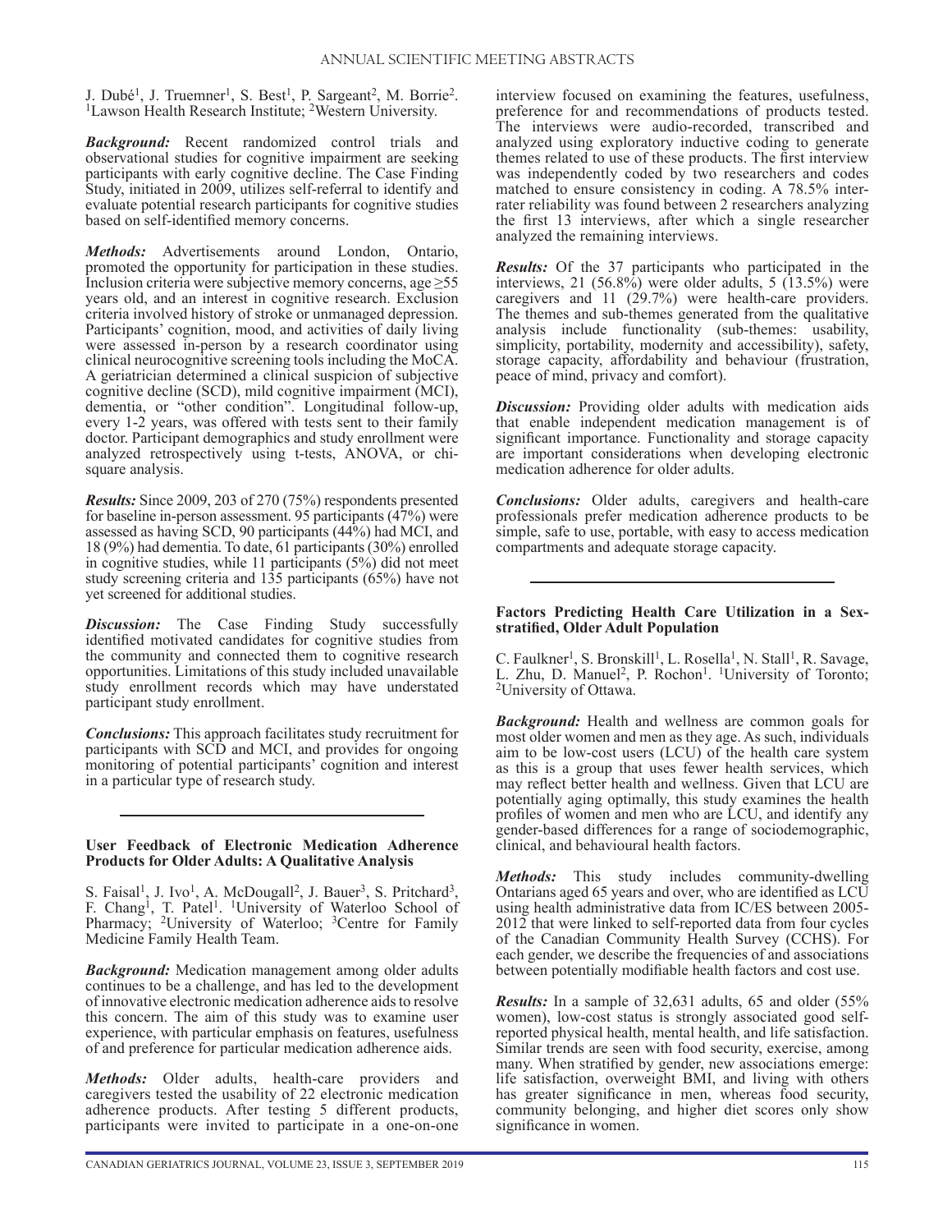J. Dubé[1], J. Truemner[1], S. Best[1], P. Sargeant[2], M. Borrie[2]. [1]Lawson Health Research Institute; [2]Western University.

***Background:*** Recent randomized control trials and observational studies for cognitive impairment are seeking participants with early cognitive decline. The Case Finding Study, initiated in 2009, utilizes self-referral to identify and evaluate potential research participants for cognitive studies based on self-identified memory concerns.

***Methods:*** Advertisements around London, Ontario, promoted the opportunity for participation in these studies. Inclusion criteria were subjective memory concerns, age ≥55 years old, and an interest in cognitive research. Exclusion criteria involved history of stroke or unmanaged depression. Participants' cognition, mood, and activities of daily living were assessed in-person by a research coordinator using clinical neurocognitive screening tools including the MoCA. A geriatrician determined a clinical suspicion of subjective cognitive decline (SCD), mild cognitive impairment (MCI), dementia, or "other condition". Longitudinal follow-up, every 1-2 years, was offered with tests sent to their family doctor. Participant demographics and study enrollment were analyzed retrospectively using t-tests, ANOVA, or chi-square analysis.

***Results:*** Since 2009, 203 of 270 (75%) respondents presented for baseline in-person assessment. 95 participants (47%) were assessed as having SCD, 90 participants (44%) had MCI, and 18 (9%) had dementia. To date, 61 participants (30%) enrolled in cognitive studies, while 11 participants (5%) did not meet study screening criteria and 135 participants (65%) have not yet screened for additional studies.

***Discussion:*** The Case Finding Study successfully identified motivated candidates for cognitive studies from the community and connected them to cognitive research opportunities. Limitations of this study included unavailable study enrollment records which may have understated participant study enrollment.

***Conclusions:*** This approach facilitates study recruitment for participants with SCD and MCI, and provides for ongoing monitoring of potential participants' cognition and interest in a particular type of research study.

---

**User Feedback of Electronic Medication Adherence Products for Older Adults: A Qualitative Analysis**

S. Faisal[1], J. Ivo[1], A. McDougall[2], J. Bauer[3], S. Pritchard[3], F. Chang[1], T. Patel[1]. [1]University of Waterloo School of Pharmacy; [2]University of Waterloo; [3]Centre for Family Medicine Family Health Team.

***Background:*** Medication management among older adults continues to be a challenge, and has led to the development of innovative electronic medication adherence aids to resolve this concern. The aim of this study was to examine user experience, with particular emphasis on features, usefulness of and preference for particular medication adherence aids.

***Methods:*** Older adults, health-care providers and caregivers tested the usability of 22 electronic medication adherence products. After testing 5 different products, participants were invited to participate in a one-on-one interview focused on examining the features, usefulness, preference for and recommendations of products tested. The interviews were audio-recorded, transcribed and analyzed using exploratory inductive coding to generate themes related to use of these products. The first interview was independently coded by two researchers and codes matched to ensure consistency in coding. A 78.5% inter-rater reliability was found between 2 researchers analyzing the first 13 interviews, after which a single researcher analyzed the remaining interviews.

***Results:*** Of the 37 participants who participated in the interviews, 21 (56.8%) were older adults, 5 (13.5%) were caregivers and 11 (29.7%) were health-care providers. The themes and sub-themes generated from the qualitative analysis include functionality (sub-themes: usability, simplicity, portability, modernity and accessibility), safety, storage capacity, affordability and behaviour (frustration, peace of mind, privacy and comfort).

***Discussion:*** Providing older adults with medication aids that enable independent medication management is of significant importance. Functionality and storage capacity are important considerations when developing electronic medication adherence for older adults.

***Conclusions:*** Older adults, caregivers and health-care professionals prefer medication adherence products to be simple, safe to use, portable, with easy to access medication compartments and adequate storage capacity.

---

**Factors Predicting Health Care Utilization in a Sex-stratified, Older Adult Population**

C. Faulkner[1], S. Bronskill[1], L. Rosella[1], N. Stall[1], R. Savage, L. Zhu, D. Manuel[2], P. Rochon[1]. [1]University of Toronto; [2]University of Ottawa.

***Background:*** Health and wellness are common goals for most older women and men as they age. As such, individuals aim to be low-cost users (LCU) of the health care system as this is a group that uses fewer health services, which may reflect better health and wellness. Given that LCU are potentially aging optimally, this study examines the health profiles of women and men who are LCU, and identify any gender-based differences for a range of sociodemographic, clinical, and behavioural health factors.

***Methods:*** This study includes community-dwelling Ontarians aged 65 years and over, who are identified as LCU using health administrative data from IC/ES between 2005-2012 that were linked to self-reported data from four cycles of the Canadian Community Health Survey (CCHS). For each gender, we describe the frequencies of and associations between potentially modifiable health factors and cost use.

***Results:*** In a sample of 32,631 adults, 65 and older (55% women), low-cost status is strongly associated good self-reported physical health, mental health, and life satisfaction. Similar trends are seen with food security, exercise, among many. When stratified by gender, new associations emerge: life satisfaction, overweight BMI, and living with others has greater significance in men, whereas food security, community belonging, and higher diet scores only show significance in women.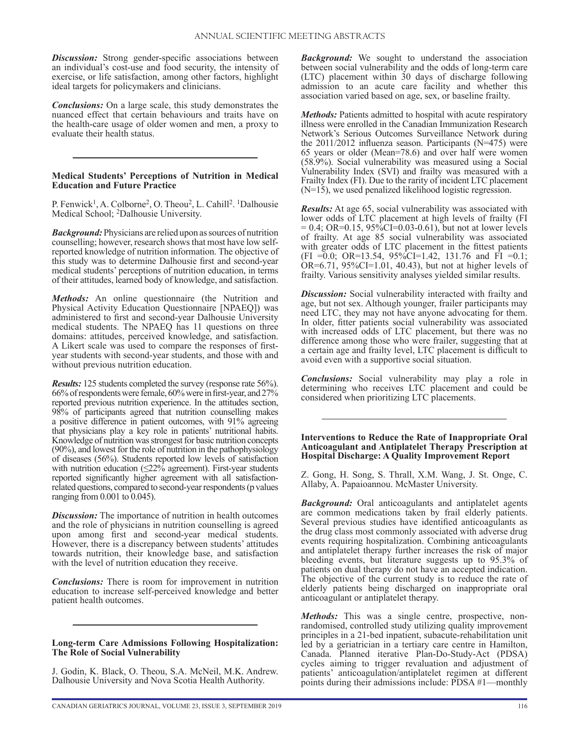*Discussion:* Strong gender-specific associations between an individual's cost-use and food security, the intensity of exercise, or life satisfaction, among other factors, highlight ideal targets for policymakers and clinicians.

*Conclusions:* On a large scale, this study demonstrates the nuanced effect that certain behaviours and traits have on the health-care usage of older women and men, a proxy to evaluate their health status.

---

**Medical Students' Perceptions of Nutrition in Medical Education and Future Practice**

P. Fenwick[1], A. Colborne[2], O. Theou[2], L. Cahill[2]. [1]Dalhousie Medical School; [2]Dalhousie University.

*Background:* Physicians are relied upon as sources of nutrition counselling; however, research shows that most have low self-reported knowledge of nutrition information. The objective of this study was to determine Dalhousie first and second-year medical students' perceptions of nutrition education, in terms of their attitudes, learned body of knowledge, and satisfaction.

*Methods:* An online questionnaire (the Nutrition and Physical Activity Education Questionnaire [NPAEQ]) was administered to first and second-year Dalhousie University medical students. The NPAEQ has 11 questions on three domains: attitudes, perceived knowledge, and satisfaction. A Likert scale was used to compare the responses of first-year students with second-year students, and those with and without previous nutrition education.

*Results:* 125 students completed the survey (response rate 56%). 66% of respondents were female, 60% were in first-year, and 27% reported previous nutrition experience. In the attitudes section, 98% of participants agreed that nutrition counselling makes a positive difference in patient outcomes, with 91% agreeing that physicians play a key role in patients' nutritional habits. Knowledge of nutrition was strongest for basic nutrition concepts (90%), and lowest for the role of nutrition in the pathophysiology of diseases (56%). Students reported low levels of satisfaction with nutrition education (≤22% agreement). First-year students reported significantly higher agreement with all satisfaction-related questions, compared to second-year respondents (p values ranging from 0.001 to 0.045).

*Discussion:* The importance of nutrition in health outcomes and the role of physicians in nutrition counselling is agreed upon among first and second-year medical students. However, there is a discrepancy between students' attitudes towards nutrition, their knowledge base, and satisfaction with the level of nutrition education they receive.

*Conclusions:* There is room for improvement in nutrition education to increase self-perceived knowledge and better patient health outcomes.

---

**Long-term Care Admissions Following Hospitalization: The Role of Social Vulnerability**

J. Godin, K. Black, O. Theou, S.A. McNeil, M.K. Andrew. Dalhousie University and Nova Scotia Health Authority.

*Background:* We sought to understand the association between social vulnerability and the odds of long-term care (LTC) placement within 30 days of discharge following admission to an acute care facility and whether this association varied based on age, sex, or baseline frailty.

*Methods:* Patients admitted to hospital with acute respiratory illness were enrolled in the Canadian Immunization Research Network's Serious Outcomes Surveillance Network during the 2011/2012 influenza season. Participants (N=475) were 65 years or older (Mean=78.6) and over half were women (58.9%). Social vulnerability was measured using a Social Vulnerability Index (SVI) and frailty was measured with a Frailty Index (FI). Due to the rarity of incident LTC placement (N=15), we used penalized likelihood logistic regression.

*Results:* At age 65, social vulnerability was associated with lower odds of LTC placement at high levels of frailty (FI = 0.4; OR=0.15, 95%CI=0.03-0.61), but not at lower levels of frailty. At age 85 social vulnerability was associated with greater odds of LTC placement in the fittest patients (FI =0.0; OR=13.54, 95%CI=1.42, 131.76 and FI =0.1; OR=6.71, 95%CI=1.01, 40.43), but not at higher levels of frailty. Various sensitivity analyses yielded similar results.

*Discussion:* Social vulnerability interacted with frailty and age, but not sex. Although younger, frailer participants may need LTC, they may not have anyone advocating for them. In older, fitter patients social vulnerability was associated with increased odds of LTC placement, but there was no difference among those who were frailer, suggesting that at a certain age and frailty level, LTC placement is difficult to avoid even with a supportive social situation.

*Conclusions:* Social vulnerability may play a role in determining who receives LTC placement and could be considered when prioritizing LTC placements.

---

**Interventions to Reduce the Rate of Inappropriate Oral Anticoagulant and Antiplatelet Therapy Prescription at Hospital Discharge: A Quality Improvement Report**

Z. Gong, H. Song, S. Thrall, X.M. Wang, J. St. Onge, C. Allaby, A. Papaioannou. McMaster University.

*Background:* Oral anticoagulants and antiplatelet agents are common medications taken by frail elderly patients. Several previous studies have identified anticoagulants as the drug class most commonly associated with adverse drug events requiring hospitalization. Combining anticoagulants and antiplatelet therapy further increases the risk of major bleeding events, but literature suggests up to 95.3% of patients on dual therapy do not have an accepted indication. The objective of the current study is to reduce the rate of elderly patients being discharged on inappropriate oral anticoagulant or antiplatelet therapy.

*Methods:* This was a single centre, prospective, non-randomised, controlled study utilizing quality improvement principles in a 21-bed inpatient, subacute-rehabilitation unit led by a geriatrician in a tertiary care centre in Hamilton, Canada. Planned iterative Plan-Do-Study-Act (PDSA) cycles aiming to trigger revaluation and adjustment of patients' anticoagulation/antiplatelet regimen at different points during their admissions include: PDSA #1—monthly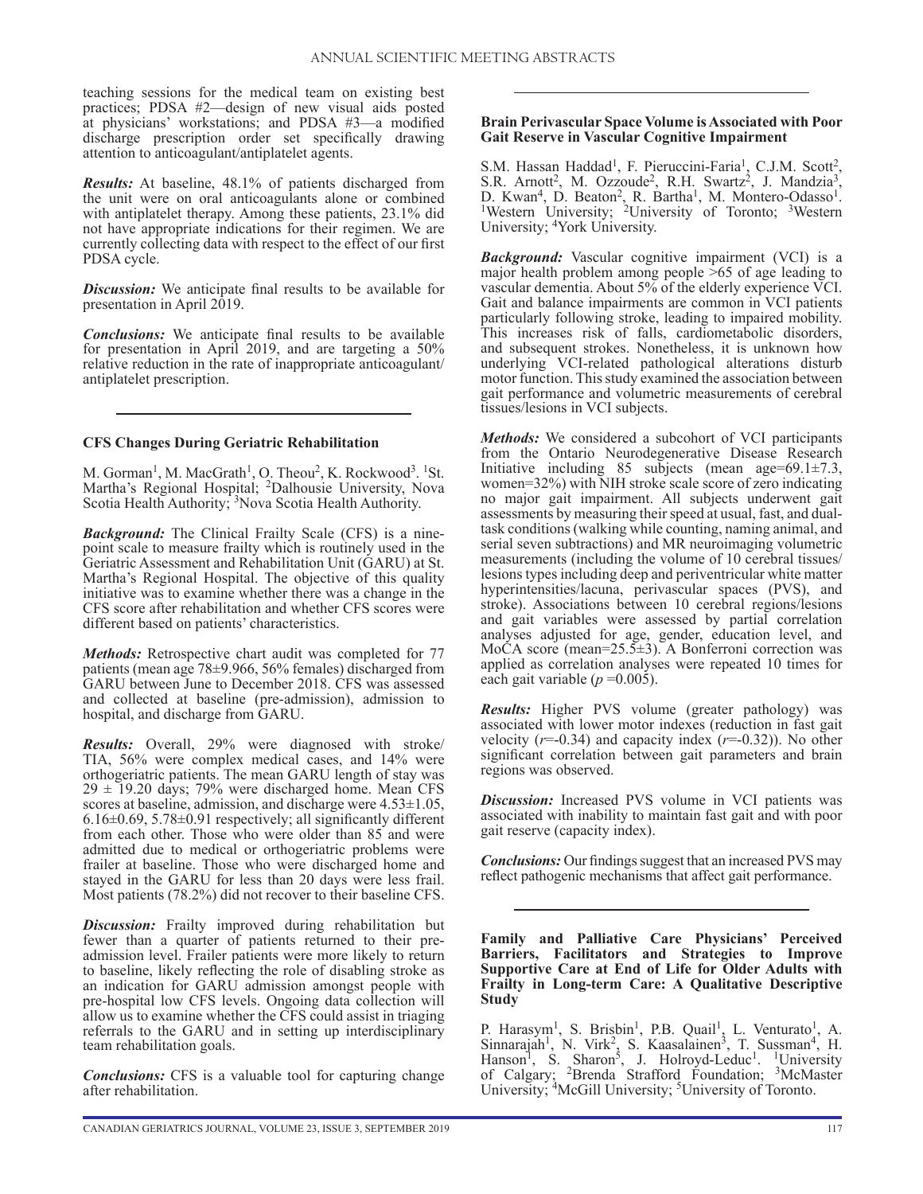teaching sessions for the medical team on existing best practices; PDSA #2—design of new visual aids posted at physicians' workstations; and PDSA #3—a modified discharge prescription order set specifically drawing attention to anticoagulant/antiplatelet agents.

***Results:*** At baseline, 48.1% of patients discharged from the unit were on oral anticoagulants alone or combined with antiplatelet therapy. Among these patients, 23.1% did not have appropriate indications for their regimen. We are currently collecting data with respect to the effect of our first PDSA cycle.

***Discussion:*** We anticipate final results to be available for presentation in April 2019.

***Conclusions:*** We anticipate final results to be available for presentation in April 2019, and are targeting a 50% relative reduction in the rate of inappropriate anticoagulant/antiplatelet prescription.

---

## CFS Changes During Geriatric Rehabilitation

M. Gorman[1], M. MacGrath[1], O. Theou[2], K. Rockwood[3]. [1]St. Martha's Regional Hospital; [2]Dalhousie University, Nova Scotia Health Authority; [3]Nova Scotia Health Authority.

***Background:*** The Clinical Frailty Scale (CFS) is a nine-point scale to measure frailty which is routinely used in the Geriatric Assessment and Rehabilitation Unit (GARU) at St. Martha's Regional Hospital. The objective of this quality initiative was to examine whether there was a change in the CFS score after rehabilitation and whether CFS scores were different based on patients' characteristics.

***Methods:*** Retrospective chart audit was completed for 77 patients (mean age 78±9.966, 56% females) discharged from GARU between June to December 2018. CFS was assessed and collected at baseline (pre-admission), admission to hospital, and discharge from GARU.

***Results:*** Overall, 29% were diagnosed with stroke/TIA, 56% were complex medical cases, and 14% were orthogeriatric patients. The mean GARU length of stay was 29 ± 19.20 days; 79% were discharged home. Mean CFS scores at baseline, admission, and discharge were 4.53±1.05, 6.16±0.69, 5.78±0.91 respectively; all significantly different from each other. Those who were older than 85 and were admitted due to medical or orthogeriatric problems were frailer at baseline. Those who were discharged home and stayed in the GARU for less than 20 days were less frail. Most patients (78.2%) did not recover to their baseline CFS.

***Discussion:*** Frailty improved during rehabilitation but fewer than a quarter of patients returned to their pre-admission level. Frailer patients were more likely to return to baseline, likely reflecting the role of disabling stroke as an indication for GARU admission amongst people with pre-hospital low CFS levels. Ongoing data collection will allow us to examine whether the CFS could assist in triaging referrals to the GARU and in setting up interdisciplinary team rehabilitation goals.

***Conclusions:*** CFS is a valuable tool for capturing change after rehabilitation.

---

## Brain Perivascular Space Volume is Associated with Poor Gait Reserve in Vascular Cognitive Impairment

S.M. Hassan Haddad[1], F. Pieruccini-Faria[1], C.J.M. Scott[2], S.R. Arnott[2], M. Ozzoude[2], R.H. Swartz[2], J. Mandzia[3], D. Kwan[4], D. Beaton[2], R. Bartha[1], M. Montero-Odasso[1]. [1]Western University; [2]University of Toronto; [3]Western University; [4]York University.

***Background:*** Vascular cognitive impairment (VCI) is a major health problem among people >65 of age leading to vascular dementia. About 5% of the elderly experience VCI. Gait and balance impairments are common in VCI patients particularly following stroke, leading to impaired mobility. This increases risk of falls, cardiometabolic disorders, and subsequent strokes. Nonetheless, it is unknown how underlying VCI-related pathological alterations disturb motor function. This study examined the association between gait performance and volumetric measurements of cerebral tissues/lesions in VCI subjects.

***Methods:*** We considered a subcohort of VCI participants from the Ontario Neurodegenerative Disease Research Initiative including 85 subjects (mean age=69.1±7.3, women=32%) with NIH stroke scale score of zero indicating no major gait impairment. All subjects underwent gait assessments by measuring their speed at usual, fast, and dual-task conditions (walking while counting, naming animal, and serial seven subtractions) and MR neuroimaging volumetric measurements (including the volume of 10 cerebral tissues/lesions types including deep and periventricular white matter hyperintensities/lacuna, perivascular spaces (PVS), and stroke). Associations between 10 cerebral regions/lesions and gait variables were assessed by partial correlation analyses adjusted for age, gender, education level, and MoCA score (mean=25.5±3). A Bonferroni correction was applied as correlation analyses were repeated 10 times for each gait variable ($p$ =0.005).

***Results:*** Higher PVS volume (greater pathology) was associated with lower motor indexes (reduction in fast gait velocity ($r$=-0.34) and capacity index ($r$=-0.32)). No other significant correlation between gait parameters and brain regions was observed.

***Discussion:*** Increased PVS volume in VCI patients was associated with inability to maintain fast gait and with poor gait reserve (capacity index).

***Conclusions:*** Our findings suggest that an increased PVS may reflect pathogenic mechanisms that affect gait performance.

---

## Family and Palliative Care Physicians' Perceived Barriers, Facilitators and Strategies to Improve Supportive Care at End of Life for Older Adults with Frailty in Long-term Care: A Qualitative Descriptive Study

P. Harasym[1], S. Brisbin[1], P.B. Quail[1], L. Venturato[1], A. Sinnarajah[1], N. Virk[2], S. Kaasalainen[3], T. Sussman[4], H. Hanson[1], S. Sharon[5], J. Holroyd-Leduc[1]. [1]University of Calgary; [2]Brenda Strafford Foundation; [3]McMaster University; [4]McGill University; [5]University of Toronto.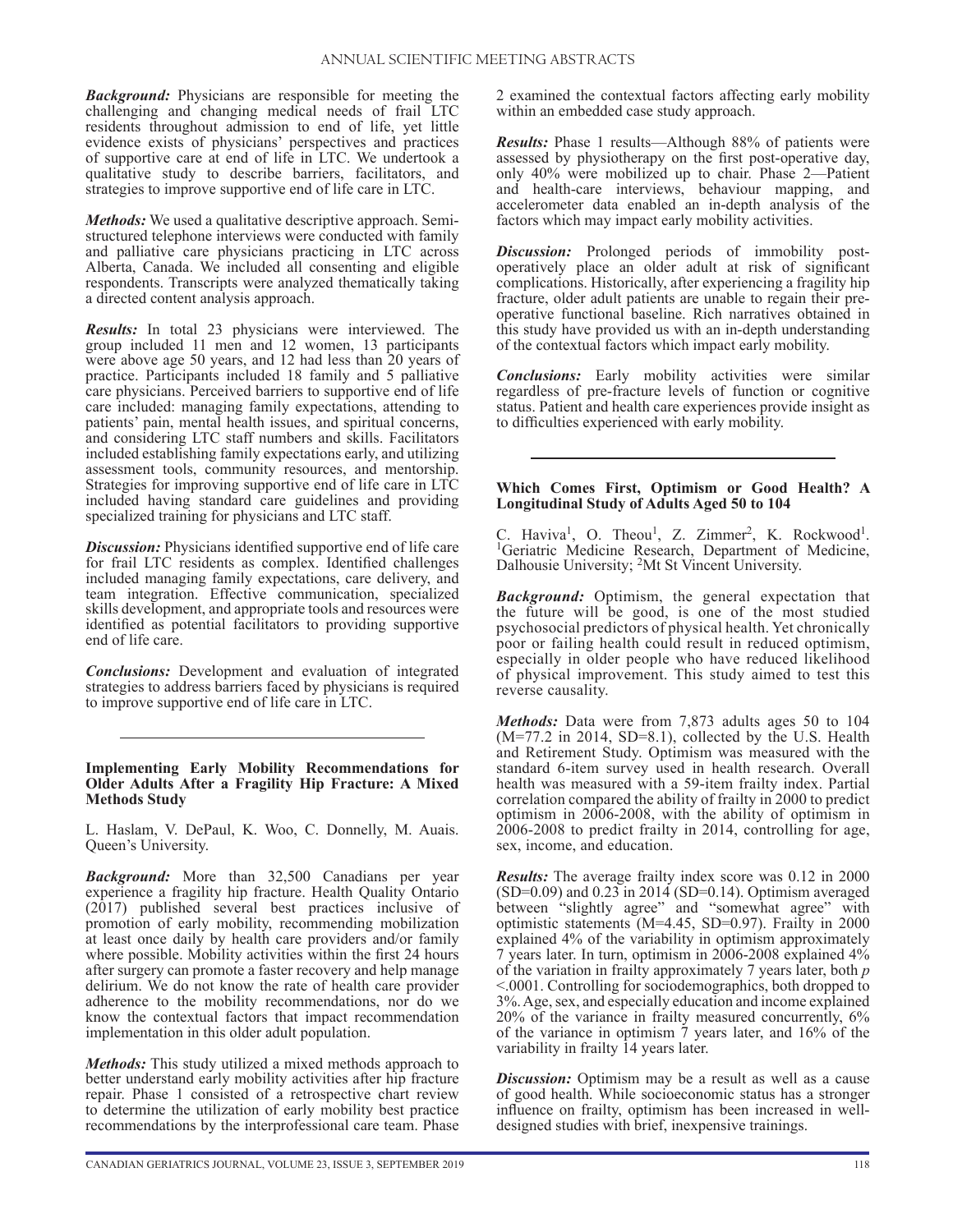***Background:*** Physicians are responsible for meeting the challenging and changing medical needs of frail LTC residents throughout admission to end of life, yet little evidence exists of physicians' perspectives and practices of supportive care at end of life in LTC. We undertook a qualitative study to describe barriers, facilitators, and strategies to improve supportive end of life care in LTC.

***Methods:*** We used a qualitative descriptive approach. Semi-structured telephone interviews were conducted with family and palliative care physicians practicing in LTC across Alberta, Canada. We included all consenting and eligible respondents. Transcripts were analyzed thematically taking a directed content analysis approach.

***Results:*** In total 23 physicians were interviewed. The group included 11 men and 12 women, 13 participants were above age 50 years, and 12 had less than 20 years of practice. Participants included 18 family and 5 palliative care physicians. Perceived barriers to supportive end of life care included: managing family expectations, attending to patients' pain, mental health issues, and spiritual concerns, and considering LTC staff numbers and skills. Facilitators included establishing family expectations early, and utilizing assessment tools, community resources, and mentorship. Strategies for improving supportive end of life care in LTC included having standard care guidelines and providing specialized training for physicians and LTC staff.

***Discussion:*** Physicians identified supportive end of life care for frail LTC residents as complex. Identified challenges included managing family expectations, care delivery, and team integration. Effective communication, specialized skills development, and appropriate tools and resources were identified as potential facilitators to providing supportive end of life care.

***Conclusions:*** Development and evaluation of integrated strategies to address barriers faced by physicians is required to improve supportive end of life care in LTC.

---

### Implementing Early Mobility Recommendations for Older Adults After a Fragility Hip Fracture: A Mixed Methods Study

L. Haslam, V. DePaul, K. Woo, C. Donnelly, M. Auais. Queen's University.

***Background:*** More than 32,500 Canadians per year experience a fragility hip fracture. Health Quality Ontario (2017) published several best practices inclusive of promotion of early mobility, recommending mobilization at least once daily by health care providers and/or family where possible. Mobility activities within the first 24 hours after surgery can promote a faster recovery and help manage delirium. We do not know the rate of health care provider adherence to the mobility recommendations, nor do we know the contextual factors that impact recommendation implementation in this older adult population.

***Methods:*** This study utilized a mixed methods approach to better understand early mobility activities after hip fracture repair. Phase 1 consisted of a retrospective chart review to determine the utilization of early mobility best practice recommendations by the interprofessional care team. Phase 2 examined the contextual factors affecting early mobility within an embedded case study approach.

***Results:*** Phase 1 results—Although 88% of patients were assessed by physiotherapy on the first post-operative day, only 40% were mobilized up to chair. Phase 2—Patient and health-care interviews, behaviour mapping, and accelerometer data enabled an in-depth analysis of the factors which may impact early mobility activities.

***Discussion:*** Prolonged periods of immobility post-operatively place an older adult at risk of significant complications. Historically, after experiencing a fragility hip fracture, older adult patients are unable to regain their pre-operative functional baseline. Rich narratives obtained in this study have provided us with an in-depth understanding of the contextual factors which impact early mobility.

***Conclusions:*** Early mobility activities were similar regardless of pre-fracture levels of function or cognitive status. Patient and health care experiences provide insight as to difficulties experienced with early mobility.

---

### Which Comes First, Optimism or Good Health? A Longitudinal Study of Adults Aged 50 to 104

C. Haviva[1], O. Theou[1], Z. Zimmer[2], K. Rockwood[1]. [1]Geriatric Medicine Research, Department of Medicine, Dalhousie University; [2]Mt St Vincent University.

***Background:*** Optimism, the general expectation that the future will be good, is one of the most studied psychosocial predictors of physical health. Yet chronically poor or failing health could result in reduced optimism, especially in older people who have reduced likelihood of physical improvement. This study aimed to test this reverse causality.

***Methods:*** Data were from 7,873 adults ages 50 to 104 (M=77.2 in 2014, SD=8.1), collected by the U.S. Health and Retirement Study. Optimism was measured with the standard 6-item survey used in health research. Overall health was measured with a 59-item frailty index. Partial correlation compared the ability of frailty in 2000 to predict optimism in 2006-2008, with the ability of optimism in 2006-2008 to predict frailty in 2014, controlling for age, sex, income, and education.

***Results:*** The average frailty index score was 0.12 in 2000 (SD=0.09) and 0.23 in 2014 (SD=0.14). Optimism averaged between "slightly agree" and "somewhat agree" with optimistic statements (M=4.45, SD=0.97). Frailty in 2000 explained 4% of the variability in optimism approximately 7 years later. In turn, optimism in 2006-2008 explained 4% of the variation in frailty approximately 7 years later, both $p < .0001$. Controlling for sociodemographics, both dropped to 3%. Age, sex, and especially education and income explained 20% of the variance in frailty measured concurrently, 6% of the variance in optimism 7 years later, and 16% of the variability in frailty 14 years later.

***Discussion:*** Optimism may be a result as well as a cause of good health. While socioeconomic status has a stronger influence on frailty, optimism has been increased in well-designed studies with brief, inexpensive trainings.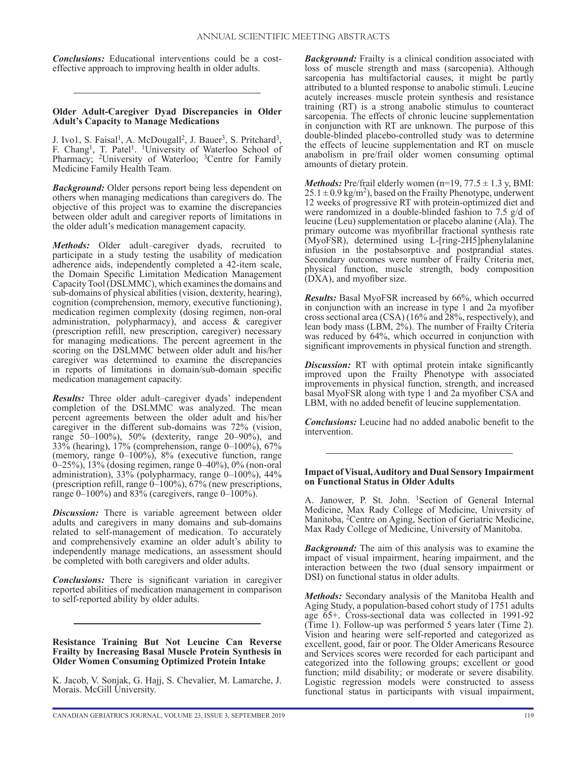***Conclusions:*** Educational interventions could be a cost-effective approach to improving health in older adults.

---

### Older Adult-Caregiver Dyad Discrepancies in Older Adult's Capacity to Manage Medications

J. Ivo1, S. Faisal[1], A. McDougall[2], J. Bauer[3], S. Pritchard[3], F. Chang[1], T. Patel[1]. [1]University of Waterloo School of Pharmacy; [2]University of Waterloo; [3]Centre for Family Medicine Family Health Team.

***Background:*** Older persons report being less dependent on others when managing medications than caregivers do. The objective of this project was to examine the discrepancies between older adult and caregiver reports of limitations in the older adult's medication management capacity.

***Methods:*** Older adult–caregiver dyads, recruited to participate in a study testing the usability of medication adherence aids, independently completed a 42-item scale, the Domain Specific Limitation Medication Management Capacity Tool (DSLMMC), which examines the domains and sub-domains of physical abilities (vision, dexterity, hearing), cognition (comprehension, memory, executive functioning), medication regimen complexity (dosing regimen, non-oral administration, polypharmacy), and access & caregiver (prescription refill, new prescription, caregiver) necessary for managing medications. The percent agreement in the scoring on the DSLMMC between older adult and his/her caregiver was determined to examine the discrepancies in reports of limitations in domain/sub-domain specific medication management capacity.

***Results:*** Three older adult–caregiver dyads' independent completion of the DSLMMC was analyzed. The mean percent agreements between the older adult and his/her caregiver in the different sub-domains was 72% (vision, range 50–100%), 50% (dexterity, range 20–90%), and 33% (hearing), 17% (comprehension, range 0–100%), 67% (memory, range 0–100%), 8% (executive function, range 0–25%), 13% (dosing regimen, range 0–40%), 0% (non-oral administration), 33% (polypharmacy, range 0–100%), 44% (prescription refill, range 0–100%), 67% (new prescriptions, range 0–100%) and 83% (caregivers, range 0–100%).

***Discussion:*** There is variable agreement between older adults and caregivers in many domains and sub-domains related to self-management of medication. To accurately and comprehensively examine an older adult's ability to independently manage medications, an assessment should be completed with both caregivers and older adults.

***Conclusions:*** There is significant variation in caregiver reported abilities of medication management in comparison to self-reported ability by older adults.

---

### Resistance Training But Not Leucine Can Reverse Frailty by Increasing Basal Muscle Protein Synthesis in Older Women Consuming Optimized Protein Intake

K. Jacob, V. Sonjak, G. Hajj, S. Chevalier, M. Lamarche, J. Morais. McGill University.

***Background:*** Frailty is a clinical condition associated with loss of muscle strength and mass (sarcopenia). Although sarcopenia has multifactorial causes, it might be partly attributed to a blunted response to anabolic stimuli. Leucine acutely increases muscle protein synthesis and resistance training (RT) is a strong anabolic stimulus to counteract sarcopenia. The effects of chronic leucine supplementation in conjunction with RT are unknown. The purpose of this double-blinded placebo-controlled study was to determine the effects of leucine supplementation and RT on muscle anabolism in pre/frail older women consuming optimal amounts of dietary protein.

***Methods:*** Pre/frail elderly women ($n=19$, $77.5 \pm 1.3$ y, BMI: $25.1 \pm 0.9$ kg/m$^2$), based on the Frailty Phenotype, underwent 12 weeks of progressive RT with protein-optimized diet and were randomized in a double-blinded fashion to 7.5 g/d of leucine (Leu) supplementation or placebo alanine (Ala). The primary outcome was myofibrillar fractional synthesis rate (MyoFSR), determined using L-[ring-2H5]phenylalanine infusion in the postabsorptive and postprandial states. Secondary outcomes were number of Frailty Criteria met, physical function, muscle strength, body composition (DXA), and myofiber size.

***Results:*** Basal MyoFSR increased by 66%, which occurred in conjunction with an increase in type 1 and 2a myofiber cross sectional area (CSA) (16% and 28%, respectively), and lean body mass (LBM, 2%). The number of Frailty Criteria was reduced by 64%, which occurred in conjunction with significant improvements in physical function and strength.

***Discussion:*** RT with optimal protein intake significantly improved upon the Frailty Phenotype with associated improvements in physical function, strength, and increased basal MyoFSR along with type 1 and 2a myofiber CSA and LBM, with no added benefit of leucine supplementation.

***Conclusions:*** Leucine had no added anabolic benefit to the intervention.

---

### Impact of Visual, Auditory and Dual Sensory Impairment on Functional Status in Older Adults

A. Janower, P. St. John. [1]Section of General Internal Medicine, Max Rady College of Medicine, University of Manitoba, [2]Centre on Aging, Section of Geriatric Medicine, Max Rady College of Medicine, University of Manitoba.

***Background:*** The aim of this analysis was to examine the impact of visual impairment, hearing impairment, and the interaction between the two (dual sensory impairment or DSI) on functional status in older adults.

***Methods:*** Secondary analysis of the Manitoba Health and Aging Study, a population-based cohort study of 1751 adults age 65+. Cross-sectional data was collected in 1991-92 (Time 1). Follow-up was performed 5 years later (Time 2). Vision and hearing were self-reported and categorized as excellent, good, fair or poor. The Older Americans Resource and Services scores were recorded for each participant and categorized into the following groups; excellent or good function; mild disability; or moderate or severe disability. Logistic regression models were constructed to assess functional status in participants with visual impairment,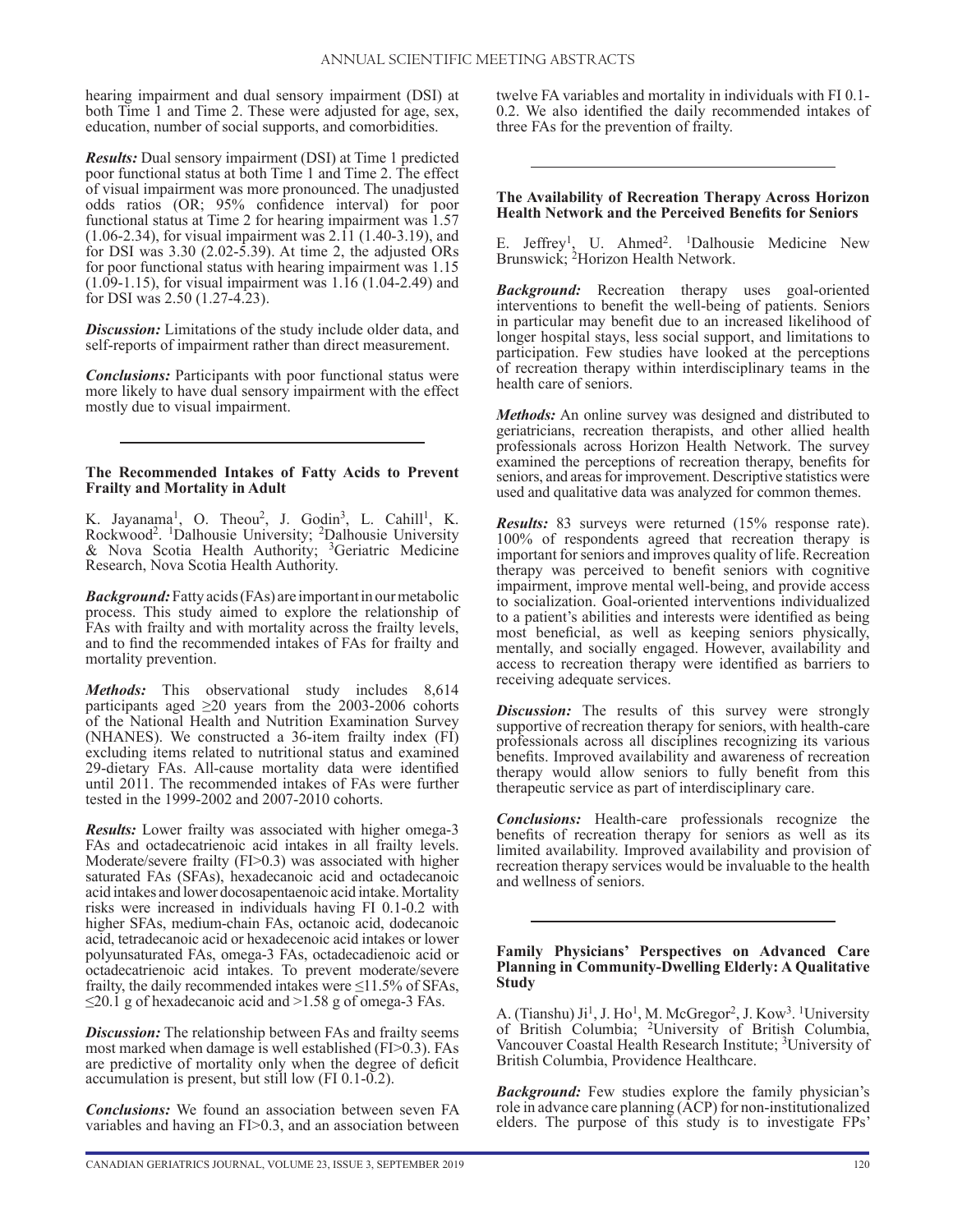hearing impairment and dual sensory impairment (DSI) at both Time 1 and Time 2. These were adjusted for age, sex, education, number of social supports, and comorbidities.

***Results:*** Dual sensory impairment (DSI) at Time 1 predicted poor functional status at both Time 1 and Time 2. The effect of visual impairment was more pronounced. The unadjusted odds ratios (OR; 95% confidence interval) for poor functional status at Time 2 for hearing impairment was 1.57 (1.06-2.34), for visual impairment was 2.11 (1.40-3.19), and for DSI was 3.30 (2.02-5.39). At time 2, the adjusted ORs for poor functional status with hearing impairment was 1.15 (1.09-1.15), for visual impairment was 1.16 (1.04-2.49) and for DSI was 2.50 (1.27-4.23).

***Discussion:*** Limitations of the study include older data, and self-reports of impairment rather than direct measurement.

***Conclusions:*** Participants with poor functional status were more likely to have dual sensory impairment with the effect mostly due to visual impairment.

---

### The Recommended Intakes of Fatty Acids to Prevent Frailty and Mortality in Adult

K. Jayanama[1], O. Theou[2], J. Godin[3], L. Cahill[1], K. Rockwood[2]. [1]Dalhousie University; [2]Dalhousie University & Nova Scotia Health Authority; [3]Geriatric Medicine Research, Nova Scotia Health Authority.

***Background:*** Fatty acids (FAs) are important in our metabolic process. This study aimed to explore the relationship of FAs with frailty and with mortality across the frailty levels, and to find the recommended intakes of FAs for frailty and mortality prevention.

***Methods:*** This observational study includes 8,614 participants aged $\geq$20 years from the 2003-2006 cohorts of the National Health and Nutrition Examination Survey (NHANES). We constructed a 36-item frailty index (FI) excluding items related to nutritional status and examined 29-dietary FAs. All-cause mortality data were identified until 2011. The recommended intakes of FAs were further tested in the 1999-2002 and 2007-2010 cohorts.

***Results:*** Lower frailty was associated with higher omega-3 FAs and octadecatrienoic acid intakes in all frailty levels. Moderate/severe frailty (FI>0.3) was associated with higher saturated FAs (SFAs), hexadecanoic acid and octadecanoic acid intakes and lower docosapentaenoic acid intake. Mortality risks were increased in individuals having FI 0.1-0.2 with higher SFAs, medium-chain FAs, octanoic acid, dodecanoic acid, tetradecanoic acid or hexadecenoic acid intakes or lower polyunsaturated FAs, omega-3 FAs, octadecadienoic acid or octadecatrienoic acid intakes. To prevent moderate/severe frailty, the daily recommended intakes were $\leq$11.5% of SFAs, $\leq$20.1 g of hexadecanoic acid and >1.58 g of omega-3 FAs.

***Discussion:*** The relationship between FAs and frailty seems most marked when damage is well established (FI>0.3). FAs are predictive of mortality only when the degree of deficit accumulation is present, but still low (FI 0.1-0.2).

***Conclusions:*** We found an association between seven FA variables and having an FI>0.3, and an association between twelve FA variables and mortality in individuals with FI 0.1-0.2. We also identified the daily recommended intakes of three FAs for the prevention of frailty.

---

### The Availability of Recreation Therapy Across Horizon Health Network and the Perceived Benefits for Seniors

E. Jeffrey[1], U. Ahmed[2]. [1]Dalhousie Medicine New Brunswick; [2]Horizon Health Network.

***Background:*** Recreation therapy uses goal-oriented interventions to benefit the well-being of patients. Seniors in particular may benefit due to an increased likelihood of longer hospital stays, less social support, and limitations to participation. Few studies have looked at the perceptions of recreation therapy within interdisciplinary teams in the health care of seniors.

***Methods:*** An online survey was designed and distributed to geriatricians, recreation therapists, and other allied health professionals across Horizon Health Network. The survey examined the perceptions of recreation therapy, benefits for seniors, and areas for improvement. Descriptive statistics were used and qualitative data was analyzed for common themes.

***Results:*** 83 surveys were returned (15% response rate). 100% of respondents agreed that recreation therapy is important for seniors and improves quality of life. Recreation therapy was perceived to benefit seniors with cognitive impairment, improve mental well-being, and provide access to socialization. Goal-oriented interventions individualized to a patient's abilities and interests were identified as being most beneficial, as well as keeping seniors physically, mentally, and socially engaged. However, availability and access to recreation therapy were identified as barriers to receiving adequate services.

***Discussion:*** The results of this survey were strongly supportive of recreation therapy for seniors, with health-care professionals across all disciplines recognizing its various benefits. Improved availability and awareness of recreation therapy would allow seniors to fully benefit from this therapeutic service as part of interdisciplinary care.

***Conclusions:*** Health-care professionals recognize the benefits of recreation therapy for seniors as well as its limited availability. Improved availability and provision of recreation therapy services would be invaluable to the health and wellness of seniors.

---

### Family Physicians' Perspectives on Advanced Care Planning in Community-Dwelling Elderly: A Qualitative Study

A. (Tianshu) Ji[1], J. Ho[1], M. McGregor[2], J. Kow[3]. [1]University of British Columbia; [2]University of British Columbia, Vancouver Coastal Health Research Institute; [3]University of British Columbia, Providence Healthcare.

***Background:*** Few studies explore the family physician's role in advance care planning (ACP) for non-institutionalized elders. The purpose of this study is to investigate FPs'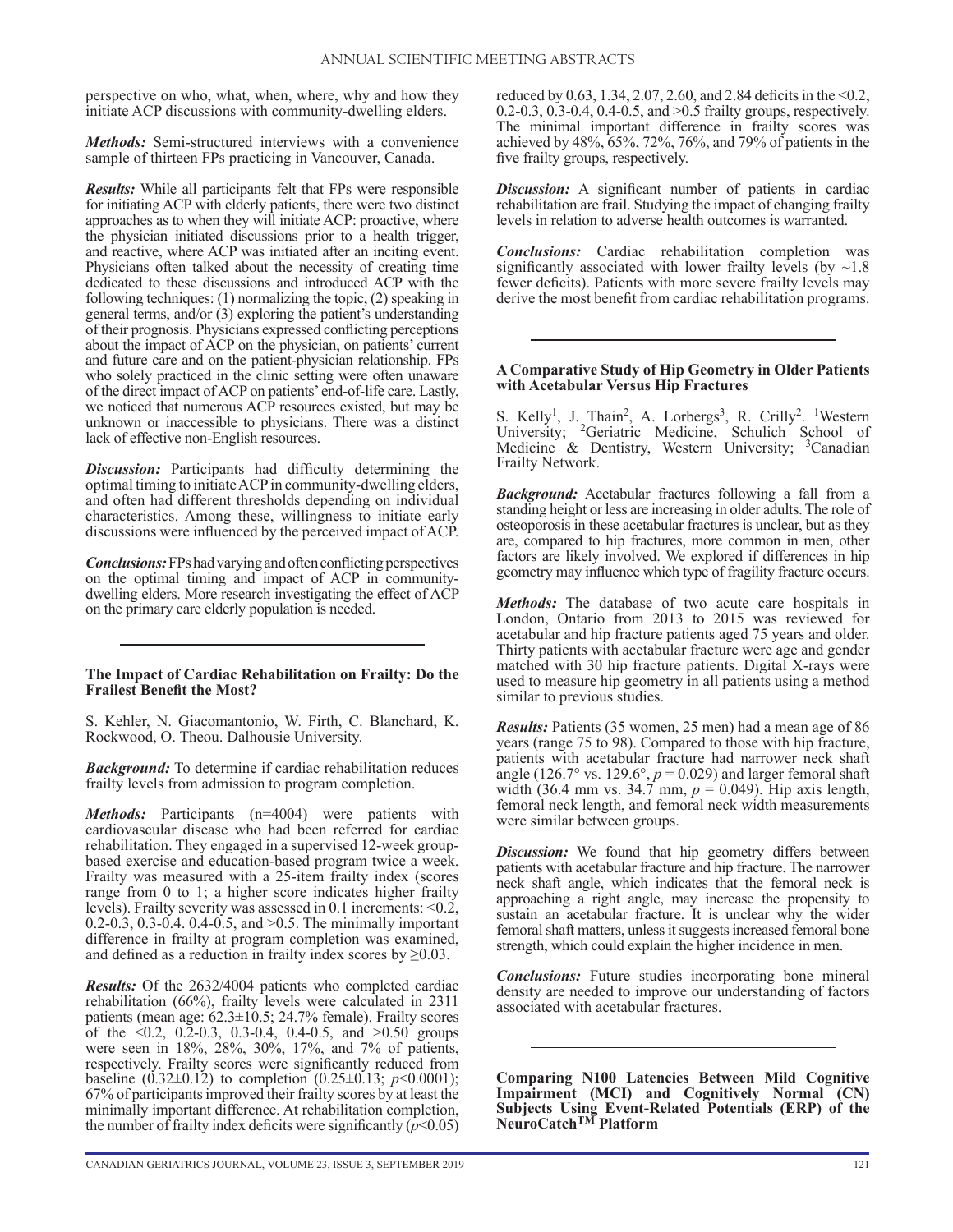perspective on who, what, when, where, why and how they initiate ACP discussions with community-dwelling elders.

***Methods:*** Semi-structured interviews with a convenience sample of thirteen FPs practicing in Vancouver, Canada.

***Results:*** While all participants felt that FPs were responsible for initiating ACP with elderly patients, there were two distinct approaches as to when they will initiate ACP: proactive, where the physician initiated discussions prior to a health trigger, and reactive, where ACP was initiated after an inciting event. Physicians often talked about the necessity of creating time dedicated to these discussions and introduced ACP with the following techniques: (1) normalizing the topic, (2) speaking in general terms, and/or (3) exploring the patient's understanding of their prognosis. Physicians expressed conflicting perceptions about the impact of ACP on the physician, on patients' current and future care and on the patient-physician relationship. FPs who solely practiced in the clinic setting were often unaware of the direct impact of ACP on patients' end-of-life care. Lastly, we noticed that numerous ACP resources existed, but may be unknown or inaccessible to physicians. There was a distinct lack of effective non-English resources.

***Discussion:*** Participants had difficulty determining the optimal timing to initiate ACP in community-dwelling elders, and often had different thresholds depending on individual characteristics. Among these, willingness to initiate early discussions were influenced by the perceived impact of ACP.

***Conclusions:*** FPs had varying and often conflicting perspectives on the optimal timing and impact of ACP in community-dwelling elders. More research investigating the effect of ACP on the primary care elderly population is needed.

---

**The Impact of Cardiac Rehabilitation on Frailty: Do the Frailest Benefit the Most?**

S. Kehler, N. Giacomantonio, W. Firth, C. Blanchard, K. Rockwood, O. Theou. Dalhousie University.

***Background:*** To determine if cardiac rehabilitation reduces frailty levels from admission to program completion.

***Methods:*** Participants (n=4004) were patients with cardiovascular disease who had been referred for cardiac rehabilitation. They engaged in a supervised 12-week group-based exercise and education-based program twice a week. Frailty was measured with a 25-item frailty index (scores range from 0 to 1; a higher score indicates higher frailty levels). Frailty severity was assessed in 0.1 increments: <0.2, 0.2-0.3, 0.3-0.4. 0.4-0.5, and >0.5. The minimally important difference in frailty at program completion was examined, and defined as a reduction in frailty index scores by ≥0.03.

***Results:*** Of the 2632/4004 patients who completed cardiac rehabilitation (66%), frailty levels were calculated in 2311 patients (mean age: 62.3±10.5; 24.7% female). Frailty scores of the <0.2, 0.2-0.3, 0.3-0.4, 0.4-0.5, and >0.50 groups were seen in 18%, 28%, 30%, 17%, and 7% of patients, respectively. Frailty scores were significantly reduced from baseline (0.32±0.12) to completion (0.25±0.13; $p<0.0001$); 67% of participants improved their frailty scores by at least the minimally important difference. At rehabilitation completion, the number of frailty index deficits were significantly ($p<0.05$) reduced by 0.63, 1.34, 2.07, 2.60, and 2.84 deficits in the <0.2, 0.2-0.3, 0.3-0.4, 0.4-0.5, and >0.5 frailty groups, respectively. The minimal important difference in frailty scores was achieved by 48%, 65%, 72%, 76%, and 79% of patients in the five frailty groups, respectively.

***Discussion:*** A significant number of patients in cardiac rehabilitation are frail. Studying the impact of changing frailty levels in relation to adverse health outcomes is warranted.

***Conclusions:*** Cardiac rehabilitation completion was significantly associated with lower frailty levels (by ~1.8 fewer deficits). Patients with more severe frailty levels may derive the most benefit from cardiac rehabilitation programs.

---

**A Comparative Study of Hip Geometry in Older Patients with Acetabular Versus Hip Fractures**

S. Kelly[1], J. Thain[2], A. Lorbergs[3], R. Crilly[2]. [1]Western University; [2]Geriatric Medicine, Schulich School of Medicine & Dentistry, Western University; [3]Canadian Frailty Network.

***Background:*** Acetabular fractures following a fall from a standing height or less are increasing in older adults. The role of osteoporosis in these acetabular fractures is unclear, but as they are, compared to hip fractures, more common in men, other factors are likely involved. We explored if differences in hip geometry may influence which type of fragility fracture occurs.

***Methods:*** The database of two acute care hospitals in London, Ontario from 2013 to 2015 was reviewed for acetabular and hip fracture patients aged 75 years and older. Thirty patients with acetabular fracture were age and gender matched with 30 hip fracture patients. Digital X-rays were used to measure hip geometry in all patients using a method similar to previous studies.

***Results:*** Patients (35 women, 25 men) had a mean age of 86 years (range 75 to 98). Compared to those with hip fracture, patients with acetabular fracture had narrower neck shaft angle (126.7° vs. 129.6°, $p = 0.029$) and larger femoral shaft width (36.4 mm vs. 34.7 mm, $p = 0.049$). Hip axis length, femoral neck length, and femoral neck width measurements were similar between groups.

***Discussion:*** We found that hip geometry differs between patients with acetabular fracture and hip fracture. The narrower neck shaft angle, which indicates that the femoral neck is approaching a right angle, may increase the propensity to sustain an acetabular fracture. It is unclear why the wider femoral shaft matters, unless it suggests increased femoral bone strength, which could explain the higher incidence in men.

***Conclusions:*** Future studies incorporating bone mineral density are needed to improve our understanding of factors associated with acetabular fractures.

---

**Comparing N100 Latencies Between Mild Cognitive Impairment (MCI) and Cognitively Normal (CN) Subjects Using Event-Related Potentials (ERP) of the NeuroCatch™ Platform**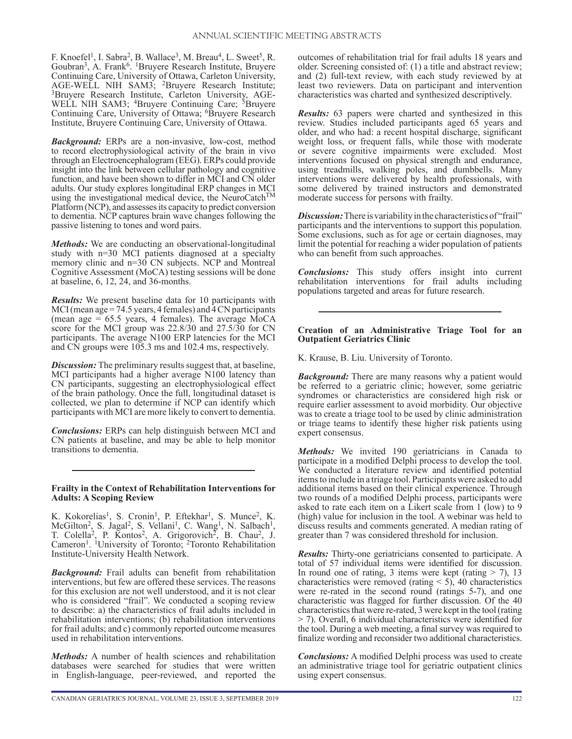F. Knoefel[1], I. Sabra[2], B. Wallace[3], M. Breau[4], L. Sweet[5], R. Goubran[3], A. Frank[6]. [1]Bruyere Research Institute, Bruyere Continuing Care, University of Ottawa, Carleton University, AGE-WELL NIH SAM3; [2]Bruyere Research Institute; [3]Bruyere Research Institute, Carleton University, AGE-WELL NIH SAM3; [4]Bruyere Continuing Care; [5]Bruyere Continuing Care, University of Ottawa; [6]Bruyere Research Institute, Bruyere Continuing Care, University of Ottawa.

***Background:*** ERPs are a non-invasive, low-cost, method to record electrophysiological activity of the brain in vivo through an Electroencephalogram (EEG). ERPs could provide insight into the link between cellular pathology and cognitive function, and have been shown to differ in MCI and CN older adults. Our study explores longitudinal ERP changes in MCI using the investigational medical device, the NeuroCatch™ Platform (NCP), and assesses its capacity to predict conversion to dementia. NCP captures brain wave changes following the passive listening to tones and word pairs.

***Methods:*** We are conducting an observational-longitudinal study with n=30 MCI patients diagnosed at a specialty memory clinic and n=30 CN subjects. NCP and Montreal Cognitive Assessment (MoCA) testing sessions will be done at baseline, 6, 12, 24, and 36-months.

***Results:*** We present baseline data for 10 participants with MCI (mean age = 74.5 years, 4 females) and 4 CN participants (mean age = 65.5 years, 4 females). The average MoCA score for the MCI group was 22.8/30 and 27.5/30 for CN participants. The average N100 ERP latencies for the MCI and CN groups were 105.3 ms and 102.4 ms, respectively.

***Discussion:*** The preliminary results suggest that, at baseline, MCI participants had a higher average N100 latency than CN participants, suggesting an electrophysiological effect of the brain pathology. Once the full, longitudinal dataset is collected, we plan to determine if NCP can identify which participants with MCI are more likely to convert to dementia.

***Conclusions:*** ERPs can help distinguish between MCI and CN patients at baseline, and may be able to help monitor transitions to dementia.

---

### Frailty in the Context of Rehabilitation Interventions for Adults: A Scoping Review

K. Kokorelias[1], S. Cronin[1], P. Eftekhar[1], S. Munce[2], K. McGilton[2], S. Jagal[2], S. Vellani[1], C. Wang[1], N. Salbach[1], T. Colella[2], P. Kontos[2], A. Grigorovich[2], B. Chau[2], J. Cameron[1]. [1]University of Toronto; [2]Toronto Rehabilitation Institute-University Health Network.

***Background:*** Frail adults can benefit from rehabilitation interventions, but few are offered these services. The reasons for this exclusion are not well understood, and it is not clear who is considered "frail". We conducted a scoping review to describe: a) the characteristics of frail adults included in rehabilitation interventions; (b) rehabilitation interventions for frail adults; and c) commonly reported outcome measures used in rehabilitation interventions.

***Methods:*** A number of health sciences and rehabilitation databases were searched for studies that were written in English-language, peer-reviewed, and reported the outcomes of rehabilitation trial for frail adults 18 years and older. Screening consisted of: (1) a title and abstract review; and (2) full-text review, with each study reviewed by at least two reviewers. Data on participant and intervention characteristics was charted and synthesized descriptively.

***Results:*** 63 papers were charted and synthesized in this review. Studies included participants aged 65 years and older, and who had: a recent hospital discharge, significant weight loss, or frequent falls, while those with moderate or severe cognitive impairments were excluded. Most interventions focused on physical strength and endurance, using treadmills, walking poles, and dumbbells. Many interventions were delivered by health professionals, with some delivered by trained instructors and demonstrated moderate success for persons with frailty.

***Discussion:*** There is variability in the characteristics of "frail" participants and the interventions to support this population. Some exclusions, such as for age or certain diagnoses, may limit the potential for reaching a wider population of patients who can benefit from such approaches.

***Conclusions:*** This study offers insight into current rehabilitation interventions for frail adults including populations targeted and areas for future research.

---

### Creation of an Administrative Triage Tool for an Outpatient Geriatrics Clinic

K. Krause, B. Liu. University of Toronto.

***Background:*** There are many reasons why a patient would be referred to a geriatric clinic; however, some geriatric syndromes or characteristics are considered high risk or require earlier assessment to avoid morbidity. Our objective was to create a triage tool to be used by clinic administration or triage teams to identify these higher risk patients using expert consensus.

***Methods:*** We invited 190 geriatricians in Canada to participate in a modified Delphi process to develop the tool. We conducted a literature review and identified potential items to include in a triage tool. Participants were asked to add additional items based on their clinical experience. Through two rounds of a modified Delphi process, participants were asked to rate each item on a Likert scale from 1 (low) to 9 (high) value for inclusion in the tool. A webinar was held to discuss results and comments generated. A median rating of greater than 7 was considered threshold for inclusion.

***Results:*** Thirty-one geriatricians consented to participate. A total of 57 individual items were identified for discussion. In round one of rating, 3 items were kept (rating > 7), 13 characteristics were removed (rating < 5), 40 characteristics were re-rated in the second round (ratings 5-7), and one characteristic was flagged for further discussion. Of the 40 characteristics that were re-rated, 3 were kept in the tool (rating > 7). Overall, 6 individual characteristics were identified for the tool. During a web meeting, a final survey was required to finalize wording and reconsider two additional characteristics.

***Conclusions:*** A modified Delphi process was used to create an administrative triage tool for geriatric outpatient clinics using expert consensus.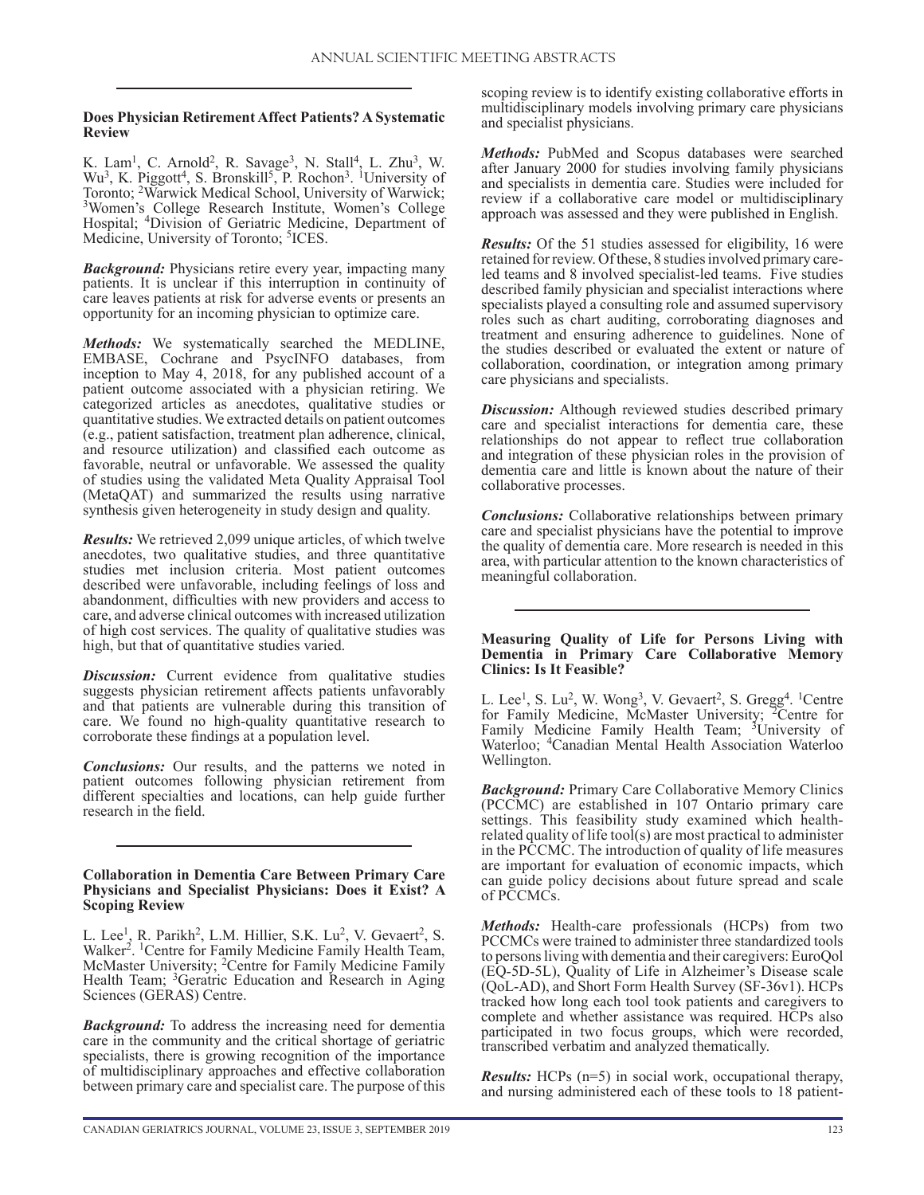### Does Physician Retirement Affect Patients? A Systematic Review

K. Lam[1], C. Arnold[2], R. Savage[3], N. Stall[4], L. Zhu[3], W. Wu[3], K. Piggott[4], S. Bronskill[5], P. Rochon[3]. [1]University of Toronto; [2]Warwick Medical School, University of Warwick; [3]Women's College Research Institute, Women's College Hospital; [4]Division of Geriatric Medicine, Department of Medicine, University of Toronto; [5]ICES.

***Background:*** Physicians retire every year, impacting many patients. It is unclear if this interruption in continuity of care leaves patients at risk for adverse events or presents an opportunity for an incoming physician to optimize care.

***Methods:*** We systematically searched the MEDLINE, EMBASE, Cochrane and PsycINFO databases, from inception to May 4, 2018, for any published account of a patient outcome associated with a physician retiring. We categorized articles as anecdotes, qualitative studies or quantitative studies. We extracted details on patient outcomes (e.g., patient satisfaction, treatment plan adherence, clinical, and resource utilization) and classified each outcome as favorable, neutral or unfavorable. We assessed the quality of studies using the validated Meta Quality Appraisal Tool (MetaQAT) and summarized the results using narrative synthesis given heterogeneity in study design and quality.

***Results:*** We retrieved 2,099 unique articles, of which twelve anecdotes, two qualitative studies, and three quantitative studies met inclusion criteria. Most patient outcomes described were unfavorable, including feelings of loss and abandonment, difficulties with new providers and access to care, and adverse clinical outcomes with increased utilization of high cost services. The quality of qualitative studies was high, but that of quantitative studies varied.

***Discussion:*** Current evidence from qualitative studies suggests physician retirement affects patients unfavorably and that patients are vulnerable during this transition of care. We found no high-quality quantitative research to corroborate these findings at a population level.

***Conclusions:*** Our results, and the patterns we noted in patient outcomes following physician retirement from different specialties and locations, can help guide further research in the field.

### Collaboration in Dementia Care Between Primary Care Physicians and Specialist Physicians: Does it Exist? A Scoping Review

L. Lee[1], R. Parikh[2], L.M. Hillier, S.K. Lu[2], V. Gevaert[2], S. Walker[2]. [1]Centre for Family Medicine Family Health Team, McMaster University; [2]Centre for Family Medicine Family Health Team; [3]Geratric Education and Research in Aging Sciences (GERAS) Centre.

***Background:*** To address the increasing need for dementia care in the community and the critical shortage of geriatric specialists, there is growing recognition of the importance of multidisciplinary approaches and effective collaboration between primary care and specialist care. The purpose of this scoping review is to identify existing collaborative efforts in multidisciplinary models involving primary care physicians and specialist physicians.

***Methods:*** PubMed and Scopus databases were searched after January 2000 for studies involving family physicians and specialists in dementia care. Studies were included for review if a collaborative care model or multidisciplinary approach was assessed and they were published in English.

***Results:*** Of the 51 studies assessed for eligibility, 16 were retained for review. Of these, 8 studies involved primary care-led teams and 8 involved specialist-led teams. Five studies described family physician and specialist interactions where specialists played a consulting role and assumed supervisory roles such as chart auditing, corroborating diagnoses and treatment and ensuring adherence to guidelines. None of the studies described or evaluated the extent or nature of collaboration, coordination, or integration among primary care physicians and specialists.

***Discussion:*** Although reviewed studies described primary care and specialist interactions for dementia care, these relationships do not appear to reflect true collaboration and integration of these physician roles in the provision of dementia care and little is known about the nature of their collaborative processes.

***Conclusions:*** Collaborative relationships between primary care and specialist physicians have the potential to improve the quality of dementia care. More research is needed in this area, with particular attention to the known characteristics of meaningful collaboration.

### Measuring Quality of Life for Persons Living with Dementia in Primary Care Collaborative Memory Clinics: Is It Feasible?

L. Lee[1], S. Lu[2], W. Wong[3], V. Gevaert[2], S. Gregg[4]. [1]Centre for Family Medicine, McMaster University; [2]Centre for Family Medicine Family Health Team; [3]University of Waterloo; [4]Canadian Mental Health Association Waterloo Wellington.

***Background:*** Primary Care Collaborative Memory Clinics (PCCMC) are established in 107 Ontario primary care settings. This feasibility study examined which health-related quality of life tool(s) are most practical to administer in the PCCMC. The introduction of quality of life measures are important for evaluation of economic impacts, which can guide policy decisions about future spread and scale of PCCMCs.

***Methods:*** Health-care professionals (HCPs) from two PCCMCs were trained to administer three standardized tools to persons living with dementia and their caregivers: EuroQol (EQ-5D-5L), Quality of Life in Alzheimer's Disease scale (QoL-AD), and Short Form Health Survey (SF-36v1). HCPs tracked how long each tool took patients and caregivers to complete and whether assistance was required. HCPs also participated in two focus groups, which were recorded, transcribed verbatim and analyzed thematically.

***Results:*** HCPs (n=5) in social work, occupational therapy, and nursing administered each of these tools to 18 patient-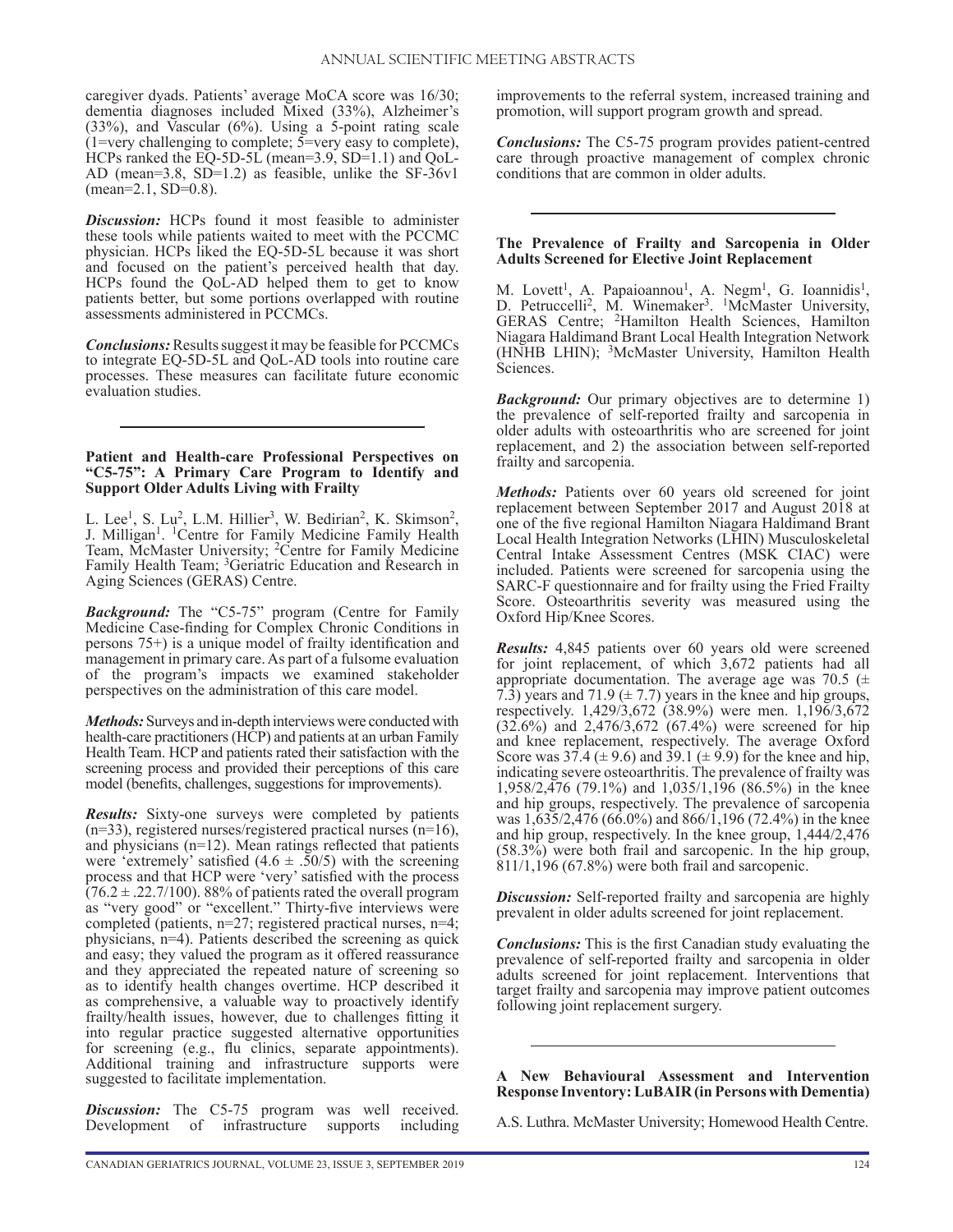caregiver dyads. Patients' average MoCA score was 16/30; dementia diagnoses included Mixed (33%), Alzheimer's (33%), and Vascular (6%). Using a 5-point rating scale (1=very challenging to complete; 5=very easy to complete), HCPs ranked the EQ-5D-5L (mean=3.9, SD=1.1) and QoL-AD (mean=3.8, SD=1.2) as feasible, unlike the SF-36v1 (mean=2.1, SD=0.8).

***Discussion:*** HCPs found it most feasible to administer these tools while patients waited to meet with the PCCMC physician. HCPs liked the EQ-5D-5L because it was short and focused on the patient's perceived health that day. HCPs found the QoL-AD helped them to get to know patients better, but some portions overlapped with routine assessments administered in PCCMCs.

***Conclusions:*** Results suggest it may be feasible for PCCMCs to integrate EQ-5D-5L and QoL-AD tools into routine care processes. These measures can facilitate future economic evaluation studies.

---

**Patient and Health-care Professional Perspectives on "C5-75": A Primary Care Program to Identify and Support Older Adults Living with Frailty**

L. Lee[1], S. Lu[2], L.M. Hillier[3], W. Bedirian[2], K. Skimson[2], J. Milligan[1]. [1]Centre for Family Medicine Family Health Team, McMaster University; [2]Centre for Family Medicine Family Health Team; [3]Geriatric Education and Research in Aging Sciences (GERAS) Centre.

***Background:*** The "C5-75" program (Centre for Family Medicine Case-finding for Complex Chronic Conditions in persons 75+) is a unique model of frailty identification and management in primary care. As part of a fulsome evaluation of the program's impacts we examined stakeholder perspectives on the administration of this care model.

***Methods:*** Surveys and in-depth interviews were conducted with health-care practitioners (HCP) and patients at an urban Family Health Team. HCP and patients rated their satisfaction with the screening process and provided their perceptions of this care model (benefits, challenges, suggestions for improvements).

***Results:*** Sixty-one surveys were completed by patients (n=33), registered nurses/registered practical nurses (n=16), and physicians (n=12). Mean ratings reflected that patients were 'extremely' satisfied (4.6 ± .50/5) with the screening process and that HCP were 'very' satisfied with the process (76.2 ± .22.7/100). 88% of patients rated the overall program as "very good" or "excellent." Thirty-five interviews were completed (patients, n=27; registered practical nurses, n=4; physicians, n=4). Patients described the screening as quick and easy; they valued the program as it offered reassurance and they appreciated the repeated nature of screening so as to identify health changes overtime. HCP described it as comprehensive, a valuable way to proactively identify frailty/health issues, however, due to challenges fitting it into regular practice suggested alternative opportunities for screening (e.g., flu clinics, separate appointments). Additional training and infrastructure supports were suggested to facilitate implementation.

***Discussion:*** The C5-75 program was well received. Development of infrastructure supports including improvements to the referral system, increased training and promotion, will support program growth and spread.

***Conclusions:*** The C5-75 program provides patient-centred care through proactive management of complex chronic conditions that are common in older adults.

---

**The Prevalence of Frailty and Sarcopenia in Older Adults Screened for Elective Joint Replacement**

M. Lovett[1], A. Papaioannou[1], A. Negm[1], G. Ioannidis[1], D. Petruccelli[2], M. Winemaker[3]. [1]McMaster University, GERAS Centre; [2]Hamilton Health Sciences, Hamilton Niagara Haldimand Brant Local Health Integration Network (HNHB LHIN); [3]McMaster University, Hamilton Health Sciences.

***Background:*** Our primary objectives are to determine 1) the prevalence of self-reported frailty and sarcopenia in older adults with osteoarthritis who are screened for joint replacement, and 2) the association between self-reported frailty and sarcopenia.

***Methods:*** Patients over 60 years old screened for joint replacement between September 2017 and August 2018 at one of the five regional Hamilton Niagara Haldimand Brant Local Health Integration Networks (LHIN) Musculoskeletal Central Intake Assessment Centres (MSK CIAC) were included. Patients were screened for sarcopenia using the SARC-F questionnaire and for frailty using the Fried Frailty Score. Osteoarthritis severity was measured using the Oxford Hip/Knee Scores.

***Results:*** 4,845 patients over 60 years old were screened for joint replacement, of which 3,672 patients had all appropriate documentation. The average age was 70.5 (± 7.3) years and 71.9 (± 7.7) years in the knee and hip groups, respectively. 1,429/3,672 (38.9%) were men. 1,196/3,672 (32.6%) and 2,476/3,672 (67.4%) were screened for hip and knee replacement, respectively. The average Oxford Score was 37.4 (± 9.6) and 39.1 (± 9.9) for the knee and hip, indicating severe osteoarthritis. The prevalence of frailty was 1,958/2,476 (79.1%) and 1,035/1,196 (86.5%) in the knee and hip groups, respectively. The prevalence of sarcopenia was 1,635/2,476 (66.0%) and 866/1,196 (72.4%) in the knee and hip group, respectively. In the knee group, 1,444/2,476 (58.3%) were both frail and sarcopenic. In the hip group, 811/1,196 (67.8%) were both frail and sarcopenic.

***Discussion:*** Self-reported frailty and sarcopenia are highly prevalent in older adults screened for joint replacement.

***Conclusions:*** This is the first Canadian study evaluating the prevalence of self-reported frailty and sarcopenia in older adults screened for joint replacement. Interventions that target frailty and sarcopenia may improve patient outcomes following joint replacement surgery.

---

**A New Behavioural Assessment and Intervention Response Inventory: LuBAIR (in Persons with Dementia)**

A.S. Luthra. McMaster University; Homewood Health Centre.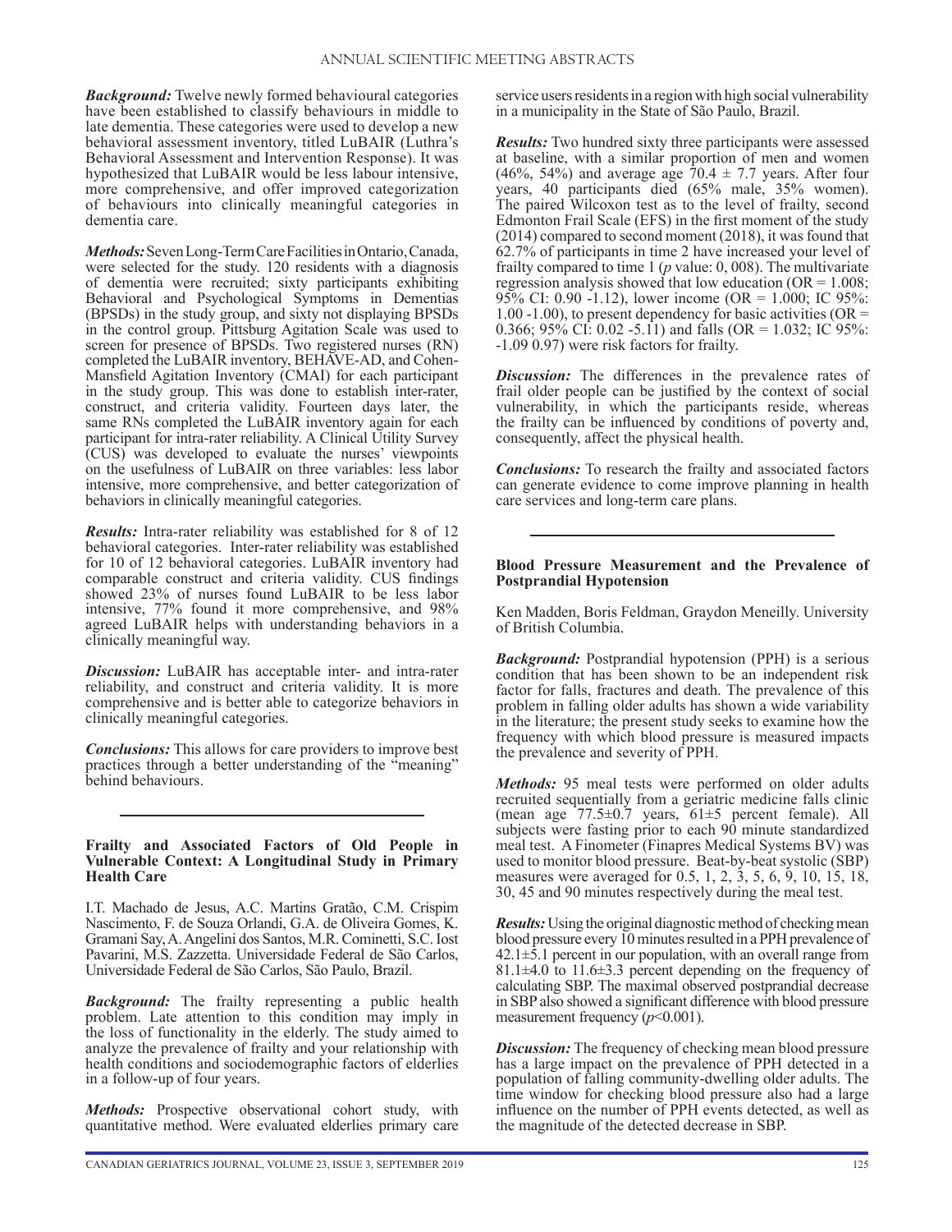***Background:*** Twelve newly formed behavioural categories have been established to classify behaviours in middle to late dementia. These categories were used to develop a new behavioral assessment inventory, titled LuBAIR (Luthra's Behavioral Assessment and Intervention Response). It was hypothesized that LuBAIR would be less labour intensive, more comprehensive, and offer improved categorization of behaviours into clinically meaningful categories in dementia care.

***Methods:*** Seven Long-Term Care Facilities in Ontario, Canada, were selected for the study. 120 residents with a diagnosis of dementia were recruited; sixty participants exhibiting Behavioral and Psychological Symptoms in Dementias (BPSDs) in the study group, and sixty not displaying BPSDs in the control group. Pittsburg Agitation Scale was used to screen for presence of BPSDs. Two registered nurses (RN) completed the LuBAIR inventory, BEHAVE-AD, and Cohen-Mansfield Agitation Inventory (CMAI) for each participant in the study group. This was done to establish inter-rater, construct, and criteria validity. Fourteen days later, the same RNs completed the LuBAIR inventory again for each participant for intra-rater reliability. A Clinical Utility Survey (CUS) was developed to evaluate the nurses' viewpoints on the usefulness of LuBAIR on three variables: less labor intensive, more comprehensive, and better categorization of behaviors in clinically meaningful categories.

***Results:*** Intra-rater reliability was established for 8 of 12 behavioral categories. Inter-rater reliability was established for 10 of 12 behavioral categories. LuBAIR inventory had comparable construct and criteria validity. CUS findings showed 23% of nurses found LuBAIR to be less labor intensive, 77% found it more comprehensive, and 98% agreed LuBAIR helps with understanding behaviors in a clinically meaningful way.

***Discussion:*** LuBAIR has acceptable inter- and intra-rater reliability, and construct and criteria validity. It is more comprehensive and is better able to categorize behaviors in clinically meaningful categories.

***Conclusions:*** This allows for care providers to improve best practices through a better understanding of the "meaning" behind behaviours.

---

### Frailty and Associated Factors of Old People in Vulnerable Context: A Longitudinal Study in Primary Health Care

I.T. Machado de Jesus, A.C. Martins Gratão, C.M. Crispim Nascimento, F. de Souza Orlandi, G.A. de Oliveira Gomes, K. Gramani Say, A. Angelini dos Santos, M.R. Cominetti, S.C. Iost Pavarini, M.S. Zazzetta. Universidade Federal de São Carlos, Universidade Federal de São Carlos, São Paulo, Brazil.

***Background:*** The frailty representing a public health problem. Late attention to this condition may imply in the loss of functionality in the elderly. The study aimed to analyze the prevalence of frailty and your relationship with health conditions and sociodemographic factors of elderlies in a follow-up of four years.

***Methods:*** Prospective observational cohort study, with quantitative method. Were evaluated elderlies primary care service users residents in a region with high social vulnerability in a municipality in the State of São Paulo, Brazil.

***Results:*** Two hundred sixty three participants were assessed at baseline, with a similar proportion of men and women (46%, 54%) and average age $70.4 \pm 7.7$ years. After four years, 40 participants died (65% male, 35% women). The paired Wilcoxon test as to the level of frailty, second Edmonton Frail Scale (EFS) in the first moment of the study (2014) compared to second moment (2018), it was found that 62.7% of participants in time 2 have increased your level of frailty compared to time 1 (*p* value: 0, 008). The multivariate regression analysis showed that low education (OR = 1.008; 95% CI: 0.90 -1.12), lower income (OR = 1.000; IC 95%: 1.00 -1.00), to present dependency for basic activities (OR = 0.366; 95% CI: 0.02 -5.11) and falls (OR = 1.032; IC 95%: -1.09 0.97) were risk factors for frailty.

***Discussion:*** The differences in the prevalence rates of frail older people can be justified by the context of social vulnerability, in which the participants reside, whereas the frailty can be influenced by conditions of poverty and, consequently, affect the physical health.

***Conclusions:*** To research the frailty and associated factors can generate evidence to come improve planning in health care services and long-term care plans.

---

### Blood Pressure Measurement and the Prevalence of Postprandial Hypotension

Ken Madden, Boris Feldman, Graydon Meneilly. University of British Columbia.

***Background:*** Postprandial hypotension (PPH) is a serious condition that has been shown to be an independent risk factor for falls, fractures and death. The prevalence of this problem in falling older adults has shown a wide variability in the literature; the present study seeks to examine how the frequency with which blood pressure is measured impacts the prevalence and severity of PPH.

***Methods:*** 95 meal tests were performed on older adults recruited sequentially from a geriatric medicine falls clinic (mean age $77.5 \pm 0.7$ years, $61 \pm 5$ percent female). All subjects were fasting prior to each 90 minute standardized meal test. A Finometer (Finapres Medical Systems BV) was used to monitor blood pressure. Beat-by-beat systolic (SBP) measures were averaged for 0.5, 1, 2, 3, 5, 6, 9, 10, 15, 18, 30, 45 and 90 minutes respectively during the meal test.

***Results:*** Using the original diagnostic method of checking mean blood pressure every 10 minutes resulted in a PPH prevalence of $42.1 \pm 5.1$ percent in our population, with an overall range from $81.1 \pm 4.0$ to $11.6 \pm 3.3$ percent depending on the frequency of calculating SBP. The maximal observed postprandial decrease in SBP also showed a significant difference with blood pressure measurement frequency ($p < 0.001$).

***Discussion:*** The frequency of checking mean blood pressure has a large impact on the prevalence of PPH detected in a population of falling community-dwelling older adults. The time window for checking blood pressure also had a large influence on the number of PPH events detected, as well as the magnitude of the detected decrease in SBP.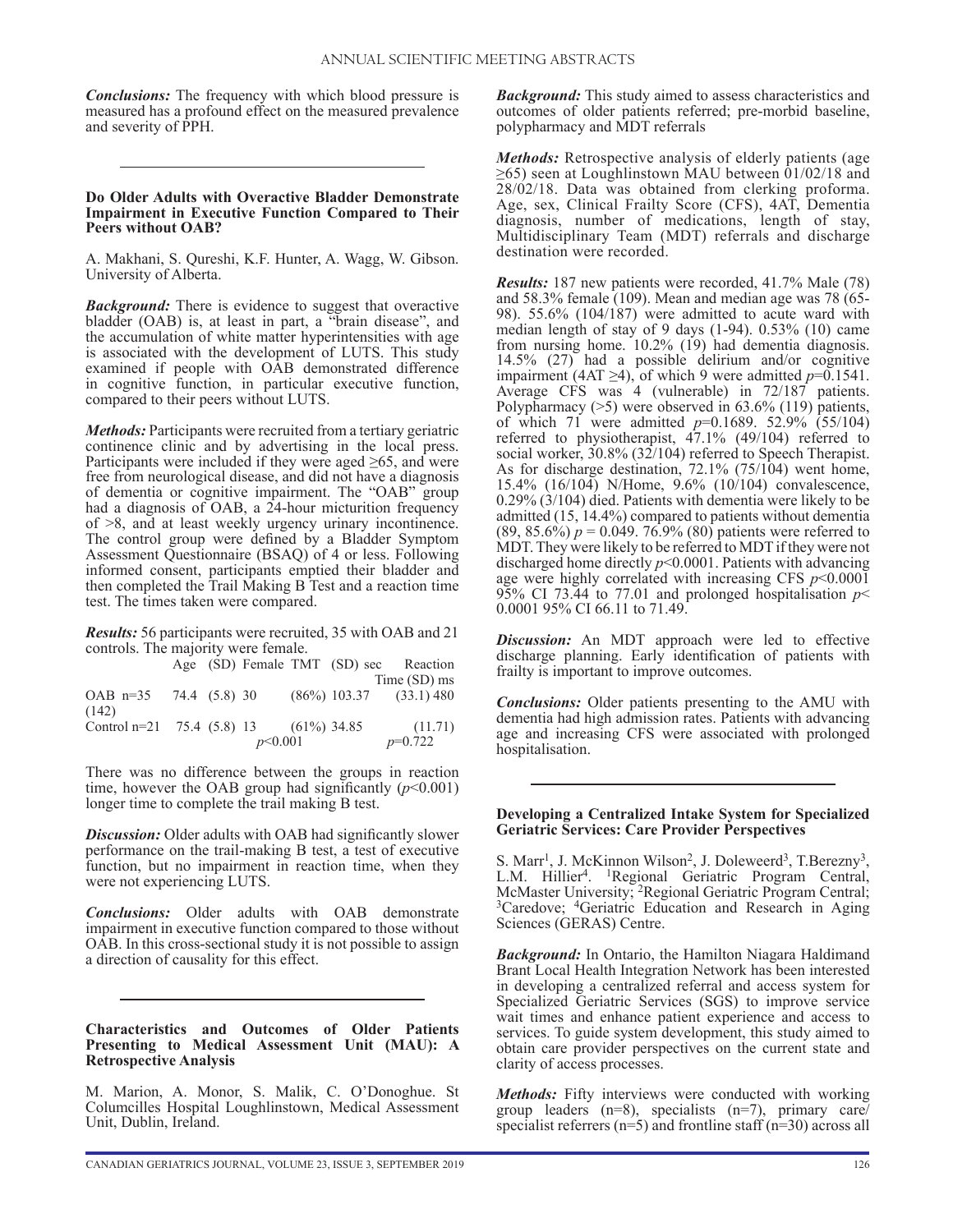*Conclusions:* The frequency with which blood pressure is measured has a profound effect on the measured prevalence and severity of PPH.

---

### Do Older Adults with Overactive Bladder Demonstrate Impairment in Executive Function Compared to Their Peers without OAB?

A. Makhani, S. Qureshi, K.F. Hunter, A. Wagg, W. Gibson. University of Alberta.

*Background:* There is evidence to suggest that overactive bladder (OAB) is, at least in part, a "brain disease", and the accumulation of white matter hyperintensities with age is associated with the development of LUTS. This study examined if people with OAB demonstrated difference in cognitive function, in particular executive function, compared to their peers without LUTS.

*Methods:* Participants were recruited from a tertiary geriatric continence clinic and by advertising in the local press. Participants were included if they were aged ≥65, and were free from neurological disease, and did not have a diagnosis of dementia or cognitive impairment. The "OAB" group had a diagnosis of OAB, a 24-hour micturition frequency of >8, and at least weekly urgency urinary incontinence. The control group were defined by a Bladder Symptom Assessment Questionnaire (BSAQ) of 4 or less. Following informed consent, participants emptied their bladder and then completed the Trail Making B Test and a reaction time test. The times taken were compared.

*Results:* 56 participants were recruited, 35 with OAB and 21 controls. The majority were female.

| | Age (SD) | Female | TMT (SD) sec | Reaction Time (SD) ms |
|---|---|---|---|---|
| OAB n=35 | 74.4 (5.8) | 30 (86%) | 103.37 (142) | (33.1) 480 |
| Control n=21 | 75.4 (5.8) | 13 (61%) | 34.85 | (11.71) |
| | | | $p<0.001$ | $p=0.722$ |

There was no difference between the groups in reaction time, however the OAB group had significantly ($p<0.001$) longer time to complete the trail making B test.

*Discussion:* Older adults with OAB had significantly slower performance on the trail-making B test, a test of executive function, but no impairment in reaction time, when they were not experiencing LUTS.

*Conclusions:* Older adults with OAB demonstrate impairment in executive function compared to those without OAB. In this cross-sectional study it is not possible to assign a direction of causality for this effect.

---

### Characteristics and Outcomes of Older Patients Presenting to Medical Assessment Unit (MAU): A Retrospective Analysis

M. Marion, A. Monor, S. Malik, C. O'Donoghue. St Columcilles Hospital Loughlinstown, Medical Assessment Unit, Dublin, Ireland.

*Background:* This study aimed to assess characteristics and outcomes of older patients referred; pre-morbid baseline, polypharmacy and MDT referrals

*Methods:* Retrospective analysis of elderly patients (age ≥65) seen at Loughlinstown MAU between 01/02/18 and 28/02/18. Data was obtained from clerking proforma. Age, sex, Clinical Frailty Score (CFS), 4AT, Dementia diagnosis, number of medications, length of stay, Multidisciplinary Team (MDT) referrals and discharge destination were recorded.

*Results:* 187 new patients were recorded, 41.7% Male (78) and 58.3% female (109). Mean and median age was 78 (65-98). 55.6% (104/187) were admitted to acute ward with median length of stay of 9 days (1-94). 0.53% (10) came from nursing home. 10.2% (19) had dementia diagnosis. 14.5% (27) had a possible delirium and/or cognitive impairment (4AT ≥4), of which 9 were admitted $p=0.1541$. Average CFS was 4 (vulnerable) in 72/187 patients. Polypharmacy (>5) were observed in 63.6% (119) patients, of which 71 were admitted $p=0.1689$. 52.9% (55/104) referred to physiotherapist, 47.1% (49/104) referred to social worker, 30.8% (32/104) referred to Speech Therapist. As for discharge destination, 72.1% (75/104) went home, 15.4% (16/104) N/Home, 9.6% (10/104) convalescence, 0.29% (3/104) died. Patients with dementia were likely to be admitted (15, 14.4%) compared to patients without dementia (89, 85.6%) $p = 0.049$. 76.9% (80) patients were referred to MDT. They were likely to be referred to MDT if they were not discharged home directly $p<0.0001$. Patients with advancing age were highly correlated with increasing CFS $p<0.0001$ 95% CI 73.44 to 77.01 and prolonged hospitalisation $p<0.0001$ 95% CI 66.11 to 71.49.

*Discussion:* An MDT approach were led to effective discharge planning. Early identification of patients with frailty is important to improve outcomes.

*Conclusions:* Older patients presenting to the AMU with dementia had high admission rates. Patients with advancing age and increasing CFS were associated with prolonged hospitalisation.

---

### Developing a Centralized Intake System for Specialized Geriatric Services: Care Provider Perspectives

S. Marr[1], J. McKinnon Wilson[2], J. Doleweerd[3], T.Berezny[3], L.M. Hillier[4]. [1]Regional Geriatric Program Central, McMaster University; [2]Regional Geriatric Program Central; [3]Caredove; [4]Geriatric Education and Research in Aging Sciences (GERAS) Centre.

*Background:* In Ontario, the Hamilton Niagara Haldimand Brant Local Health Integration Network has been interested in developing a centralized referral and access system for Specialized Geriatric Services (SGS) to improve service wait times and enhance patient experience and access to services. To guide system development, this study aimed to obtain care provider perspectives on the current state and clarity of access processes.

*Methods:* Fifty interviews were conducted with working group leaders (n=8), specialists (n=7), primary care/specialist referrers (n=5) and frontline staff (n=30) across all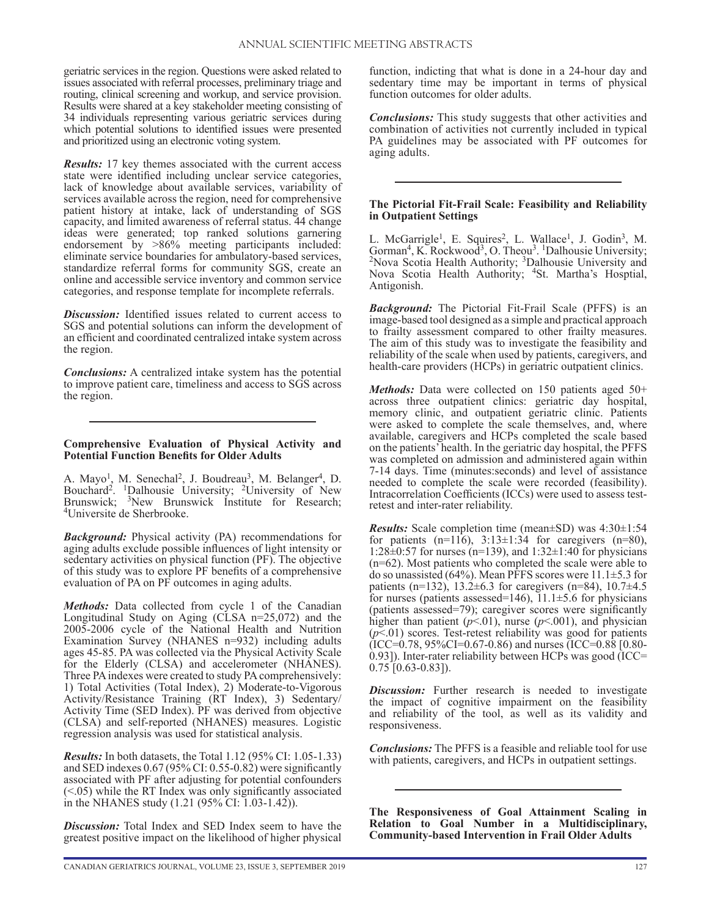geriatric services in the region. Questions were asked related to issues associated with referral processes, preliminary triage and routing, clinical screening and workup, and service provision. Results were shared at a key stakeholder meeting consisting of 34 individuals representing various geriatric services during which potential solutions to identified issues were presented and prioritized using an electronic voting system.

***Results:*** 17 key themes associated with the current access state were identified including unclear service categories, lack of knowledge about available services, variability of services available across the region, need for comprehensive patient history at intake, lack of understanding of SGS capacity, and limited awareness of referral status. 44 change ideas were generated; top ranked solutions garnering endorsement by >86% meeting participants included: eliminate service boundaries for ambulatory-based services, standardize referral forms for community SGS, create an online and accessible service inventory and common service categories, and response template for incomplete referrals.

***Discussion:*** Identified issues related to current access to SGS and potential solutions can inform the development of an efficient and coordinated centralized intake system across the region.

***Conclusions:*** A centralized intake system has the potential to improve patient care, timeliness and access to SGS across the region.

---

**Comprehensive Evaluation of Physical Activity and Potential Function Benefits for Older Adults**

A. Mayo[1], M. Senechal[2], J. Boudreau[3], M. Belanger[4], D. Bouchard[2]. [1]Dalhousie University; [2]University of New Brunswick; [3]New Brunswick Institute for Research; [4]Universite de Sherbrooke.

***Background:*** Physical activity (PA) recommendations for aging adults exclude possible influences of light intensity or sedentary activities on physical function (PF). The objective of this study was to explore PF benefits of a comprehensive evaluation of PA on PF outcomes in aging adults.

***Methods:*** Data collected from cycle 1 of the Canadian Longitudinal Study on Aging (CLSA n=25,072) and the 2005-2006 cycle of the National Health and Nutrition Examination Survey (NHANES n=932) including adults ages 45-85. PA was collected via the Physical Activity Scale for the Elderly (CLSA) and accelerometer (NHANES). Three PA indexes were created to study PA comprehensively: 1) Total Activities (Total Index), 2) Moderate-to-Vigorous Activity/Resistance Training (RT Index), 3) Sedentary/Activity Time (SED Index). PF was derived from objective (CLSA) and self-reported (NHANES) measures. Logistic regression analysis was used for statistical analysis.

***Results:*** In both datasets, the Total 1.12 (95% CI: 1.05-1.33) and SED indexes 0.67 (95% CI: 0.55-0.82) were significantly associated with PF after adjusting for potential confounders (<.05) while the RT Index was only significantly associated in the NHANES study (1.21 (95% CI: 1.03-1.42)).

***Discussion:*** Total Index and SED Index seem to have the greatest positive impact on the likelihood of higher physical function, indicting that what is done in a 24-hour day and sedentary time may be important in terms of physical function outcomes for older adults.

***Conclusions:*** This study suggests that other activities and combination of activities not currently included in typical PA guidelines may be associated with PF outcomes for aging adults.

---

**The Pictorial Fit-Frail Scale: Feasibility and Reliability in Outpatient Settings**

L. McGarrigle[1], E. Squires[2], L. Wallace[1], J. Godin[3], M. Gorman[4], K. Rockwood[3], O. Theou[3]. [1]Dalhousie University; [2]Nova Scotia Health Authority; [3]Dalhousie University and Nova Scotia Health Authority; [4]St. Martha's Hosptial, Antigonish.

***Background:*** The Pictorial Fit-Frail Scale (PFFS) is an image-based tool designed as a simple and practical approach to frailty assessment compared to other frailty measures. The aim of this study was to investigate the feasibility and reliability of the scale when used by patients, caregivers, and health-care providers (HCPs) in geriatric outpatient clinics.

***Methods:*** Data were collected on 150 patients aged 50+ across three outpatient clinics: geriatric day hospital, memory clinic, and outpatient geriatric clinic. Patients were asked to complete the scale themselves, and, where available, caregivers and HCPs completed the scale based on the patients' health. In the geriatric day hospital, the PFFS was completed on admission and administered again within 7-14 days. Time (minutes:seconds) and level of assistance needed to complete the scale were recorded (feasibility). Intracorrelation Coefficients (ICCs) were used to assess test-retest and inter-rater reliability.

***Results:*** Scale completion time (mean±SD) was 4:30±1:54 for patients (n=116), 3:13±1:34 for caregivers (n=80), 1:28±0:57 for nurses (n=139), and 1:32±1:40 for physicians (n=62). Most patients who completed the scale were able to do so unassisted (64%). Mean PFFS scores were 11.1±5.3 for patients (n=132), 13.2±6.3 for caregivers (n=84), 10.7±4.5 for nurses (patients assessed=146), 11.1±5.6 for physicians (patients assessed=79); caregiver scores were significantly higher than patient ($p<.01$), nurse ($p<.001$), and physician ($p<.01$) scores. Test-retest reliability was good for patients (ICC=0.78, 95%CI=0.67-0.86) and nurses (ICC=0.88 [0.80-0.93]). Inter-rater reliability between HCPs was good (ICC= 0.75 [0.63-0.83]).

***Discussion:*** Further research is needed to investigate the impact of cognitive impairment on the feasibility and reliability of the tool, as well as its validity and responsiveness.

***Conclusions:*** The PFFS is a feasible and reliable tool for use with patients, caregivers, and HCPs in outpatient settings.

---

**The Responsiveness of Goal Attainment Scaling in Relation to Goal Number in a Multidisciplinary, Community-based Intervention in Frail Older Adults**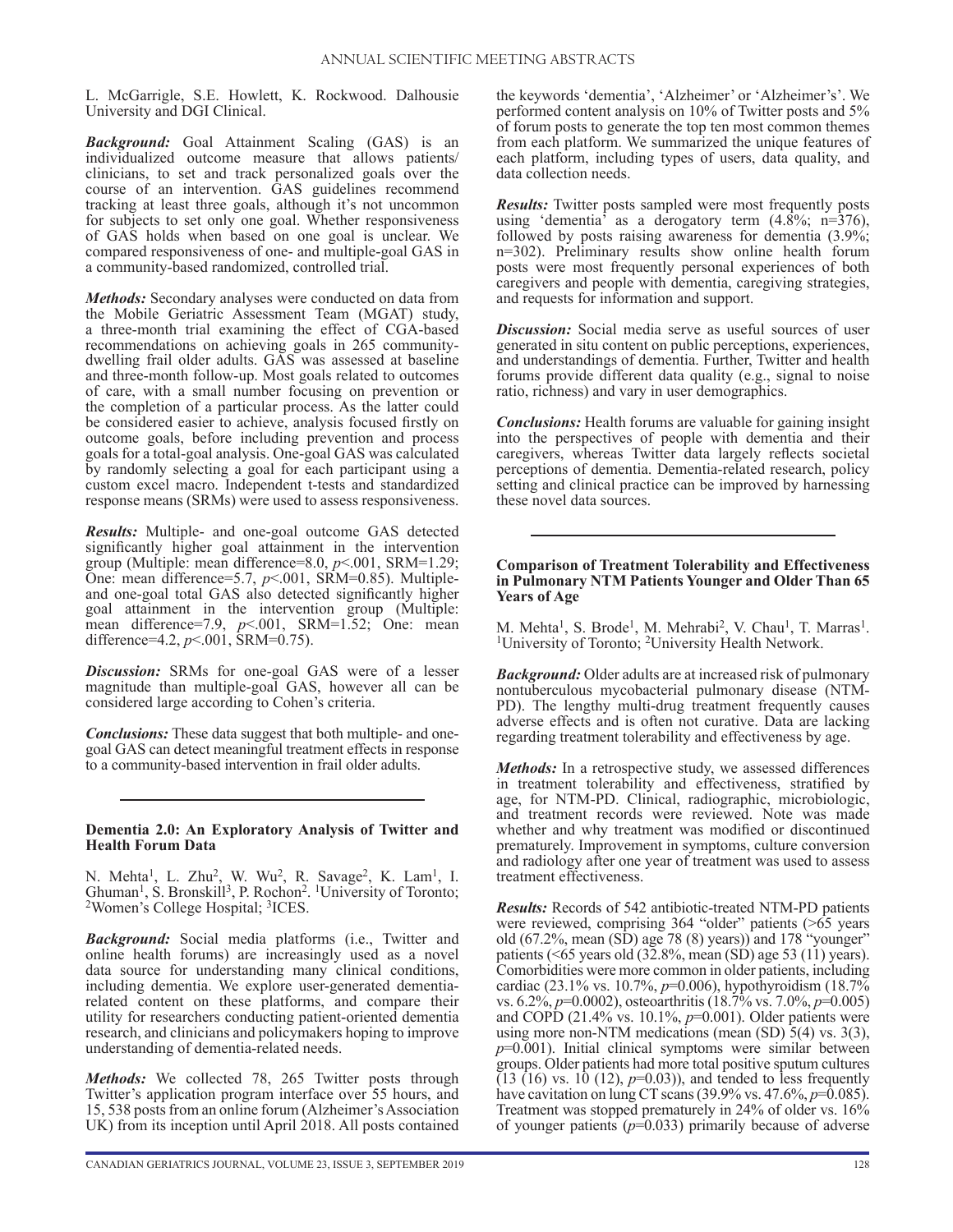L. McGarrigle, S.E. Howlett, K. Rockwood. Dalhousie University and DGI Clinical.

***Background:*** Goal Attainment Scaling (GAS) is an individualized outcome measure that allows patients/clinicians, to set and track personalized goals over the course of an intervention. GAS guidelines recommend tracking at least three goals, although it's not uncommon for subjects to set only one goal. Whether responsiveness of GAS holds when based on one goal is unclear. We compared responsiveness of one- and multiple-goal GAS in a community-based randomized, controlled trial.

***Methods:*** Secondary analyses were conducted on data from the Mobile Geriatric Assessment Team (MGAT) study, a three-month trial examining the effect of CGA-based recommendations on achieving goals in 265 community-dwelling frail older adults. GAS was assessed at baseline and three-month follow-up. Most goals related to outcomes of care, with a small number focusing on prevention or the completion of a particular process. As the latter could be considered easier to achieve, analysis focused firstly on outcome goals, before including prevention and process goals for a total-goal analysis. One-goal GAS was calculated by randomly selecting a goal for each participant using a custom excel macro. Independent t-tests and standardized response means (SRMs) were used to assess responsiveness.

***Results:*** Multiple- and one-goal outcome GAS detected significantly higher goal attainment in the intervention group (Multiple: mean difference=8.0, $p<.001$, SRM=1.29; One: mean difference=5.7, $p<.001$, SRM=0.85). Multiple- and one-goal total GAS also detected significantly higher goal attainment in the intervention group (Multiple: mean difference=7.9, $p<.001$, SRM=1.52; One: mean difference=4.2, $p<.001$, SRM=0.75).

***Discussion:*** SRMs for one-goal GAS were of a lesser magnitude than multiple-goal GAS, however all can be considered large according to Cohen's criteria.

***Conclusions:*** These data suggest that both multiple- and one-goal GAS can detect meaningful treatment effects in response to a community-based intervention in frail older adults.

---

**Dementia 2.0: An Exploratory Analysis of Twitter and Health Forum Data**

N. Mehta[1], L. Zhu[2], W. Wu[2], R. Savage[2], K. Lam[1], I. Ghuman[1], S. Bronskill[3], P. Rochon[2]. [1]University of Toronto; [2]Women's College Hospital; [3]ICES.

***Background:*** Social media platforms (i.e., Twitter and online health forums) are increasingly used as a novel data source for understanding many clinical conditions, including dementia. We explore user-generated dementia-related content on these platforms, and compare their utility for researchers conducting patient-oriented dementia research, and clinicians and policymakers hoping to improve understanding of dementia-related needs.

***Methods:*** We collected 78, 265 Twitter posts through Twitter's application program interface over 55 hours, and 15, 538 posts from an online forum (Alzheimer's Association UK) from its inception until April 2018. All posts contained the keywords 'dementia', 'Alzheimer' or 'Alzheimer's'. We performed content analysis on 10% of Twitter posts and 5% of forum posts to generate the top ten most common themes from each platform. We summarized the unique features of each platform, including types of users, data quality, and data collection needs.

***Results:*** Twitter posts sampled were most frequently posts using 'dementia' as a derogatory term (4.8%; n=376), followed by posts raising awareness for dementia (3.9%; n=302). Preliminary results show online health forum posts were most frequently personal experiences of both caregivers and people with dementia, caregiving strategies, and requests for information and support.

***Discussion:*** Social media serve as useful sources of user generated in situ content on public perceptions, experiences, and understandings of dementia. Further, Twitter and health forums provide different data quality (e.g., signal to noise ratio, richness) and vary in user demographics.

***Conclusions:*** Health forums are valuable for gaining insight into the perspectives of people with dementia and their caregivers, whereas Twitter data largely reflects societal perceptions of dementia. Dementia-related research, policy setting and clinical practice can be improved by harnessing these novel data sources.

---

**Comparison of Treatment Tolerability and Effectiveness in Pulmonary NTM Patients Younger and Older Than 65 Years of Age**

M. Mehta[1], S. Brode[1], M. Mehrabi[2], V. Chau[1], T. Marras[1]. [1]University of Toronto; [2]University Health Network.

***Background:*** Older adults are at increased risk of pulmonary nontuberculous mycobacterial pulmonary disease (NTM-PD). The lengthy multi-drug treatment frequently causes adverse effects and is often not curative. Data are lacking regarding treatment tolerability and effectiveness by age.

***Methods:*** In a retrospective study, we assessed differences in treatment tolerability and effectiveness, stratified by age, for NTM-PD. Clinical, radiographic, microbiologic, and treatment records were reviewed. Note was made whether and why treatment was modified or discontinued prematurely. Improvement in symptoms, culture conversion and radiology after one year of treatment was used to assess treatment effectiveness.

***Results:*** Records of 542 antibiotic-treated NTM-PD patients were reviewed, comprising 364 "older" patients (>65 years old (67.2%, mean (SD) age 78 (8) years)) and 178 "younger" patients (<65 years old (32.8%, mean (SD) age 53 (11) years). Comorbidities were more common in older patients, including cardiac (23.1% vs. 10.7%, $p$=0.006), hypothyroidism (18.7% vs. 6.2%, $p$=0.0002), osteoarthritis (18.7% vs. 7.0%, $p$=0.005) and COPD (21.4% vs. 10.1%, $p$=0.001). Older patients were using more non-NTM medications (mean (SD) 5(4) vs. 3(3), $p$=0.001). Initial clinical symptoms were similar between groups. Older patients had more total positive sputum cultures (13 (16) vs. 10 (12), $p$=0.03)), and tended to less frequently have cavitation on lung CT scans (39.9% vs. 47.6%, $p$=0.085). Treatment was stopped prematurely in 24% of older vs. 16% of younger patients ($p$=0.033) primarily because of adverse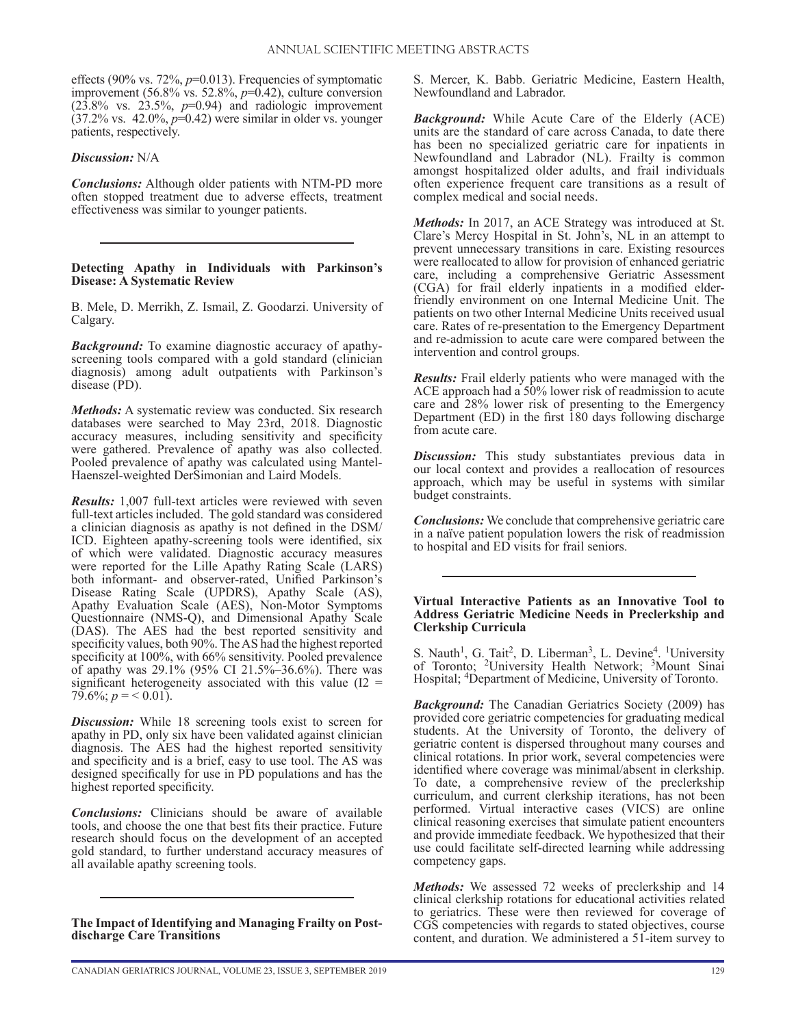effects (90% vs. 72%, $p$=0.013). Frequencies of symptomatic improvement (56.8% vs. 52.8%, $p$=0.42), culture conversion (23.8% vs. 23.5%, $p$=0.94) and radiologic improvement (37.2% vs. 42.0%, $p$=0.42) were similar in older vs. younger patients, respectively.

***Discussion:*** N/A

***Conclusions:*** Although older patients with NTM-PD more often stopped treatment due to adverse effects, treatment effectiveness was similar to younger patients.

---

### Detecting Apathy in Individuals with Parkinson's Disease: A Systematic Review

B. Mele, D. Merrikh, Z. Ismail, Z. Goodarzi. University of Calgary.

***Background:*** To examine diagnostic accuracy of apathy-screening tools compared with a gold standard (clinician diagnosis) among adult outpatients with Parkinson's disease (PD).

***Methods:*** A systematic review was conducted. Six research databases were searched to May 23rd, 2018. Diagnostic accuracy measures, including sensitivity and specificity were gathered. Prevalence of apathy was also collected. Pooled prevalence of apathy was calculated using Mantel-Haenszel-weighted DerSimonian and Laird Models.

***Results:*** 1,007 full-text articles were reviewed with seven full-text articles included. The gold standard was considered a clinician diagnosis as apathy is not defined in the DSM/ICD. Eighteen apathy-screening tools were identified, six of which were validated. Diagnostic accuracy measures were reported for the Lille Apathy Rating Scale (LARS) both informant- and observer-rated, Unified Parkinson's Disease Rating Scale (UPDRS), Apathy Scale (AS), Apathy Evaluation Scale (AES), Non-Motor Symptoms Questionnaire (NMS-Q), and Dimensional Apathy Scale (DAS). The AES had the best reported sensitivity and specificity values, both 90%. The AS had the highest reported specificity at 100%, with 66% sensitivity. Pooled prevalence of apathy was 29.1% (95% CI 21.5%–36.6%). There was significant heterogeneity associated with this value ($I^2$ = 79.6%; $p$ = < 0.01).

***Discussion:*** While 18 screening tools exist to screen for apathy in PD, only six have been validated against clinician diagnosis. The AES had the highest reported sensitivity and specificity and is a brief, easy to use tool. The AS was designed specifically for use in PD populations and has the highest reported specificity.

***Conclusions:*** Clinicians should be aware of available tools, and choose the one that best fits their practice. Future research should focus on the development of an accepted gold standard, to further understand accuracy measures of all available apathy screening tools.

---

### The Impact of Identifying and Managing Frailty on Post-discharge Care Transitions

S. Mercer, K. Babb. Geriatric Medicine, Eastern Health, Newfoundland and Labrador.

***Background:*** While Acute Care of the Elderly (ACE) units are the standard of care across Canada, to date there has been no specialized geriatric care for inpatients in Newfoundland and Labrador (NL). Frailty is common amongst hospitalized older adults, and frail individuals often experience frequent care transitions as a result of complex medical and social needs.

***Methods:*** In 2017, an ACE Strategy was introduced at St. Clare's Mercy Hospital in St. John's, NL in an attempt to prevent unnecessary transitions in care. Existing resources were reallocated to allow for provision of enhanced geriatric care, including a comprehensive Geriatric Assessment (CGA) for frail elderly inpatients in a modified elder-friendly environment on one Internal Medicine Unit. The patients on two other Internal Medicine Units received usual care. Rates of re-presentation to the Emergency Department and re-admission to acute care were compared between the intervention and control groups.

***Results:*** Frail elderly patients who were managed with the ACE approach had a 50% lower risk of readmission to acute care and 28% lower risk of presenting to the Emergency Department (ED) in the first 180 days following discharge from acute care.

***Discussion:*** This study substantiates previous data in our local context and provides a reallocation of resources approach, which may be useful in systems with similar budget constraints.

***Conclusions:*** We conclude that comprehensive geriatric care in a naïve patient population lowers the risk of readmission to hospital and ED visits for frail seniors.

---

### Virtual Interactive Patients as an Innovative Tool to Address Geriatric Medicine Needs in Preclerkship and Clerkship Curricula

S. Nauth[1], G. Tait[2], D. Liberman[3], L. Devine[4]. [1]University of Toronto; [2]University Health Network; [3]Mount Sinai Hospital; [4]Department of Medicine, University of Toronto.

***Background:*** The Canadian Geriatrics Society (2009) has provided core geriatric competencies for graduating medical students. At the University of Toronto, the delivery of geriatric content is dispersed throughout many courses and clinical rotations. In prior work, several competencies were identified where coverage was minimal/absent in clerkship. To date, a comprehensive review of the preclerkship curriculum, and current clerkship iterations, has not been performed. Virtual interactive cases (VICS) are online clinical reasoning exercises that simulate patient encounters and provide immediate feedback. We hypothesized that their use could facilitate self-directed learning while addressing competency gaps.

***Methods:*** We assessed 72 weeks of preclerkship and 14 clinical clerkship rotations for educational activities related to geriatrics. These were then reviewed for coverage of CGS competencies with regards to stated objectives, course content, and duration. We administered a 51-item survey to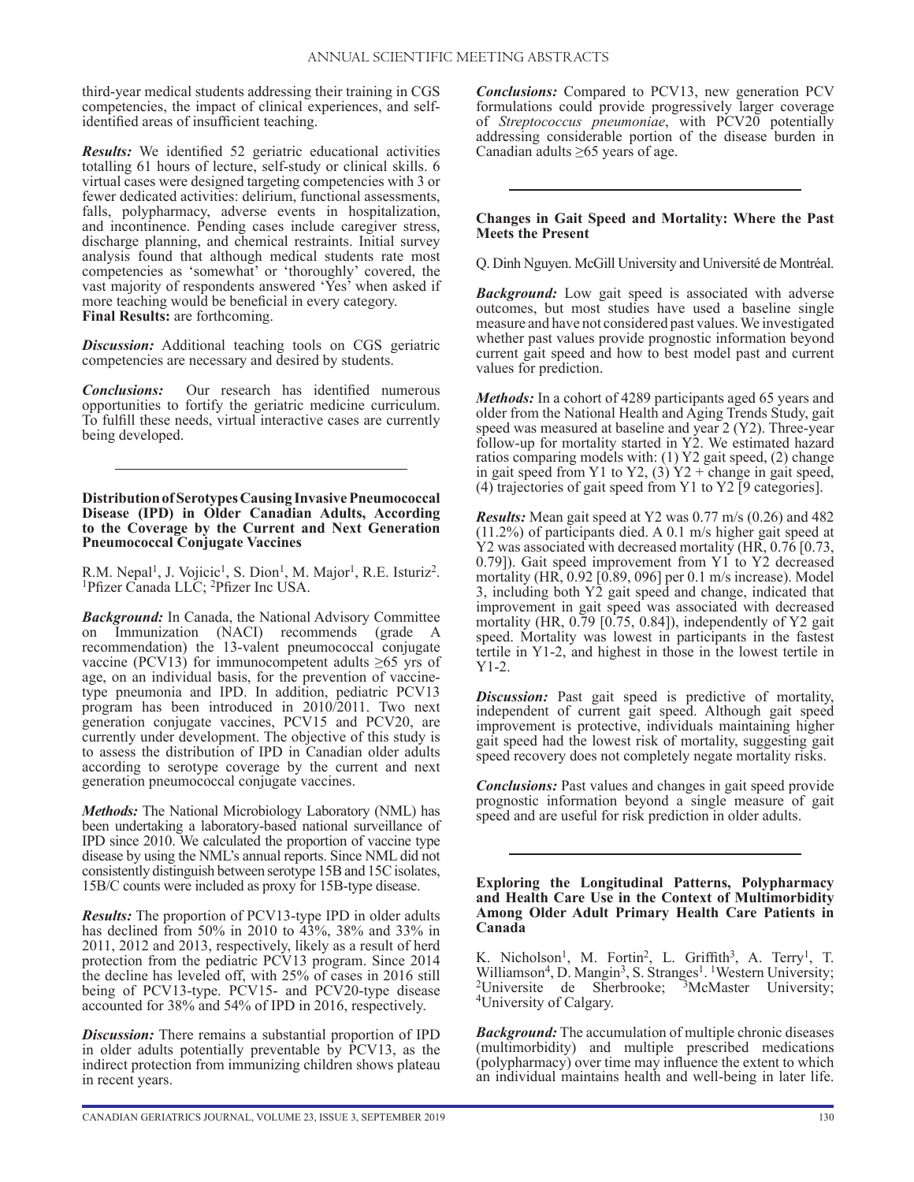third-year medical students addressing their training in CGS competencies, the impact of clinical experiences, and self-identified areas of insufficient teaching.

***Results:*** We identified 52 geriatric educational activities totalling 61 hours of lecture, self-study or clinical skills. 6 virtual cases were designed targeting competencies with 3 or fewer dedicated activities: delirium, functional assessments, falls, polypharmacy, adverse events in hospitalization, and incontinence. Pending cases include caregiver stress, discharge planning, and chemical restraints. Initial survey analysis found that although medical students rate most competencies as 'somewhat' or 'thoroughly' covered, the vast majority of respondents answered 'Yes' when asked if more teaching would be beneficial in every category.
**Final Results:** are forthcoming.

***Discussion:*** Additional teaching tools on CGS geriatric competencies are necessary and desired by students.

***Conclusions:*** Our research has identified numerous opportunities to fortify the geriatric medicine curriculum. To fulfill these needs, virtual interactive cases are currently being developed.

---

### Distribution of Serotypes Causing Invasive Pneumococcal Disease (IPD) in Older Canadian Adults, According to the Coverage by the Current and Next Generation Pneumococcal Conjugate Vaccines

R.M. Nepal[1], J. Vojicic[1], S. Dion[1], M. Major[1], R.E. Isturiz[2]. [1]Pfizer Canada LLC; [2]Pfizer Inc USA.

***Background:*** In Canada, the National Advisory Committee on Immunization (NACI) recommends (grade A recommendation) the 13-valent pneumococcal conjugate vaccine (PCV13) for immunocompetent adults ≥65 yrs of age, on an individual basis, for the prevention of vaccine-type pneumonia and IPD. In addition, pediatric PCV13 program has been introduced in 2010/2011. Two next generation conjugate vaccines, PCV15 and PCV20, are currently under development. The objective of this study is to assess the distribution of IPD in Canadian older adults according to serotype coverage by the current and next generation pneumococcal conjugate vaccines.

***Methods:*** The National Microbiology Laboratory (NML) has been undertaking a laboratory-based national surveillance of IPD since 2010. We calculated the proportion of vaccine type disease by using the NML's annual reports. Since NML did not consistently distinguish between serotype 15B and 15C isolates, 15B/C counts were included as proxy for 15B-type disease.

***Results:*** The proportion of PCV13-type IPD in older adults has declined from 50% in 2010 to 43%, 38% and 33% in 2011, 2012 and 2013, respectively, likely as a result of herd protection from the pediatric PCV13 program. Since 2014 the decline has leveled off, with 25% of cases in 2016 still being of PCV13-type. PCV15- and PCV20-type disease accounted for 38% and 54% of IPD in 2016, respectively.

***Discussion:*** There remains a substantial proportion of IPD in older adults potentially preventable by PCV13, as the indirect protection from immunizing children shows plateau in recent years.

***Conclusions:*** Compared to PCV13, new generation PCV formulations could provide progressively larger coverage of *Streptococcus pneumoniae*, with PCV20 potentially addressing considerable portion of the disease burden in Canadian adults ≥65 years of age.

---

### Changes in Gait Speed and Mortality: Where the Past Meets the Present

Q. Dinh Nguyen. McGill University and Université de Montréal.

***Background:*** Low gait speed is associated with adverse outcomes, but most studies have used a baseline single measure and have not considered past values. We investigated whether past values provide prognostic information beyond current gait speed and how to best model past and current values for prediction.

***Methods:*** In a cohort of 4289 participants aged 65 years and older from the National Health and Aging Trends Study, gait speed was measured at baseline and year 2 (Y2). Three-year follow-up for mortality started in Y2. We estimated hazard ratios comparing models with: (1) Y2 gait speed, (2) change in gait speed from Y1 to Y2, (3) Y2 + change in gait speed, (4) trajectories of gait speed from Y1 to Y2 [9 categories].

***Results:*** Mean gait speed at Y2 was 0.77 m/s (0.26) and 482 (11.2%) of participants died. A 0.1 m/s higher gait speed at Y2 was associated with decreased mortality (HR, 0.76 [0.73, 0.79]). Gait speed improvement from Y1 to Y2 decreased mortality (HR, 0.92 [0.89, 096] per 0.1 m/s increase). Model 3, including both Y2 gait speed and change, indicated that improvement in gait speed was associated with decreased mortality (HR, 0.79 [0.75, 0.84]), independently of Y2 gait speed. Mortality was lowest in participants in the fastest tertile in Y1-2, and highest in those in the lowest tertile in Y1-2.

***Discussion:*** Past gait speed is predictive of mortality, independent of current gait speed. Although gait speed improvement is protective, individuals maintaining higher gait speed had the lowest risk of mortality, suggesting gait speed recovery does not completely negate mortality risks.

***Conclusions:*** Past values and changes in gait speed provide prognostic information beyond a single measure of gait speed and are useful for risk prediction in older adults.

---

### Exploring the Longitudinal Patterns, Polypharmacy and Health Care Use in the Context of Multimorbidity Among Older Adult Primary Health Care Patients in Canada

K. Nicholson[1], M. Fortin[2], L. Griffith[3], A. Terry[1], T. Williamson[4], D. Mangin[3], S. Stranges[1]. [1]Western University; [2]Universite de Sherbrooke; [3]McMaster University; [4]University of Calgary.

***Background:*** The accumulation of multiple chronic diseases (multimorbidity) and multiple prescribed medications (polypharmacy) over time may influence the extent to which an individual maintains health and well-being in later life.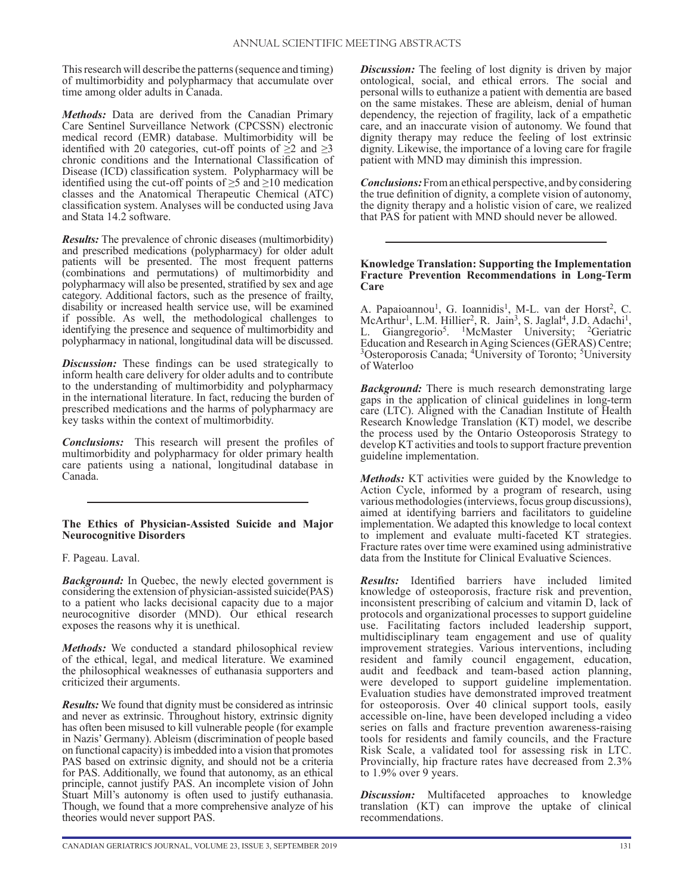This research will describe the patterns (sequence and timing) of multimorbidity and polypharmacy that accumulate over time among older adults in Canada.

***Methods:*** Data are derived from the Canadian Primary Care Sentinel Surveillance Network (CPCSSN) electronic medical record (EMR) database. Multimorbidity will be identified with 20 categories, cut-off points of $\geq 2$ and $\geq 3$ chronic conditions and the International Classification of Disease (ICD) classification system. Polypharmacy will be identified using the cut-off points of $\geq 5$ and $\geq 10$ medication classes and the Anatomical Therapeutic Chemical (ATC) classification system. Analyses will be conducted using Java and Stata 14.2 software.

***Results:*** The prevalence of chronic diseases (multimorbidity) and prescribed medications (polypharmacy) for older adult patients will be presented. The most frequent patterns (combinations and permutations) of multimorbidity and polypharmacy will also be presented, stratified by sex and age category. Additional factors, such as the presence of frailty, disability or increased health service use, will be examined if possible. As well, the methodological challenges to identifying the presence and sequence of multimorbidity and polypharmacy in national, longitudinal data will be discussed.

***Discussion:*** These findings can be used strategically to inform health care delivery for older adults and to contribute to the understanding of multimorbidity and polypharmacy in the international literature. In fact, reducing the burden of prescribed medications and the harms of polypharmacy are key tasks within the context of multimorbidity.

***Conclusions:*** This research will present the profiles of multimorbidity and polypharmacy for older primary health care patients using a national, longitudinal database in Canada.

---

**The Ethics of Physician-Assisted Suicide and Major Neurocognitive Disorders**

F. Pageau. Laval.

***Background:*** In Quebec, the newly elected government is considering the extension of physician-assisted suicide(PAS) to a patient who lacks decisional capacity due to a major neurocognitive disorder (MND). Our ethical research exposes the reasons why it is unethical.

***Methods:*** We conducted a standard philosophical review of the ethical, legal, and medical literature. We examined the philosophical weaknesses of euthanasia supporters and criticized their arguments.

***Results:*** We found that dignity must be considered as intrinsic and never as extrinsic. Throughout history, extrinsic dignity has often been misused to kill vulnerable people (for example in Nazis' Germany). Ableism (discrimination of people based on functional capacity) is imbedded into a vision that promotes PAS based on extrinsic dignity, and should not be a criteria for PAS. Additionally, we found that autonomy, as an ethical principle, cannot justify PAS. An incomplete vision of John Stuart Mill's autonomy is often used to justify euthanasia. Though, we found that a more comprehensive analyze of his theories would never support PAS.

***Discussion:*** The feeling of lost dignity is driven by major ontological, social, and ethical errors. The social and personal wills to euthanize a patient with dementia are based on the same mistakes. These are ableism, denial of human dependency, the rejection of fragility, lack of a empathetic care, and an inaccurate vision of autonomy. We found that dignity therapy may reduce the feeling of lost extrinsic dignity. Likewise, the importance of a loving care for fragile patient with MND may diminish this impression.

***Conclusions:*** From an ethical perspective, and by considering the true definition of dignity, a complete vision of autonomy, the dignity therapy and a holistic vision of care, we realized that PAS for patient with MND should never be allowed.

---

**Knowledge Translation: Supporting the Implementation Fracture Prevention Recommendations in Long-Term Care**

A. Papaioannou[1], G. Ioannidis[1], M-L. van der Horst[2], C. McArthur[1], L.M. Hillier[2], R. Jain[3], S. Jaglal[4], J.D. Adachi[1], L. Giangregorio[5]. [1]McMaster University; [2]Geriatric Education and Research in Aging Sciences (GERAS) Centre; [3]Osteroporosis Canada; [4]University of Toronto; [5]University of Waterloo

***Background:*** There is much research demonstrating large gaps in the application of clinical guidelines in long-term care (LTC). Aligned with the Canadian Institute of Health Research Knowledge Translation (KT) model, we describe the process used by the Ontario Osteoporosis Strategy to develop KT activities and tools to support fracture prevention guideline implementation.

***Methods:*** KT activities were guided by the Knowledge to Action Cycle, informed by a program of research, using various methodologies (interviews, focus group discussions), aimed at identifying barriers and facilitators to guideline implementation. We adapted this knowledge to local context to implement and evaluate multi-faceted KT strategies. Fracture rates over time were examined using administrative data from the Institute for Clinical Evaluative Sciences.

***Results:*** Identified barriers have included limited knowledge of osteoporosis, fracture risk and prevention, inconsistent prescribing of calcium and vitamin D, lack of protocols and organizational processes to support guideline use. Facilitating factors included leadership support, multidisciplinary team engagement and use of quality improvement strategies. Various interventions, including resident and family council engagement, education, audit and feedback and team-based action planning, were developed to support guideline implementation. Evaluation studies have demonstrated improved treatment for osteoporosis. Over 40 clinical support tools, easily accessible on-line, have been developed including a video series on falls and fracture prevention awareness-raising tools for residents and family councils, and the Fracture Risk Scale, a validated tool for assessing risk in LTC. Provincially, hip fracture rates have decreased from 2.3% to 1.9% over 9 years.

***Discussion:*** Multifaceted approaches to knowledge translation (KT) can improve the uptake of clinical recommendations.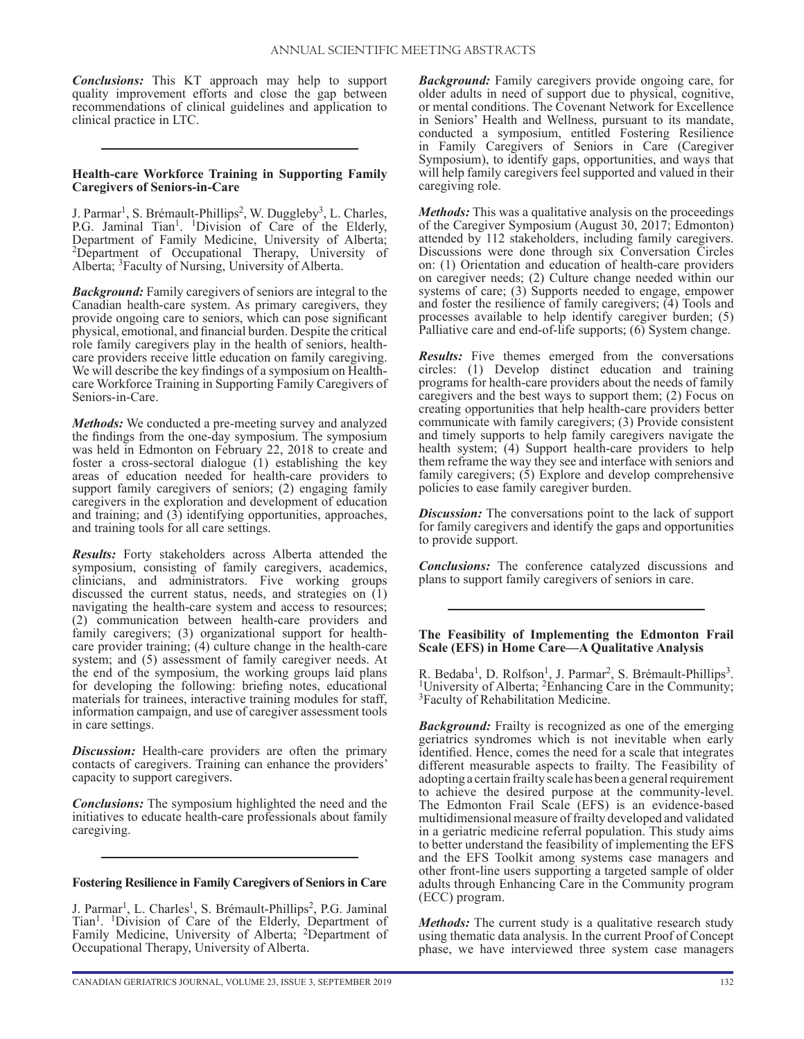***Conclusions:*** This KT approach may help to support quality improvement efforts and close the gap between recommendations of clinical guidelines and application to clinical practice in LTC.

---

### Health-care Workforce Training in Supporting Family Caregivers of Seniors-in-Care

J. Parmar[1], S. Brémault-Phillips[2], W. Duggleby[3], L. Charles, P.G. Jaminal Tian[1]. [1]Division of Care of the Elderly, Department of Family Medicine, University of Alberta; [2]Department of Occupational Therapy, University of Alberta; [3]Faculty of Nursing, University of Alberta.

***Background:*** Family caregivers of seniors are integral to the Canadian health-care system. As primary caregivers, they provide ongoing care to seniors, which can pose significant physical, emotional, and financial burden. Despite the critical role family caregivers play in the health of seniors, health-care providers receive little education on family caregiving. We will describe the key findings of a symposium on Health-care Workforce Training in Supporting Family Caregivers of Seniors-in-Care.

***Methods:*** We conducted a pre-meeting survey and analyzed the findings from the one-day symposium. The symposium was held in Edmonton on February 22, 2018 to create and foster a cross-sectoral dialogue (1) establishing the key areas of education needed for health-care providers to support family caregivers of seniors; (2) engaging family caregivers in the exploration and development of education and training; and (3) identifying opportunities, approaches, and training tools for all care settings.

***Results:*** Forty stakeholders across Alberta attended the symposium, consisting of family caregivers, academics, clinicians, and administrators. Five working groups discussed the current status, needs, and strategies on (1) navigating the health-care system and access to resources; (2) communication between health-care providers and family caregivers; (3) organizational support for health-care provider training; (4) culture change in the health-care system; and (5) assessment of family caregiver needs. At the end of the symposium, the working groups laid plans for developing the following: briefing notes, educational materials for trainees, interactive training modules for staff, information campaign, and use of caregiver assessment tools in care settings.

***Discussion:*** Health-care providers are often the primary contacts of caregivers. Training can enhance the providers' capacity to support caregivers.

***Conclusions:*** The symposium highlighted the need and the initiatives to educate health-care professionals about family caregiving.

---

### Fostering Resilience in Family Caregivers of Seniors in Care

J. Parmar[1], L. Charles[1], S. Brémault-Phillips[2], P.G. Jaminal Tian[1]. [1]Division of Care of the Elderly, Department of Family Medicine, University of Alberta; [2]Department of Occupational Therapy, University of Alberta.

***Background:*** Family caregivers provide ongoing care, for older adults in need of support due to physical, cognitive, or mental conditions. The Covenant Network for Excellence in Seniors' Health and Wellness, pursuant to its mandate, conducted a symposium, entitled Fostering Resilience in Family Caregivers of Seniors in Care (Caregiver Symposium), to identify gaps, opportunities, and ways that will help family caregivers feel supported and valued in their caregiving role.

***Methods:*** This was a qualitative analysis on the proceedings of the Caregiver Symposium (August 30, 2017; Edmonton) attended by 112 stakeholders, including family caregivers. Discussions were done through six Conversation Circles on: (1) Orientation and education of health-care providers on caregiver needs; (2) Culture change needed within our systems of care; (3) Supports needed to engage, empower and foster the resilience of family caregivers; (4) Tools and processes available to help identify caregiver burden; (5) Palliative care and end-of-life supports; (6) System change.

***Results:*** Five themes emerged from the conversations circles: (1) Develop distinct education and training programs for health-care providers about the needs of family caregivers and the best ways to support them; (2) Focus on creating opportunities that help health-care providers better communicate with family caregivers; (3) Provide consistent and timely supports to help family caregivers navigate the health system; (4) Support health-care providers to help them reframe the way they see and interface with seniors and family caregivers; (5) Explore and develop comprehensive policies to ease family caregiver burden.

***Discussion:*** The conversations point to the lack of support for family caregivers and identify the gaps and opportunities to provide support.

***Conclusions:*** The conference catalyzed discussions and plans to support family caregivers of seniors in care.

---

### The Feasibility of Implementing the Edmonton Frail Scale (EFS) in Home Care—A Qualitative Analysis

R. Bedaba[1], D. Rolfson[1], J. Parmar[2], S. Brémault-Phillips[3]. [1]University of Alberta; [2]Enhancing Care in the Community; [3]Faculty of Rehabilitation Medicine.

***Background:*** Frailty is recognized as one of the emerging geriatrics syndromes which is not inevitable when early identified. Hence, comes the need for a scale that integrates different measurable aspects to frailty. The Feasibility of adopting a certain frailty scale has been a general requirement to achieve the desired purpose at the community-level. The Edmonton Frail Scale (EFS) is an evidence-based multidimensional measure of frailty developed and validated in a geriatric medicine referral population. This study aims to better understand the feasibility of implementing the EFS and the EFS Toolkit among systems case managers and other front-line users supporting a targeted sample of older adults through Enhancing Care in the Community program (ECC) program.

***Methods:*** The current study is a qualitative research study using thematic data analysis. In the current Proof of Concept phase, we have interviewed three system case managers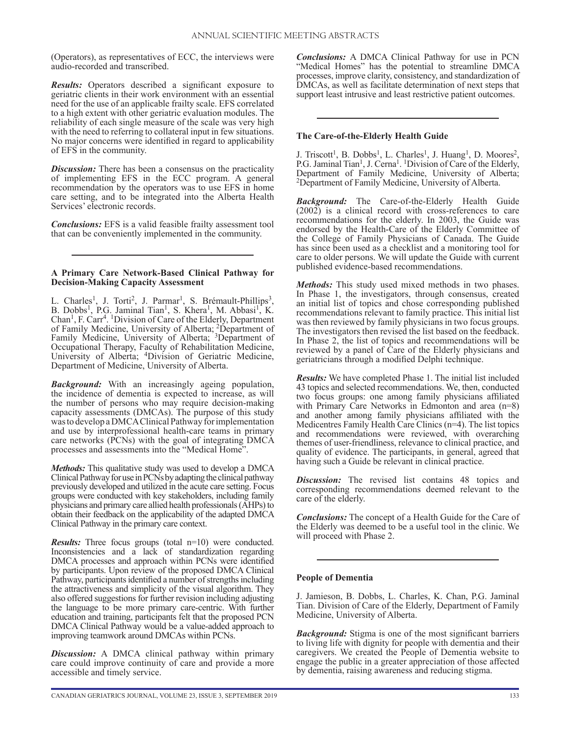(Operators), as representatives of ECC, the interviews were audio-recorded and transcribed.

***Results:*** Operators described a significant exposure to geriatric clients in their work environment with an essential need for the use of an applicable frailty scale. EFS correlated to a high extent with other geriatric evaluation modules. The reliability of each single measure of the scale was very high with the need to referring to collateral input in few situations. No major concerns were identified in regard to applicability of EFS in the community.

***Discussion:*** There has been a consensus on the practicality of implementing EFS in the ECC program. A general recommendation by the operators was to use EFS in home care setting, and to be integrated into the Alberta Health Services' electronic records.

***Conclusions:*** EFS is a valid feasible frailty assessment tool that can be conveniently implemented in the community.

---

### A Primary Care Network-Based Clinical Pathway for Decision-Making Capacity Assessment

L. Charles[1], J. Torti[2], J. Parmar[1], S. Brémault-Phillips[3], B. Dobbs[1], P.G. Jaminal Tian[1], S. Khera[1], M. Abbasi[1], K. Chan[1], F. Carr[4]. [1]Division of Care of the Elderly, Department of Family Medicine, University of Alberta; [2]Department of Family Medicine, University of Alberta; [3]Department of Occupational Therapy, Faculty of Rehabilitation Medicine, University of Alberta; [4]Division of Geriatric Medicine, Department of Medicine, University of Alberta.

***Background:*** With an increasingly ageing population, the incidence of dementia is expected to increase, as will the number of persons who may require decision-making capacity assessments (DMCAs). The purpose of this study was to develop a DMCA Clinical Pathway for implementation and use by interprofessional health-care teams in primary care networks (PCNs) with the goal of integrating DMCA processes and assessments into the "Medical Home".

***Methods:*** This qualitative study was used to develop a DMCA Clinical Pathway for use in PCNs by adapting the clinical pathway previously developed and utilized in the acute care setting. Focus groups were conducted with key stakeholders, including family physicians and primary care allied health professionals (AHPs) to obtain their feedback on the applicability of the adapted DMCA Clinical Pathway in the primary care context.

***Results:*** Three focus groups (total n=10) were conducted. Inconsistencies and a lack of standardization regarding DMCA processes and approach within PCNs were identified by participants. Upon review of the proposed DMCA Clinical Pathway, participants identified a number of strengths including the attractiveness and simplicity of the visual algorithm. They also offered suggestions for further revision including adjusting the language to be more primary care-centric. With further education and training, participants felt that the proposed PCN DMCA Clinical Pathway would be a value-added approach to improving teamwork around DMCAs within PCNs.

***Discussion:*** A DMCA clinical pathway within primary care could improve continuity of care and provide a more accessible and timely service.

***Conclusions:*** A DMCA Clinical Pathway for use in PCN "Medical Homes" has the potential to streamline DMCA processes, improve clarity, consistency, and standardization of DMCAs, as well as facilitate determination of next steps that support least intrusive and least restrictive patient outcomes.

---

### The Care-of-the-Elderly Health Guide

J. Triscott[1], B. Dobbs[1], L. Charles[1], J. Huang[1], D. Moores[2], P.G. Jaminal Tian[1], J. Cerna[1]. [1]Division of Care of the Elderly, Department of Family Medicine, University of Alberta; [2]Department of Family Medicine, University of Alberta.

***Background:*** The Care-of-the-Elderly Health Guide (2002) is a clinical record with cross-references to care recommendations for the elderly. In 2003, the Guide was endorsed by the Health-Care of the Elderly Committee of the College of Family Physicians of Canada. The Guide has since been used as a checklist and a monitoring tool for care to older persons. We will update the Guide with current published evidence-based recommendations.

***Methods:*** This study used mixed methods in two phases. In Phase 1, the investigators, through consensus, created an initial list of topics and chose corresponding published recommendations relevant to family practice. This initial list was then reviewed by family physicians in two focus groups. The investigators then revised the list based on the feedback. In Phase 2, the list of topics and recommendations will be reviewed by a panel of Care of the Elderly physicians and geriatricians through a modified Delphi technique.

***Results:*** We have completed Phase 1. The initial list included 43 topics and selected recommendations. We, then, conducted two focus groups: one among family physicians affiliated with Primary Care Networks in Edmonton and area (n=8) and another among family physicians affiliated with the Medicentres Family Health Care Clinics (n=4). The list topics and recommendations were reviewed, with overarching themes of user-friendliness, relevance to clinical practice, and quality of evidence. The participants, in general, agreed that having such a Guide be relevant in clinical practice.

***Discussion:*** The revised list contains 48 topics and corresponding recommendations deemed relevant to the care of the elderly.

***Conclusions:*** The concept of a Health Guide for the Care of the Elderly was deemed to be a useful tool in the clinic. We will proceed with Phase 2.

---

### People of Dementia

J. Jamieson, B. Dobbs, L. Charles, K. Chan, P.G. Jaminal Tian. Division of Care of the Elderly, Department of Family Medicine, University of Alberta.

***Background:*** Stigma is one of the most significant barriers to living life with dignity for people with dementia and their caregivers. We created the People of Dementia website to engage the public in a greater appreciation of those affected by dementia, raising awareness and reducing stigma.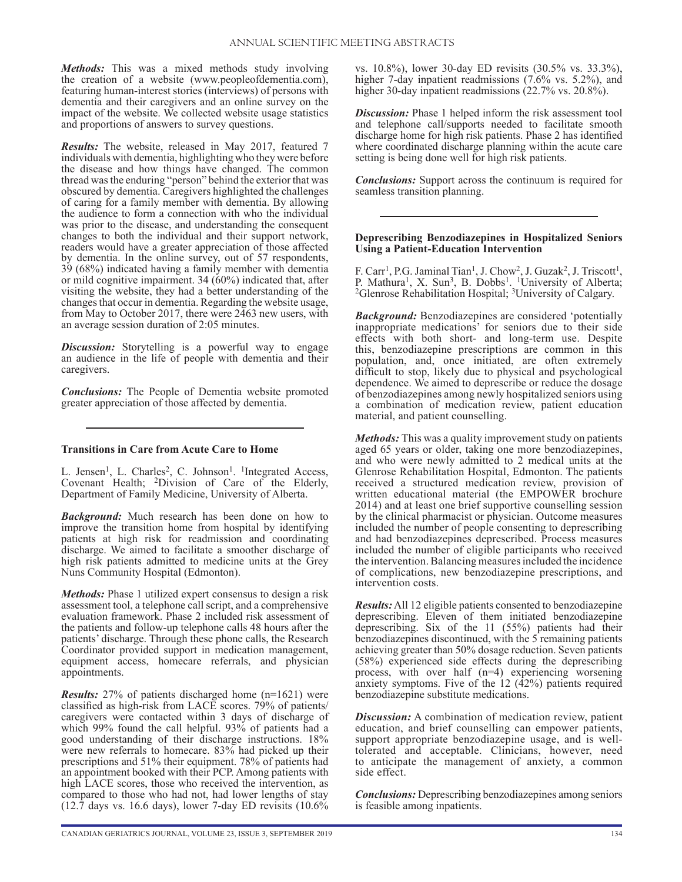***Methods:*** This was a mixed methods study involving the creation of a website (www.peopleofdementia.com), featuring human-interest stories (interviews) of persons with dementia and their caregivers and an online survey on the impact of the website. We collected website usage statistics and proportions of answers to survey questions.

***Results:*** The website, released in May 2017, featured 7 individuals with dementia, highlighting who they were before the disease and how things have changed. The common thread was the enduring "person" behind the exterior that was obscured by dementia. Caregivers highlighted the challenges of caring for a family member with dementia. By allowing the audience to form a connection with who the individual was prior to the disease, and understanding the consequent changes to both the individual and their support network, readers would have a greater appreciation of those affected by dementia. In the online survey, out of 57 respondents, 39 (68%) indicated having a family member with dementia or mild cognitive impairment. 34 (60%) indicated that, after visiting the website, they had a better understanding of the changes that occur in dementia. Regarding the website usage, from May to October 2017, there were 2463 new users, with an average session duration of 2:05 minutes.

***Discussion:*** Storytelling is a powerful way to engage an audience in the life of people with dementia and their caregivers.

***Conclusions:*** The People of Dementia website promoted greater appreciation of those affected by dementia.

---

**Transitions in Care from Acute Care to Home**

L. Jensen[1], L. Charles[2], C. Johnson[1]. [1]Integrated Access, Covenant Health; [2]Division of Care of the Elderly, Department of Family Medicine, University of Alberta.

***Background:*** Much research has been done on how to improve the transition home from hospital by identifying patients at high risk for readmission and coordinating discharge. We aimed to facilitate a smoother discharge of high risk patients admitted to medicine units at the Grey Nuns Community Hospital (Edmonton).

***Methods:*** Phase 1 utilized expert consensus to design a risk assessment tool, a telephone call script, and a comprehensive evaluation framework. Phase 2 included risk assessment of the patients and follow-up telephone calls 48 hours after the patients' discharge. Through these phone calls, the Research Coordinator provided support in medication management, equipment access, homecare referrals, and physician appointments.

***Results:*** 27% of patients discharged home (n=1621) were classified as high-risk from LACE scores. 79% of patients/caregivers were contacted within 3 days of discharge of which 99% found the call helpful. 93% of patients had a good understanding of their discharge instructions. 18% were new referrals to homecare. 83% had picked up their prescriptions and 51% their equipment. 78% of patients had an appointment booked with their PCP. Among patients with high LACE scores, those who received the intervention, as compared to those who had not, had lower lengths of stay (12.7 days vs. 16.6 days), lower 7-day ED revisits (10.6% vs. 10.8%), lower 30-day ED revisits (30.5% vs. 33.3%), higher 7-day inpatient readmissions (7.6% vs. 5.2%), and higher 30-day inpatient readmissions (22.7% vs. 20.8%).

***Discussion:*** Phase 1 helped inform the risk assessment tool and telephone call/supports needed to facilitate smooth discharge home for high risk patients. Phase 2 has identified where coordinated discharge planning within the acute care setting is being done well for high risk patients.

***Conclusions:*** Support across the continuum is required for seamless transition planning.

---

**Deprescribing Benzodiazepines in Hospitalized Seniors Using a Patient-Education Intervention**

F. Carr[1], P.G. Jaminal Tian[1], J. Chow[2], J. Guzak[2], J. Triscott[1], P. Mathura[1], X. Sun[3], B. Dobbs[1]. [1]University of Alberta; [2]Glenrose Rehabilitation Hospital; [3]University of Calgary.

***Background:*** Benzodiazepines are considered 'potentially inappropriate medications' for seniors due to their side effects with both short- and long-term use. Despite this, benzodiazepine prescriptions are common in this population, and, once initiated, are often extremely difficult to stop, likely due to physical and psychological dependence. We aimed to deprescribe or reduce the dosage of benzodiazepines among newly hospitalized seniors using a combination of medication review, patient education material, and patient counselling.

***Methods:*** This was a quality improvement study on patients aged 65 years or older, taking one more benzodiazepines, and who were newly admitted to 2 medical units at the Glenrose Rehabilitation Hospital, Edmonton. The patients received a structured medication review, provision of written educational material (the EMPOWER brochure 2014) and at least one brief supportive counselling session by the clinical pharmacist or physician. Outcome measures included the number of people consenting to deprescribing and had benzodiazepines deprescribed. Process measures included the number of eligible participants who received the intervention. Balancing measures included the incidence of complications, new benzodiazepine prescriptions, and intervention costs.

***Results:*** All 12 eligible patients consented to benzodiazepine deprescribing. Eleven of them initiated benzodiazepine deprescribing. Six of the 11 (55%) patients had their benzodiazepines discontinued, with the 5 remaining patients achieving greater than 50% dosage reduction. Seven patients (58%) experienced side effects during the deprescribing process, with over half (n=4) experiencing worsening anxiety symptoms. Five of the 12 (42%) patients required benzodiazepine substitute medications.

***Discussion:*** A combination of medication review, patient education, and brief counselling can empower patients, support appropriate benzodiazepine usage, and is well-tolerated and acceptable. Clinicians, however, need to anticipate the management of anxiety, a common side effect.

***Conclusions:*** Deprescribing benzodiazepines among seniors is feasible among inpatients.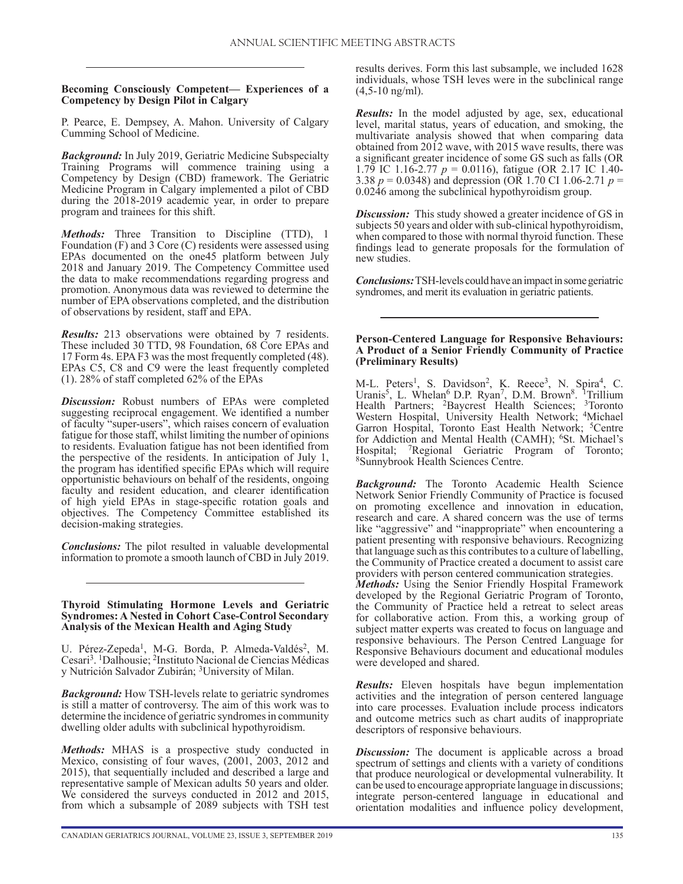### Becoming Consciously Competent— Experiences of a Competency by Design Pilot in Calgary

P. Pearce, E. Dempsey, A. Mahon. University of Calgary Cumming School of Medicine.

***Background:*** In July 2019, Geriatric Medicine Subspecialty Training Programs will commence training using a Competency by Design (CBD) framework. The Geriatric Medicine Program in Calgary implemented a pilot of CBD during the 2018-2019 academic year, in order to prepare program and trainees for this shift.

***Methods:*** Three Transition to Discipline (TTD), 1 Foundation (F) and 3 Core (C) residents were assessed using EPAs documented on the one45 platform between July 2018 and January 2019. The Competency Committee used the data to make recommendations regarding progress and promotion. Anonymous data was reviewed to determine the number of EPA observations completed, and the distribution of observations by resident, staff and EPA.

***Results:*** 213 observations were obtained by 7 residents. These included 30 TTD, 98 Foundation, 68 Core EPAs and 17 Form 4s. EPA F3 was the most frequently completed (48). EPAs C5, C8 and C9 were the least frequently completed (1). 28% of staff completed 62% of the EPAs

***Discussion:*** Robust numbers of EPAs were completed suggesting reciprocal engagement. We identified a number of faculty "super-users", which raises concern of evaluation fatigue for those staff, whilst limiting the number of opinions to residents. Evaluation fatigue has not been identified from the perspective of the residents. In anticipation of July 1, the program has identified specific EPAs which will require opportunistic behaviours on behalf of the residents, ongoing faculty and resident education, and clearer identification of high yield EPAs in stage-specific rotation goals and objectives. The Competency Committee established its decision-making strategies.

***Conclusions:*** The pilot resulted in valuable developmental information to promote a smooth launch of CBD in July 2019.

### Thyroid Stimulating Hormone Levels and Geriatric Syndromes: A Nested in Cohort Case-Control Secondary Analysis of the Mexican Health and Aging Study

U. Pérez-Zepeda[1], M-G. Borda, P. Almeda-Valdés[2], M. Cesari[3]. [1]Dalhousie; [2]Instituto Nacional de Ciencias Médicas y Nutrición Salvador Zubirán; [3]University of Milan.

***Background:*** How TSH-levels relate to geriatric syndromes is still a matter of controversy. The aim of this work was to determine the incidence of geriatric syndromes in community dwelling older adults with subclinical hypothyroidism.

***Methods:*** MHAS is a prospective study conducted in Mexico, consisting of four waves, (2001, 2003, 2012 and 2015), that sequentially included and described a large and representative sample of Mexican adults 50 years and older. We considered the surveys conducted in 2012 and 2015, from which a subsample of 2089 subjects with TSH test results derives. Form this last subsample, we included 1628 individuals, whose TSH leves were in the subclinical range (4,5-10 ng/ml).

***Results:*** In the model adjusted by age, sex, educational level, marital status, years of education, and smoking, the multivariate analysis showed that when comparing data obtained from 2012 wave, with 2015 wave results, there was a significant greater incidence of some GS such as falls (OR 1.79 IC 1.16-2.77 $p$ = 0.0116), fatigue (OR 2.17 IC 1.40-3.38 $p$ = 0.0348) and depression (OR 1.70 CI 1.06-2.71 $p$ = 0.0246 among the subclinical hypothyroidism group.

***Discussion:*** This study showed a greater incidence of GS in subjects 50 years and older with sub-clinical hypothyroidism, when compared to those with normal thyroid function. These findings lead to generate proposals for the formulation of new studies.

***Conclusions:*** TSH-levels could have an impact in some geriatric syndromes, and merit its evaluation in geriatric patients.

### Person-Centered Language for Responsive Behaviours: A Product of a Senior Friendly Community of Practice (Preliminary Results)

M-L. Peters[1], S. Davidson[2], K. Reece[3], N. Spira[4], C. Uranis[5], L. Whelan[6] D.P. Ryan[7], D.M. Brown[8]. [1]Trillium Health Partners; [2]Baycrest Health Sciences; [3]Toronto Western Hospital, University Health Network; [4]Michael Garron Hospital, Toronto East Health Network; [5]Centre for Addiction and Mental Health (CAMH); [6]St. Michael's Hospital; [7]Regional Geriatric Program of Toronto; [8]Sunnybrook Health Sciences Centre.

***Background:*** The Toronto Academic Health Science Network Senior Friendly Community of Practice is focused on promoting excellence and innovation in education, research and care. A shared concern was the use of terms like "aggressive" and "inappropriate" when encountering a patient presenting with responsive behaviours. Recognizing that language such as this contributes to a culture of labelling, the Community of Practice created a document to assist care providers with person centered communication strategies.

***Methods:*** Using the Senior Friendly Hospital Framework developed by the Regional Geriatric Program of Toronto, the Community of Practice held a retreat to select areas for collaborative action. From this, a working group of subject matter experts was created to focus on language and responsive behaviours. The Person Centred Language for Responsive Behaviours document and educational modules were developed and shared.

***Results:*** Eleven hospitals have begun implementation activities and the integration of person centered language into care processes. Evaluation include process indicators and outcome metrics such as chart audits of inappropriate descriptors of responsive behaviours.

***Discussion:*** The document is applicable across a broad spectrum of settings and clients with a variety of conditions that produce neurological or developmental vulnerability. It can be used to encourage appropriate language in discussions; integrate person-centered language in educational and orientation modalities and influence policy development,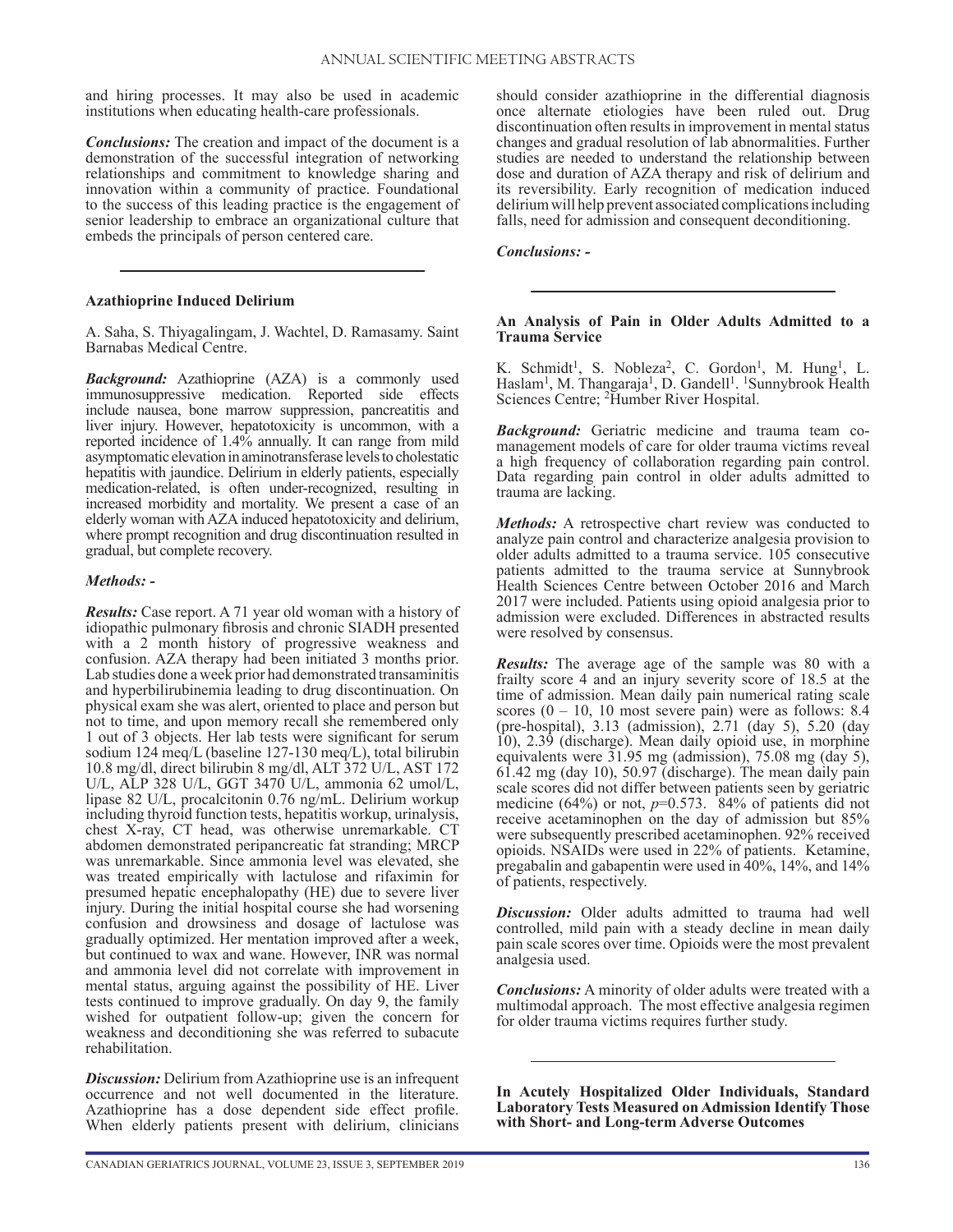and hiring processes. It may also be used in academic institutions when educating health-care professionals.

***Conclusions:*** The creation and impact of the document is a demonstration of the successful integration of networking relationships and commitment to knowledge sharing and innovation within a community of practice. Foundational to the success of this leading practice is the engagement of senior leadership to embrace an organizational culture that embeds the principals of person centered care.

---

### Azathioprine Induced Delirium

A. Saha, S. Thiyagalingam, J. Wachtel, D. Ramasamy. Saint Barnabas Medical Centre.

***Background:*** Azathioprine (AZA) is a commonly used immunosuppressive medication. Reported side effects include nausea, bone marrow suppression, pancreatitis and liver injury. However, hepatotoxicity is uncommon, with a reported incidence of 1.4% annually. It can range from mild asymptomatic elevation in aminotransferase levels to cholestatic hepatitis with jaundice. Delirium in elderly patients, especially medication-related, is often under-recognized, resulting in increased morbidity and mortality. We present a case of an elderly woman with AZA induced hepatotoxicity and delirium, where prompt recognition and drug discontinuation resulted in gradual, but complete recovery.

***Methods: -***

***Results:*** Case report. A 71 year old woman with a history of idiopathic pulmonary fibrosis and chronic SIADH presented with a 2 month history of progressive weakness and confusion. AZA therapy had been initiated 3 months prior. Lab studies done a week prior had demonstrated transaminitis and hyperbilirubinemia leading to drug discontinuation. On physical exam she was alert, oriented to place and person but not to time, and upon memory recall she remembered only 1 out of 3 objects. Her lab tests were significant for serum sodium 124 meq/L (baseline 127-130 meq/L), total bilirubin 10.8 mg/dl, direct bilirubin 8 mg/dl, ALT 372 U/L, AST 172 U/L, ALP 328 U/L, GGT 3470 U/L, ammonia 62 umol/L, lipase 82 U/L, procalcitonin 0.76 ng/mL. Delirium workup including thyroid function tests, hepatitis workup, urinalysis, chest X-ray, CT head, was otherwise unremarkable. CT abdomen demonstrated peripancreatic fat stranding; MRCP was unremarkable. Since ammonia level was elevated, she was treated empirically with lactulose and rifaximin for presumed hepatic encephalopathy (HE) due to severe liver injury. During the initial hospital course she had worsening confusion and drowsiness and dosage of lactulose was gradually optimized. Her mentation improved after a week, but continued to wax and wane. However, INR was normal and ammonia level did not correlate with improvement in mental status, arguing against the possibility of HE. Liver tests continued to improve gradually. On day 9, the family wished for outpatient follow-up; given the concern for weakness and deconditioning she was referred to subacute rehabilitation.

***Discussion:*** Delirium from Azathioprine use is an infrequent occurrence and not well documented in the literature. Azathioprine has a dose dependent side effect profile. When elderly patients present with delirium, clinicians should consider azathioprine in the differential diagnosis once alternate etiologies have been ruled out. Drug discontinuation often results in improvement in mental status changes and gradual resolution of lab abnormalities. Further studies are needed to understand the relationship between dose and duration of AZA therapy and risk of delirium and its reversibility. Early recognition of medication induced delirium will help prevent associated complications including falls, need for admission and consequent deconditioning.

***Conclusions: -***

---

### An Analysis of Pain in Older Adults Admitted to a Trauma Service

K. Schmidt[1], S. Nobleza[2], C. Gordon[1], M. Hung[1], L. Haslam[1], M. Thangaraja[1], D. Gandell[1]. [1]Sunnybrook Health Sciences Centre; [2]Humber River Hospital.

***Background:*** Geriatric medicine and trauma team co-management models of care for older trauma victims reveal a high frequency of collaboration regarding pain control. Data regarding pain control in older adults admitted to trauma are lacking.

***Methods:*** A retrospective chart review was conducted to analyze pain control and characterize analgesia provision to older adults admitted to a trauma service. 105 consecutive patients admitted to the trauma service at Sunnybrook Health Sciences Centre between October 2016 and March 2017 were included. Patients using opioid analgesia prior to admission were excluded. Differences in abstracted results were resolved by consensus.

***Results:*** The average age of the sample was 80 with a frailty score 4 and an injury severity score of 18.5 at the time of admission. Mean daily pain numerical rating scale scores (0 – 10, 10 most severe pain) were as follows: 8.4 (pre-hospital), 3.13 (admission), 2.71 (day 5), 5.20 (day 10), 2.39 (discharge). Mean daily opioid use, in morphine equivalents were 31.95 mg (admission), 75.08 mg (day 5), 61.42 mg (day 10), 50.97 (discharge). The mean daily pain scale scores did not differ between patients seen by geriatric medicine (64%) or not, $p$=0.573. 84% of patients did not receive acetaminophen on the day of admission but 85% were subsequently prescribed acetaminophen. 92% received opioids. NSAIDs were used in 22% of patients. Ketamine, pregabalin and gabapentin were used in 40%, 14%, and 14% of patients, respectively.

***Discussion:*** Older adults admitted to trauma had well controlled, mild pain with a steady decline in mean daily pain scale scores over time. Opioids were the most prevalent analgesia used.

***Conclusions:*** A minority of older adults were treated with a multimodal approach. The most effective analgesia regimen for older trauma victims requires further study.

---

### In Acutely Hospitalized Older Individuals, Standard Laboratory Tests Measured on Admission Identify Those with Short- and Long-term Adverse Outcomes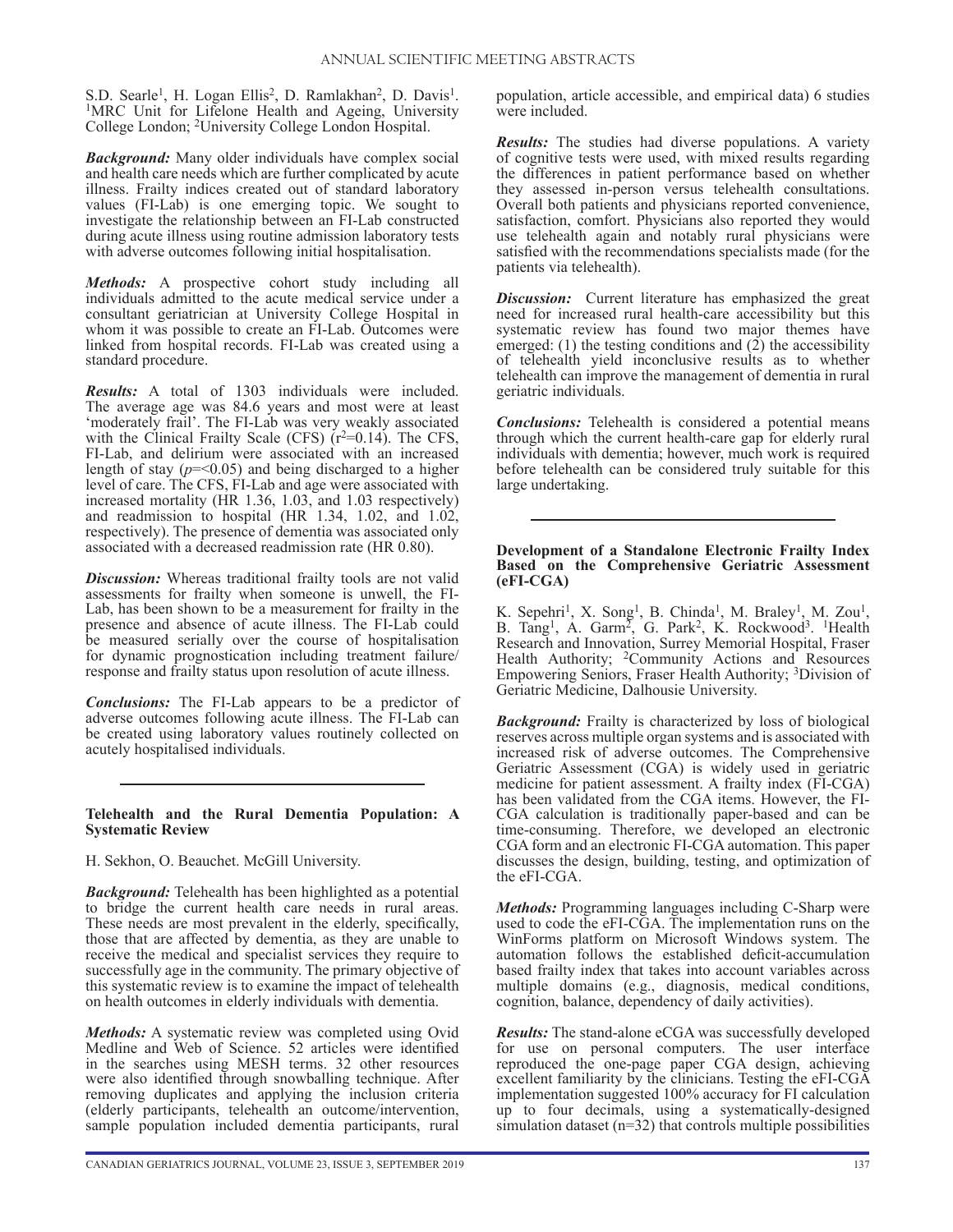S.D. Searle[1], H. Logan Ellis[2], D. Ramlakhan[2], D. Davis[1]. [1]MRC Unit for Lifelone Health and Ageing, University College London; [2]University College London Hospital.

***Background:*** Many older individuals have complex social and health care needs which are further complicated by acute illness. Frailty indices created out of standard laboratory values (FI-Lab) is one emerging topic. We sought to investigate the relationship between an FI-Lab constructed during acute illness using routine admission laboratory tests with adverse outcomes following initial hospitalisation.

***Methods:*** A prospective cohort study including all individuals admitted to the acute medical service under a consultant geriatrician at University College Hospital in whom it was possible to create an FI-Lab. Outcomes were linked from hospital records. FI-Lab was created using a standard procedure.

***Results:*** A total of 1303 individuals were included. The average age was 84.6 years and most were at least 'moderately frail'. The FI-Lab was very weakly associated with the Clinical Frailty Scale (CFS) ($r^2$=0.14). The CFS, FI-Lab, and delirium were associated with an increased length of stay (*p*=<0.05) and being discharged to a higher level of care. The CFS, FI-Lab and age were associated with increased mortality (HR 1.36, 1.03, and 1.03 respectively) and readmission to hospital (HR 1.34, 1.02, and 1.02, respectively). The presence of dementia was associated only associated with a decreased readmission rate (HR 0.80).

***Discussion:*** Whereas traditional frailty tools are not valid assessments for frailty when someone is unwell, the FI-Lab, has been shown to be a measurement for frailty in the presence and absence of acute illness. The FI-Lab could be measured serially over the course of hospitalisation for dynamic prognostication including treatment failure/response and frailty status upon resolution of acute illness.

***Conclusions:*** The FI-Lab appears to be a predictor of adverse outcomes following acute illness. The FI-Lab can be created using laboratory values routinely collected on acutely hospitalised individuals.

---

**Telehealth and the Rural Dementia Population: A Systematic Review**

H. Sekhon, O. Beauchet. McGill University.

***Background:*** Telehealth has been highlighted as a potential to bridge the current health care needs in rural areas. These needs are most prevalent in the elderly, specifically, those that are affected by dementia, as they are unable to receive the medical and specialist services they require to successfully age in the community. The primary objective of this systematic review is to examine the impact of telehealth on health outcomes in elderly individuals with dementia.

***Methods:*** A systematic review was completed using Ovid Medline and Web of Science. 52 articles were identified in the searches using MESH terms. 32 other resources were also identified through snowballing technique. After removing duplicates and applying the inclusion criteria (elderly participants, telehealth an outcome/intervention, sample population included dementia participants, rural population, article accessible, and empirical data) 6 studies were included.

***Results:*** The studies had diverse populations. A variety of cognitive tests were used, with mixed results regarding the differences in patient performance based on whether they assessed in-person versus telehealth consultations. Overall both patients and physicians reported convenience, satisfaction, comfort. Physicians also reported they would use telehealth again and notably rural physicians were satisfied with the recommendations specialists made (for the patients via telehealth).

***Discussion:*** Current literature has emphasized the great need for increased rural health-care accessibility but this systematic review has found two major themes have emerged: (1) the testing conditions and (2) the accessibility of telehealth yield inconclusive results as to whether telehealth can improve the management of dementia in rural geriatric individuals.

***Conclusions:*** Telehealth is considered a potential means through which the current health-care gap for elderly rural individuals with dementia; however, much work is required before telehealth can be considered truly suitable for this large undertaking.

---

**Development of a Standalone Electronic Frailty Index Based on the Comprehensive Geriatric Assessment (eFI-CGA)**

K. Sepehri[1], X. Song[1], B. Chinda[1], M. Braley[1], M. Zou[1], B. Tang[1], A. Garm[2], G. Park[2], K. Rockwood[3]. [1]Health Research and Innovation, Surrey Memorial Hospital, Fraser Health Authority; [2]Community Actions and Resources Empowering Seniors, Fraser Health Authority; [3]Division of Geriatric Medicine, Dalhousie University.

***Background:*** Frailty is characterized by loss of biological reserves across multiple organ systems and is associated with increased risk of adverse outcomes. The Comprehensive Geriatric Assessment (CGA) is widely used in geriatric medicine for patient assessment. A frailty index (FI-CGA) has been validated from the CGA items. However, the FI-CGA calculation is traditionally paper-based and can be time-consuming. Therefore, we developed an electronic CGA form and an electronic FI-CGA automation. This paper discusses the design, building, testing, and optimization of the eFI-CGA.

***Methods:*** Programming languages including C-Sharp were used to code the eFI-CGA. The implementation runs on the WinForms platform on Microsoft Windows system. The automation follows the established deficit-accumulation based frailty index that takes into account variables across multiple domains (e.g., diagnosis, medical conditions, cognition, balance, dependency of daily activities).

***Results:*** The stand-alone eCGA was successfully developed for use on personal computers. The user interface reproduced the one-page paper CGA design, achieving excellent familiarity by the clinicians. Testing the eFI-CGA implementation suggested 100% accuracy for FI calculation up to four decimals, using a systematically-designed simulation dataset (n=32) that controls multiple possibilities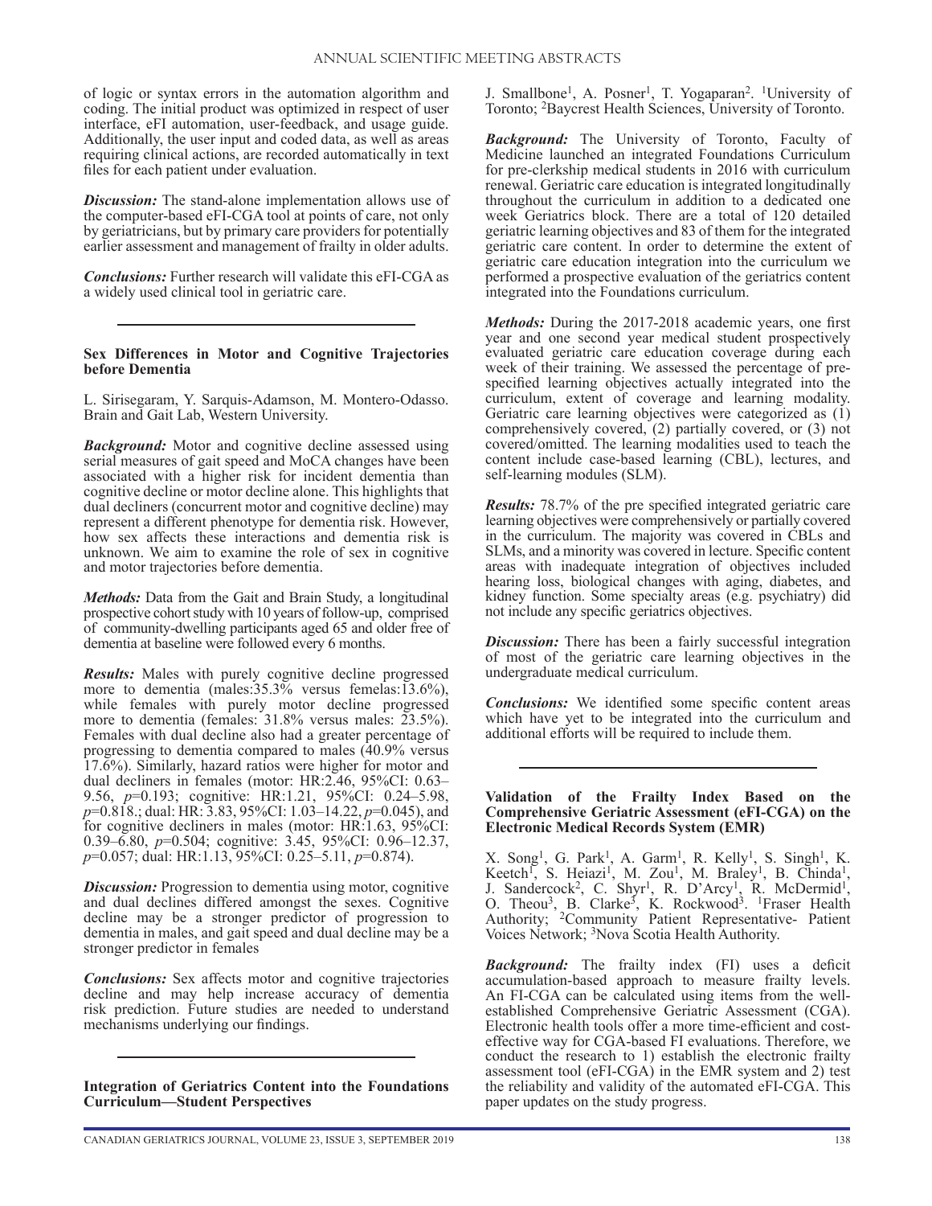of logic or syntax errors in the automation algorithm and coding. The initial product was optimized in respect of user interface, eFI automation, user-feedback, and usage guide. Additionally, the user input and coded data, as well as areas requiring clinical actions, are recorded automatically in text files for each patient under evaluation.

***Discussion:*** The stand-alone implementation allows use of the computer-based eFI-CGA tool at points of care, not only by geriatricians, but by primary care providers for potentially earlier assessment and management of frailty in older adults.

***Conclusions:*** Further research will validate this eFI-CGA as a widely used clinical tool in geriatric care.

---

**Sex Differences in Motor and Cognitive Trajectories before Dementia**

L. Sirisegaram, Y. Sarquis-Adamson, M. Montero-Odasso. Brain and Gait Lab, Western University.

***Background:*** Motor and cognitive decline assessed using serial measures of gait speed and MoCA changes have been associated with a higher risk for incident dementia than cognitive decline or motor decline alone. This highlights that dual decliners (concurrent motor and cognitive decline) may represent a different phenotype for dementia risk. However, how sex affects these interactions and dementia risk is unknown. We aim to examine the role of sex in cognitive and motor trajectories before dementia.

***Methods:*** Data from the Gait and Brain Study, a longitudinal prospective cohort study with 10 years of follow-up, comprised of community-dwelling participants aged 65 and older free of dementia at baseline were followed every 6 months.

***Results:*** Males with purely cognitive decline progressed more to dementia (males:35.3% versus femelas:13.6%), while females with purely motor decline progressed more to dementia (females: 31.8% versus males: 23.5%). Females with dual decline also had a greater percentage of progressing to dementia compared to males (40.9% versus 17.6%). Similarly, hazard ratios were higher for motor and dual decliners in females (motor: HR:2.46, 95%CI: 0.63–9.56, $p$=0.193; cognitive: HR:1.21, 95%CI: 0.24–5.98, $p$=0.818.; dual: HR: 3.83, 95%CI: 1.03–14.22, $p$=0.045), and for cognitive decliners in males (motor: HR:1.63, 95%CI: 0.39–6.80, $p$=0.504; cognitive: 3.45, 95%CI: 0.96–12.37, $p$=0.057; dual: HR:1.13, 95%CI: 0.25–5.11, $p$=0.874).

***Discussion:*** Progression to dementia using motor, cognitive and dual declines differed amongst the sexes. Cognitive decline may be a stronger predictor of progression to dementia in males, and gait speed and dual decline may be a stronger predictor in females

***Conclusions:*** Sex affects motor and cognitive trajectories decline and may help increase accuracy of dementia risk prediction. Future studies are needed to understand mechanisms underlying our findings.

---

**Integration of Geriatrics Content into the Foundations Curriculum—Student Perspectives**

J. Smallbone[1], A. Posner[1], T. Yogaparan[2]. [1]University of Toronto; [2]Baycrest Health Sciences, University of Toronto.

***Background:*** The University of Toronto, Faculty of Medicine launched an integrated Foundations Curriculum for pre-clerkship medical students in 2016 with curriculum renewal. Geriatric care education is integrated longitudinally throughout the curriculum in addition to a dedicated one week Geriatrics block. There are a total of 120 detailed geriatric learning objectives and 83 of them for the integrated geriatric care content. In order to determine the extent of geriatric care education integration into the curriculum we performed a prospective evaluation of the geriatrics content integrated into the Foundations curriculum.

***Methods:*** During the 2017-2018 academic years, one first year and one second year medical student prospectively evaluated geriatric care education coverage during each week of their training. We assessed the percentage of pre-specified learning objectives actually integrated into the curriculum, extent of coverage and learning modality. Geriatric care learning objectives were categorized as (1) comprehensively covered, (2) partially covered, or (3) not covered/omitted. The learning modalities used to teach the content include case-based learning (CBL), lectures, and self-learning modules (SLM).

***Results:*** 78.7% of the pre specified integrated geriatric care learning objectives were comprehensively or partially covered in the curriculum. The majority was covered in CBLs and SLMs, and a minority was covered in lecture. Specific content areas with inadequate integration of objectives included hearing loss, biological changes with aging, diabetes, and kidney function. Some specialty areas (e.g. psychiatry) did not include any specific geriatrics objectives.

***Discussion:*** There has been a fairly successful integration of most of the geriatric care learning objectives in the undergraduate medical curriculum.

***Conclusions:*** We identified some specific content areas which have yet to be integrated into the curriculum and additional efforts will be required to include them.

---

**Validation of the Frailty Index Based on the Comprehensive Geriatric Assessment (eFI-CGA) on the Electronic Medical Records System (EMR)**

X. Song[1], G. Park[1], A. Garm[1], R. Kelly[1], S. Singh[1], K. Keetch[1], S. Heiazi[1], M. Zou[1], M. Braley[1], B. Chinda[1], J. Sandercock[2], C. Shyr[1], R. D'Arcy[1], R. McDermid[1], O. Theou[3], B. Clarke[3], K. Rockwood[3]. [1]Fraser Health Authority; [2]Community Patient Representative- Patient Voices Network; [3]Nova Scotia Health Authority.

***Background:*** The frailty index (FI) uses a deficit accumulation-based approach to measure frailty levels. An FI-CGA can be calculated using items from the well-established Comprehensive Geriatric Assessment (CGA). Electronic health tools offer a more time-efficient and cost-effective way for CGA-based FI evaluations. Therefore, we conduct the research to 1) establish the electronic frailty assessment tool (eFI-CGA) in the EMR system and 2) test the reliability and validity of the automated eFI-CGA. This paper updates on the study progress.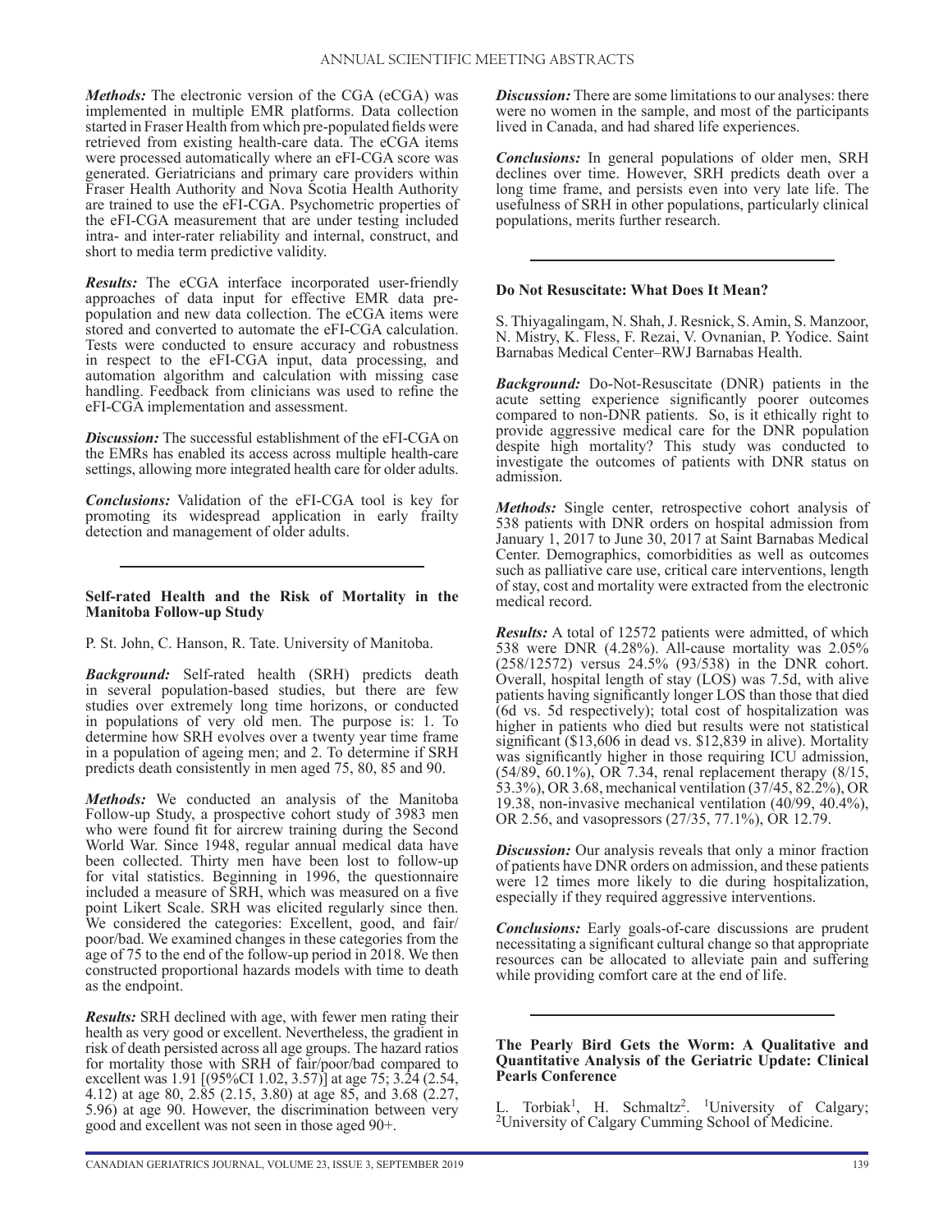***Methods:*** The electronic version of the CGA (eCGA) was implemented in multiple EMR platforms. Data collection started in Fraser Health from which pre-populated fields were retrieved from existing health-care data. The eCGA items were processed automatically where an eFI-CGA score was generated. Geriatricians and primary care providers within Fraser Health Authority and Nova Scotia Health Authority are trained to use the eFI-CGA. Psychometric properties of the eFI-CGA measurement that are under testing included intra- and inter-rater reliability and internal, construct, and short to media term predictive validity.

***Results:*** The eCGA interface incorporated user-friendly approaches of data input for effective EMR data pre-population and new data collection. The eCGA items were stored and converted to automate the eFI-CGA calculation. Tests were conducted to ensure accuracy and robustness in respect to the eFI-CGA input, data processing, and automation algorithm and calculation with missing case handling. Feedback from clinicians was used to refine the eFI-CGA implementation and assessment.

***Discussion:*** The successful establishment of the eFI-CGA on the EMRs has enabled its access across multiple health-care settings, allowing more integrated health care for older adults.

***Conclusions:*** Validation of the eFI-CGA tool is key for promoting its widespread application in early frailty detection and management of older adults.

---

**Self-rated Health and the Risk of Mortality in the Manitoba Follow-up Study**

P. St. John, C. Hanson, R. Tate. University of Manitoba.

***Background:*** Self-rated health (SRH) predicts death in several population-based studies, but there are few studies over extremely long time horizons, or conducted in populations of very old men. The purpose is: 1. To determine how SRH evolves over a twenty year time frame in a population of ageing men; and 2. To determine if SRH predicts death consistently in men aged 75, 80, 85 and 90.

***Methods:*** We conducted an analysis of the Manitoba Follow-up Study, a prospective cohort study of 3983 men who were found fit for aircrew training during the Second World War. Since 1948, regular annual medical data have been collected. Thirty men have been lost to follow-up for vital statistics. Beginning in 1996, the questionnaire included a measure of SRH, which was measured on a five point Likert Scale. SRH was elicited regularly since then. We considered the categories: Excellent, good, and fair/poor/bad. We examined changes in these categories from the age of 75 to the end of the follow-up period in 2018. We then constructed proportional hazards models with time to death as the endpoint.

***Results:*** SRH declined with age, with fewer men rating their health as very good or excellent. Nevertheless, the gradient in risk of death persisted across all age groups. The hazard ratios for mortality those with SRH of fair/poor/bad compared to excellent was 1.91 [(95%CI 1.02, 3.57)] at age 75; 3.24 (2.54, 4.12) at age 80, 2.85 (2.15, 3.80) at age 85, and 3.68 (2.27, 5.96) at age 90. However, the discrimination between very good and excellent was not seen in those aged 90+.

***Discussion:*** There are some limitations to our analyses: there were no women in the sample, and most of the participants lived in Canada, and had shared life experiences.

***Conclusions:*** In general populations of older men, SRH declines over time. However, SRH predicts death over a long time frame, and persists even into very late life. The usefulness of SRH in other populations, particularly clinical populations, merits further research.

---

**Do Not Resuscitate: What Does It Mean?**

S. Thiyagalingam, N. Shah, J. Resnick, S. Amin, S. Manzoor, N. Mistry, K. Fless, F. Rezai, V. Ovnanian, P. Yodice. Saint Barnabas Medical Center–RWJ Barnabas Health.

***Background:*** Do-Not-Resuscitate (DNR) patients in the acute setting experience significantly poorer outcomes compared to non-DNR patients. So, is it ethically right to provide aggressive medical care for the DNR population despite high mortality? This study was conducted to investigate the outcomes of patients with DNR status on admission.

***Methods:*** Single center, retrospective cohort analysis of 538 patients with DNR orders on hospital admission from January 1, 2017 to June 30, 2017 at Saint Barnabas Medical Center. Demographics, comorbidities as well as outcomes such as palliative care use, critical care interventions, length of stay, cost and mortality were extracted from the electronic medical record.

***Results:*** A total of 12572 patients were admitted, of which 538 were DNR (4.28%). All-cause mortality was 2.05% (258/12572) versus 24.5% (93/538) in the DNR cohort. Overall, hospital length of stay (LOS) was 7.5d, with alive patients having significantly longer LOS than those that died (6d vs. 5d respectively); total cost of hospitalization was higher in patients who died but results were not statistical significant ($13,606 in dead vs. $12,839 in alive). Mortality was significantly higher in those requiring ICU admission, (54/89, 60.1%), OR 7.34, renal replacement therapy (8/15, 53.3%), OR 3.68, mechanical ventilation (37/45, 82.2%), OR 19.38, non-invasive mechanical ventilation (40/99, 40.4%), OR 2.56, and vasopressors (27/35, 77.1%), OR 12.79.

***Discussion:*** Our analysis reveals that only a minor fraction of patients have DNR orders on admission, and these patients were 12 times more likely to die during hospitalization, especially if they required aggressive interventions.

***Conclusions:*** Early goals-of-care discussions are prudent necessitating a significant cultural change so that appropriate resources can be allocated to alleviate pain and suffering while providing comfort care at the end of life.

---

**The Pearly Bird Gets the Worm: A Qualitative and Quantitative Analysis of the Geriatric Update: Clinical Pearls Conference**

L. Torbiak[1], H. Schmaltz[2]. [1]University of Calgary; [2]University of Calgary Cumming School of Medicine.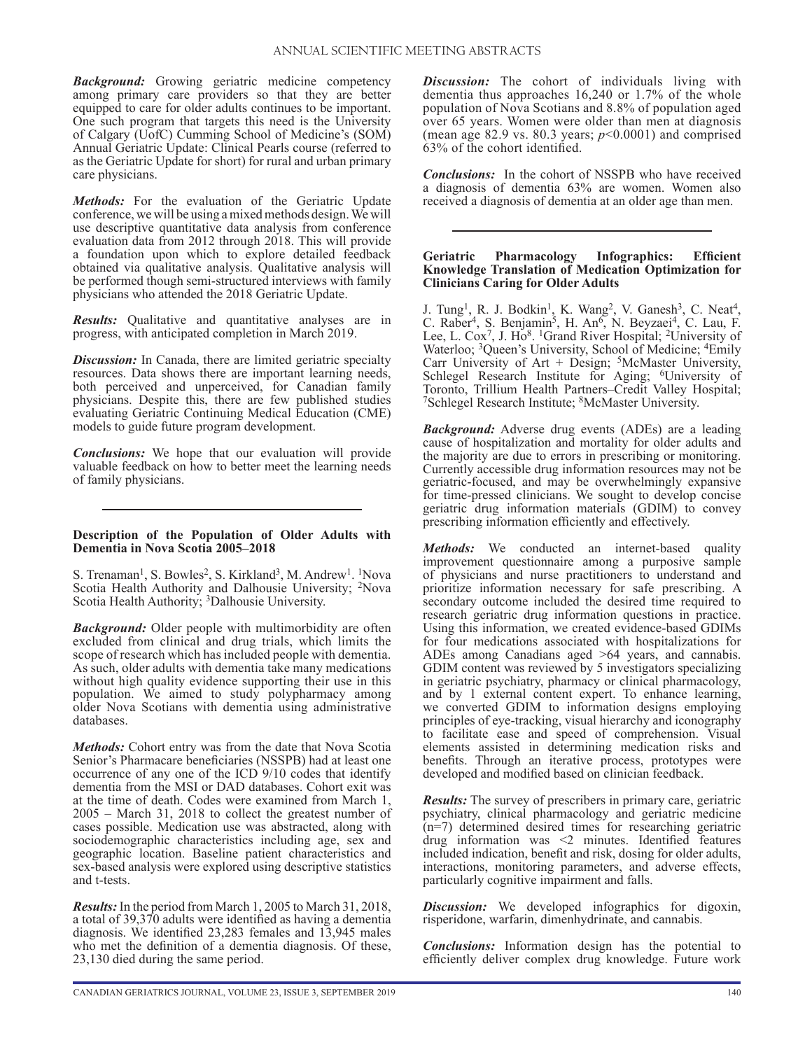***Background:*** Growing geriatric medicine competency among primary care providers so that they are better equipped to care for older adults continues to be important. One such program that targets this need is the University of Calgary (UofC) Cumming School of Medicine's (SOM) Annual Geriatric Update: Clinical Pearls course (referred to as the Geriatric Update for short) for rural and urban primary care physicians.

***Methods:*** For the evaluation of the Geriatric Update conference, we will be using a mixed methods design. We will use descriptive quantitative data analysis from conference evaluation data from 2012 through 2018. This will provide a foundation upon which to explore detailed feedback obtained via qualitative analysis. Qualitative analysis will be performed though semi-structured interviews with family physicians who attended the 2018 Geriatric Update.

***Results:*** Qualitative and quantitative analyses are in progress, with anticipated completion in March 2019.

***Discussion:*** In Canada, there are limited geriatric specialty resources. Data shows there are important learning needs, both perceived and unperceived, for Canadian family physicians. Despite this, there are few published studies evaluating Geriatric Continuing Medical Education (CME) models to guide future program development.

***Conclusions:*** We hope that our evaluation will provide valuable feedback on how to better meet the learning needs of family physicians.

---

**Description of the Population of Older Adults with Dementia in Nova Scotia 2005–2018**

S. Trenaman[1], S. Bowles[2], S. Kirkland[3], M. Andrew[1]. [1]Nova Scotia Health Authority and Dalhousie University; [2]Nova Scotia Health Authority; [3]Dalhousie University.

***Background:*** Older people with multimorbidity are often excluded from clinical and drug trials, which limits the scope of research which has included people with dementia. As such, older adults with dementia take many medications without high quality evidence supporting their use in this population. We aimed to study polypharmacy among older Nova Scotians with dementia using administrative databases.

***Methods:*** Cohort entry was from the date that Nova Scotia Senior's Pharmacare beneficiaries (NSSPB) had at least one occurrence of any one of the ICD 9/10 codes that identify dementia from the MSI or DAD databases. Cohort exit was at the time of death. Codes were examined from March 1, 2005 – March 31, 2018 to collect the greatest number of cases possible. Medication use was abstracted, along with sociodemographic characteristics including age, sex and geographic location. Baseline patient characteristics and sex-based analysis were explored using descriptive statistics and t-tests.

***Results:*** In the period from March 1, 2005 to March 31, 2018, a total of 39,370 adults were identified as having a dementia diagnosis. We identified 23,283 females and 13,945 males who met the definition of a dementia diagnosis. Of these, 23,130 died during the same period.

***Discussion:*** The cohort of individuals living with dementia thus approaches 16,240 or 1.7% of the whole population of Nova Scotians and 8.8% of population aged over 65 years. Women were older than men at diagnosis (mean age 82.9 vs. 80.3 years; $p<0.0001$) and comprised 63% of the cohort identified.

***Conclusions:*** In the cohort of NSSPB who have received a diagnosis of dementia 63% are women. Women also received a diagnosis of dementia at an older age than men.

---

**Geriatric Pharmacology Infographics: Efficient Knowledge Translation of Medication Optimization for Clinicians Caring for Older Adults**

J. Tung[1], R. J. Bodkin[1], K. Wang[2], V. Ganesh[3], C. Neat[4], C. Raber[4], S. Benjamin[5], H. An[6], N. Beyzaei[4], C. Lau, F. Lee, L. Cox[7], J. Ho[8]. [1]Grand River Hospital; [2]University of Waterloo; [3]Queen's University, School of Medicine; [4]Emily Carr University of Art + Design; [5]McMaster University, Schlegel Research Institute for Aging; [6]University of Toronto, Trillium Health Partners–Credit Valley Hospital; [7]Schlegel Research Institute; [8]McMaster University.

***Background:*** Adverse drug events (ADEs) are a leading cause of hospitalization and mortality for older adults and the majority are due to errors in prescribing or monitoring. Currently accessible drug information resources may not be geriatric-focused, and may be overwhelmingly expansive for time-pressed clinicians. We sought to develop concise geriatric drug information materials (GDIM) to convey prescribing information efficiently and effectively.

***Methods:*** We conducted an internet-based quality improvement questionnaire among a purposive sample of physicians and nurse practitioners to understand and prioritize information necessary for safe prescribing. A secondary outcome included the desired time required to research geriatric drug information questions in practice. Using this information, we created evidence-based GDIMs for four medications associated with hospitalizations for ADEs among Canadians aged >64 years, and cannabis. GDIM content was reviewed by 5 investigators specializing in geriatric psychiatry, pharmacy or clinical pharmacology, and by 1 external content expert. To enhance learning, we converted GDIM to information designs employing principles of eye-tracking, visual hierarchy and iconography to facilitate ease and speed of comprehension. Visual elements assisted in determining medication risks and benefits. Through an iterative process, prototypes were developed and modified based on clinician feedback.

***Results:*** The survey of prescribers in primary care, geriatric psychiatry, clinical pharmacology and geriatric medicine (n=7) determined desired times for researching geriatric drug information was <2 minutes. Identified features included indication, benefit and risk, dosing for older adults, interactions, monitoring parameters, and adverse effects, particularly cognitive impairment and falls.

***Discussion:*** We developed infographics for digoxin, risperidone, warfarin, dimenhydrinate, and cannabis.

***Conclusions:*** Information design has the potential to efficiently deliver complex drug knowledge. Future work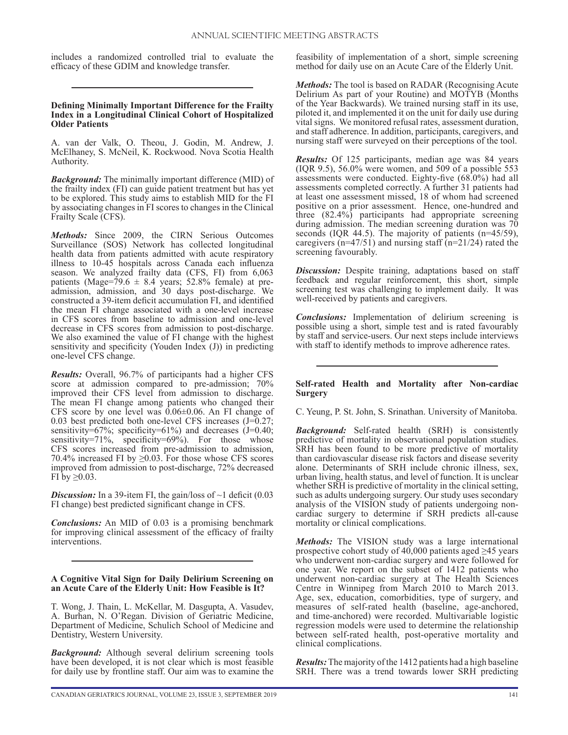includes a randomized controlled trial to evaluate the efficacy of these GDIM and knowledge transfer.

---

### Defining Minimally Important Difference for the Frailty Index in a Longitudinal Clinical Cohort of Hospitalized Older Patients

A. van der Valk, O. Theou, J. Godin, M. Andrew, J. McElhaney, S. McNeil, K. Rockwood. Nova Scotia Health Authority.

***Background:*** The minimally important difference (MID) of the frailty index (FI) can guide patient treatment but has yet to be explored. This study aims to establish MID for the FI by associating changes in FI scores to changes in the Clinical Frailty Scale (CFS).

***Methods:*** Since 2009, the CIRN Serious Outcomes Surveillance (SOS) Network has collected longitudinal health data from patients admitted with acute respiratory illness to 10-45 hospitals across Canada each influenza season. We analyzed frailty data (CFS, FI) from 6,063 patients (Mage=$79.6 \pm 8.4$ years; 52.8% female) at pre-admission, admission, and 30 days post-discharge. We constructed a 39-item deficit accumulation FI, and identified the mean FI change associated with a one-level increase in CFS scores from baseline to admission and one-level decrease in CFS scores from admission to post-discharge. We also examined the value of FI change with the highest sensitivity and specificity (Youden Index (J)) in predicting one-level CFS change.

***Results:*** Overall, 96.7% of participants had a higher CFS score at admission compared to pre-admission; 70% improved their CFS level from admission to discharge. The mean FI change among patients who changed their CFS score by one level was $0.06 \pm 0.06$. An FI change of 0.03 best predicted both one-level CFS increases (J=0.27; sensitivity=67%; specificity=61%) and decreases (J=0.40; sensitivity=71%, specificity=69%). For those whose CFS scores increased from pre-admission to admission, 70.4% increased FI by $\geq$0.03. For those whose CFS scores improved from admission to post-discharge, 72% decreased FI by $\geq$0.03.

***Discussion:*** In a 39-item FI, the gain/loss of ~1 deficit (0.03 FI change) best predicted significant change in CFS.

***Conclusions:*** An MID of 0.03 is a promising benchmark for improving clinical assessment of the efficacy of frailty interventions.

---

### A Cognitive Vital Sign for Daily Delirium Screening on an Acute Care of the Elderly Unit: How Feasible is It?

T. Wong, J. Thain, L. McKellar, M. Dasgupta, A. Vasudev, A. Burhan, N. O'Regan. Division of Geriatric Medicine, Department of Medicine, Schulich School of Medicine and Dentistry, Western University.

***Background:*** Although several delirium screening tools have been developed, it is not clear which is most feasible for daily use by frontline staff. Our aim was to examine the feasibility of implementation of a short, simple screening method for daily use on an Acute Care of the Elderly Unit.

***Methods:*** The tool is based on RADAR (Recognising Acute Delirium As part of your Routine) and MOTYB (Months of the Year Backwards). We trained nursing staff in its use, piloted it, and implemented it on the unit for daily use during vital signs. We monitored refusal rates, assessment duration, and staff adherence. In addition, participants, caregivers, and nursing staff were surveyed on their perceptions of the tool.

***Results:*** Of 125 participants, median age was 84 years (IQR 9.5), 56.0% were women, and 509 of a possible 553 assessments were conducted. Eighty-five (68.0%) had all assessments completed correctly. A further 31 patients had at least one assessment missed, 18 of whom had screened positive on a prior assessment. Hence, one-hundred and three (82.4%) participants had appropriate screening during admission. The median screening duration was 70 seconds (IQR 44.5). The majority of patients (n=45/59), caregivers (n=47/51) and nursing staff (n=21/24) rated the screening favourably.

***Discussion:*** Despite training, adaptations based on staff feedback and regular reinforcement, this short, simple screening test was challenging to implement daily. It was well-received by patients and caregivers.

***Conclusions:*** Implementation of delirium screening is possible using a short, simple test and is rated favourably by staff and service-users. Our next steps include interviews with staff to identify methods to improve adherence rates.

---

### Self-rated Health and Mortality after Non-cardiac Surgery

C. Yeung, P. St. John, S. Srinathan. University of Manitoba.

***Background:*** Self-rated health (SRH) is consistently predictive of mortality in observational population studies. SRH has been found to be more predictive of mortality than cardiovascular disease risk factors and disease severity alone. Determinants of SRH include chronic illness, sex, urban living, health status, and level of function. It is unclear whether SRH is predictive of mortality in the clinical setting, such as adults undergoing surgery. Our study uses secondary analysis of the VISION study of patients undergoing non-cardiac surgery to determine if SRH predicts all-cause mortality or clinical complications.

***Methods:*** The VISION study was a large international prospective cohort study of 40,000 patients aged $\geq$45 years who underwent non-cardiac surgery and were followed for one year. We report on the subset of 1412 patients who underwent non-cardiac surgery at The Health Sciences Centre in Winnipeg from March 2010 to March 2013. Age, sex, education, comorbidities, type of surgery, and measures of self-rated health (baseline, age-anchored, and time-anchored) were recorded. Multivariable logistic regression models were used to determine the relationship between self-rated health, post-operative mortality and clinical complications.

***Results:*** The majority of the 1412 patients had a high baseline SRH. There was a trend towards lower SRH predicting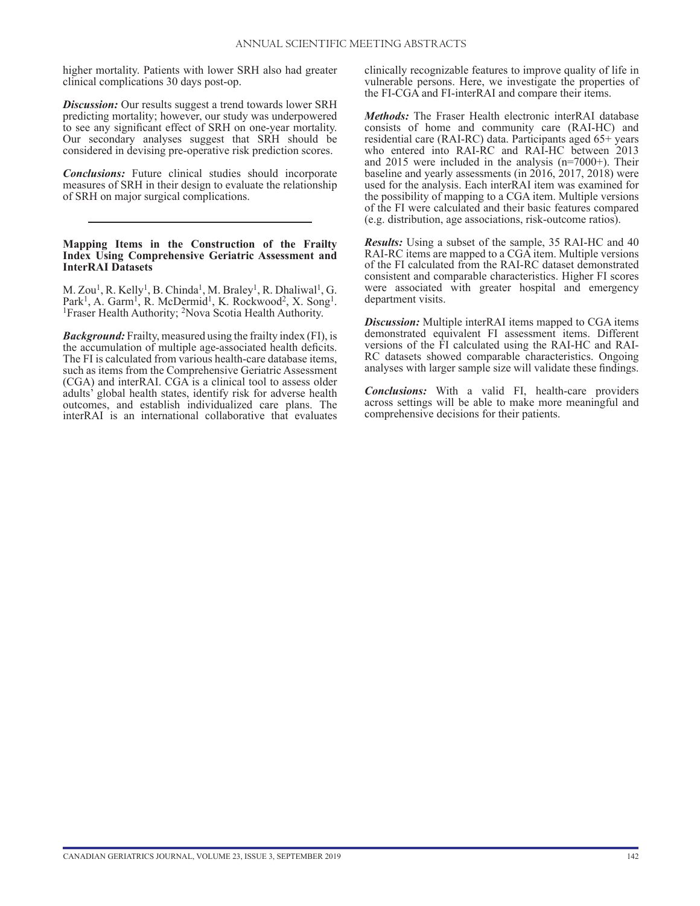higher mortality. Patients with lower SRH also had greater clinical complications 30 days post-op.

***Discussion:*** Our results suggest a trend towards lower SRH predicting mortality; however, our study was underpowered to see any significant effect of SRH on one-year mortality. Our secondary analyses suggest that SRH should be considered in devising pre-operative risk prediction scores.

***Conclusions:*** Future clinical studies should incorporate measures of SRH in their design to evaluate the relationship of SRH on major surgical complications.

---

**Mapping Items in the Construction of the Frailty Index Using Comprehensive Geriatric Assessment and InterRAI Datasets**

M. Zou[1], R. Kelly[1], B. Chinda[1], M. Braley[1], R. Dhaliwal[1], G. Park[1], A. Garm[1], R. McDermid[1], K. Rockwood[2], X. Song[1].
[1]Fraser Health Authority; [2]Nova Scotia Health Authority.

***Background:*** Frailty, measured using the frailty index (FI), is the accumulation of multiple age-associated health deficits. The FI is calculated from various health-care database items, such as items from the Comprehensive Geriatric Assessment (CGA) and interRAI. CGA is a clinical tool to assess older adults' global health states, identify risk for adverse health outcomes, and establish individualized care plans. The interRAI is an international collaborative that evaluates clinically recognizable features to improve quality of life in vulnerable persons. Here, we investigate the properties of the FI-CGA and FI-interRAI and compare their items.

***Methods:*** The Fraser Health electronic interRAI database consists of home and community care (RAI-HC) and residential care (RAI-RC) data. Participants aged 65+ years who entered into RAI-RC and RAI-HC between 2013 and 2015 were included in the analysis (n=7000+). Their baseline and yearly assessments (in 2016, 2017, 2018) were used for the analysis. Each interRAI item was examined for the possibility of mapping to a CGA item. Multiple versions of the FI were calculated and their basic features compared (e.g. distribution, age associations, risk-outcome ratios).

***Results:*** Using a subset of the sample, 35 RAI-HC and 40 RAI-RC items are mapped to a CGA item. Multiple versions of the FI calculated from the RAI-RC dataset demonstrated consistent and comparable characteristics. Higher FI scores were associated with greater hospital and emergency department visits.

***Discussion:*** Multiple interRAI items mapped to CGA items demonstrated equivalent FI assessment items. Different versions of the FI calculated using the RAI-HC and RAI-RC datasets showed comparable characteristics. Ongoing analyses with larger sample size will validate these findings.

***Conclusions:*** With a valid FI, health-care providers across settings will be able to make more meaningful and comprehensive decisions for their patients.